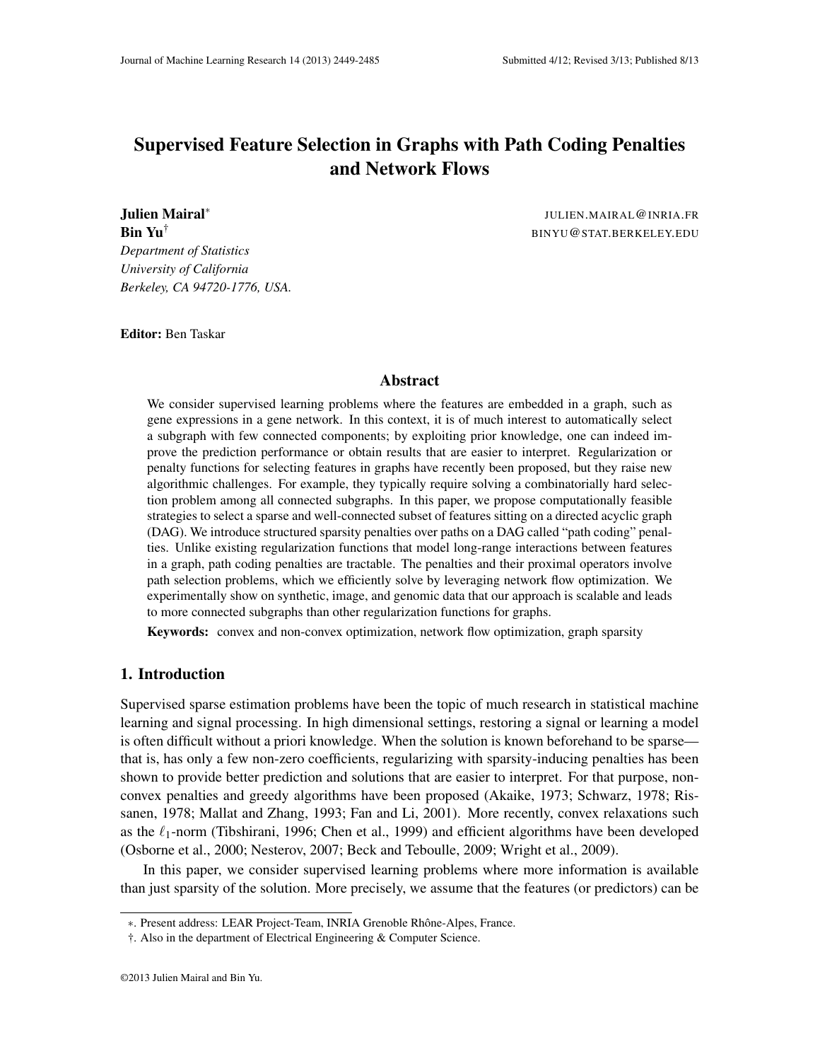# Supervised Feature Selection in Graphs with Path Coding Penalties and Network Flows

**Julien Mairal**[*] JULIEN.MAIRAL@INRIA.FR

**Bin Yu**[†] BINYU@STAT.BERKELEY.EDU

*Department of Statistics*
*University of California*
*Berkeley, CA 94720-1776, USA.*

**Editor:** Ben Taskar

## Abstract

We consider supervised learning problems where the features are embedded in a graph, such as gene expressions in a gene network. In this context, it is of much interest to automatically select a subgraph with few connected components; by exploiting prior knowledge, one can indeed improve the prediction performance or obtain results that are easier to interpret. Regularization or penalty functions for selecting features in graphs have recently been proposed, but they raise new algorithmic challenges. For example, they typically require solving a combinatorially hard selection problem among all connected subgraphs. In this paper, we propose computationally feasible strategies to select a sparse and well-connected subset of features sitting on a directed acyclic graph (DAG). We introduce structured sparsity penalties over paths on a DAG called "path coding" penalties. Unlike existing regularization functions that model long-range interactions between features in a graph, path coding penalties are tractable. The penalties and their proximal operators involve path selection problems, which we efficiently solve by leveraging network flow optimization. We experimentally show on synthetic, image, and genomic data that our approach is scalable and leads to more connected subgraphs than other regularization functions for graphs.

**Keywords:** convex and non-convex optimization, network flow optimization, graph sparsity

## 1. Introduction

Supervised sparse estimation problems have been the topic of much research in statistical machine learning and signal processing. In high dimensional settings, restoring a signal or learning a model is often difficult without a priori knowledge. When the solution is known beforehand to be sparse—that is, has only a few non-zero coefficients, regularizing with sparsity-inducing penalties has been shown to provide better prediction and solutions that are easier to interpret. For that purpose, non-convex penalties and greedy algorithms have been proposed (Akaike, 1973; Schwarz, 1978; Rissanen, 1978; Mallat and Zhang, 1993; Fan and Li, 2001). More recently, convex relaxations such as the $\ell_1$-norm (Tibshirani, 1996; Chen et al., 1999) and efficient algorithms have been developed (Osborne et al., 2000; Nesterov, 2007; Beck and Teboulle, 2009; Wright et al., 2009).

In this paper, we consider supervised learning problems where more information is available than just sparsity of the solution. More precisely, we assume that the features (or predictors) can be

---

*. Present address: LEAR Project-Team, INRIA Grenoble Rhône-Alpes, France.

†. Also in the department of Electrical Engineering & Computer Science.

©2013 Julien Mairal and Bin Yu.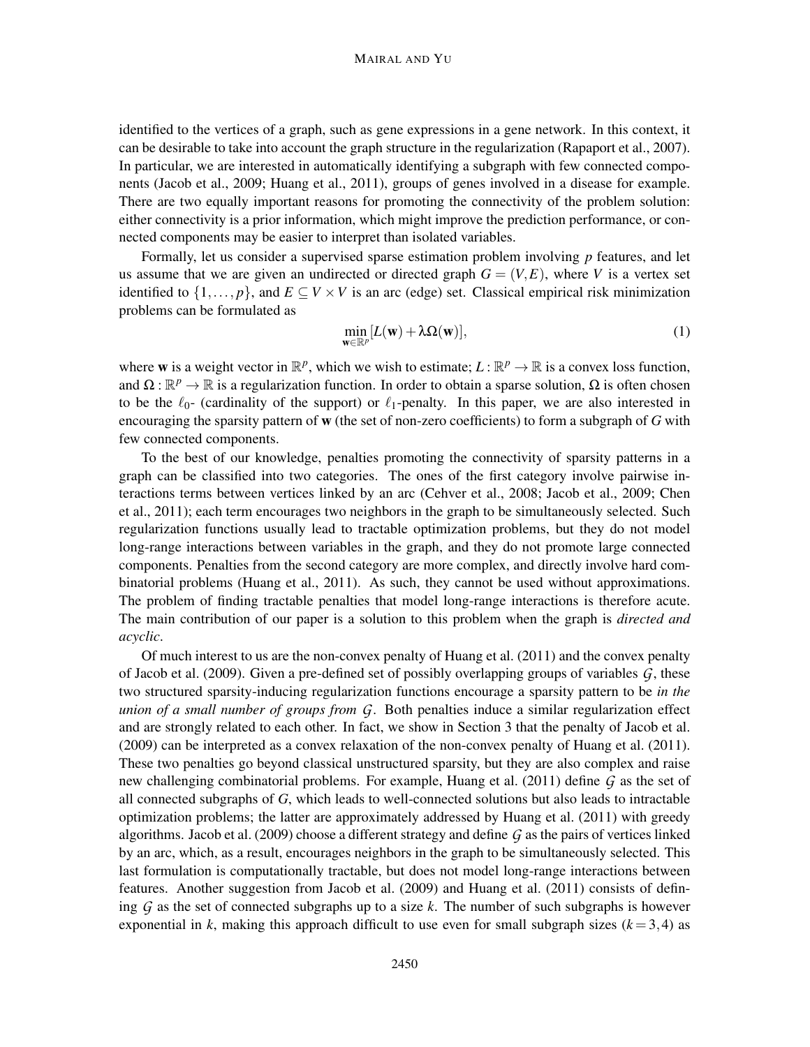identified to the vertices of a graph, such as gene expressions in a gene network. In this context, it can be desirable to take into account the graph structure in the regularization (Rapaport et al., 2007). In particular, we are interested in automatically identifying a subgraph with few connected components (Jacob et al., 2009; Huang et al., 2011), groups of genes involved in a disease for example. There are two equally important reasons for promoting the connectivity of the problem solution: either connectivity is a prior information, which might improve the prediction performance, or connected components may be easier to interpret than isolated variables.

Formally, let us consider a supervised sparse estimation problem involving $p$ features, and let us assume that we are given an undirected or directed graph $G = (V,E)$, where $V$ is a vertex set identified to $\{1,\dots,p\}$, and $E \subseteq V \times V$ is an arc (edge) set. Classical empirical risk minimization problems can be formulated as

$$\min_{\mathbf{w}\in\mathbb{R}^p} [L(\mathbf{w}) + \lambda\Omega(\mathbf{w})], \tag{1}$$

where $\mathbf{w}$ is a weight vector in $\mathbb{R}^p$, which we wish to estimate; $L : \mathbb{R}^p \to \mathbb{R}$ is a convex loss function, and $\Omega : \mathbb{R}^p \to \mathbb{R}$ is a regularization function. In order to obtain a sparse solution, $\Omega$ is often chosen to be the $\ell_0$- (cardinality of the support) or $\ell_1$-penalty. In this paper, we are also interested in encouraging the sparsity pattern of $\mathbf{w}$ (the set of non-zero coefficients) to form a subgraph of $G$ with few connected components.

To the best of our knowledge, penalties promoting the connectivity of sparsity patterns in a graph can be classified into two categories. The ones of the first category involve pairwise interactions terms between vertices linked by an arc (Cehver et al., 2008; Jacob et al., 2009; Chen et al., 2011); each term encourages two neighbors in the graph to be simultaneously selected. Such regularization functions usually lead to tractable optimization problems, but they do not model long-range interactions between variables in the graph, and they do not promote large connected components. Penalties from the second category are more complex, and directly involve hard combinatorial problems (Huang et al., 2011). As such, they cannot be used without approximations. The problem of finding tractable penalties that model long-range interactions is therefore acute. The main contribution of our paper is a solution to this problem when the graph is *directed and acyclic*.

Of much interest to us are the non-convex penalty of Huang et al. (2011) and the convex penalty of Jacob et al. (2009). Given a pre-defined set of possibly overlapping groups of variables $\mathcal{G}$, these two structured sparsity-inducing regularization functions encourage a sparsity pattern to be *in the union of a small number of groups from* $\mathcal{G}$. Both penalties induce a similar regularization effect and are strongly related to each other. In fact, we show in Section 3 that the penalty of Jacob et al. (2009) can be interpreted as a convex relaxation of the non-convex penalty of Huang et al. (2011). These two penalties go beyond classical unstructured sparsity, but they are also complex and raise new challenging combinatorial problems. For example, Huang et al. (2011) define $\mathcal{G}$ as the set of all connected subgraphs of $G$, which leads to well-connected solutions but also leads to intractable optimization problems; the latter are approximately addressed by Huang et al. (2011) with greedy algorithms. Jacob et al. (2009) choose a different strategy and define $\mathcal{G}$ as the pairs of vertices linked by an arc, which, as a result, encourages neighbors in the graph to be simultaneously selected. This last formulation is computationally tractable, but does not model long-range interactions between features. Another suggestion from Jacob et al. (2009) and Huang et al. (2011) consists of defining $\mathcal{G}$ as the set of connected subgraphs up to a size $k$. The number of such subgraphs is however exponential in $k$, making this approach difficult to use even for small subgraph sizes ($k = 3,4$) as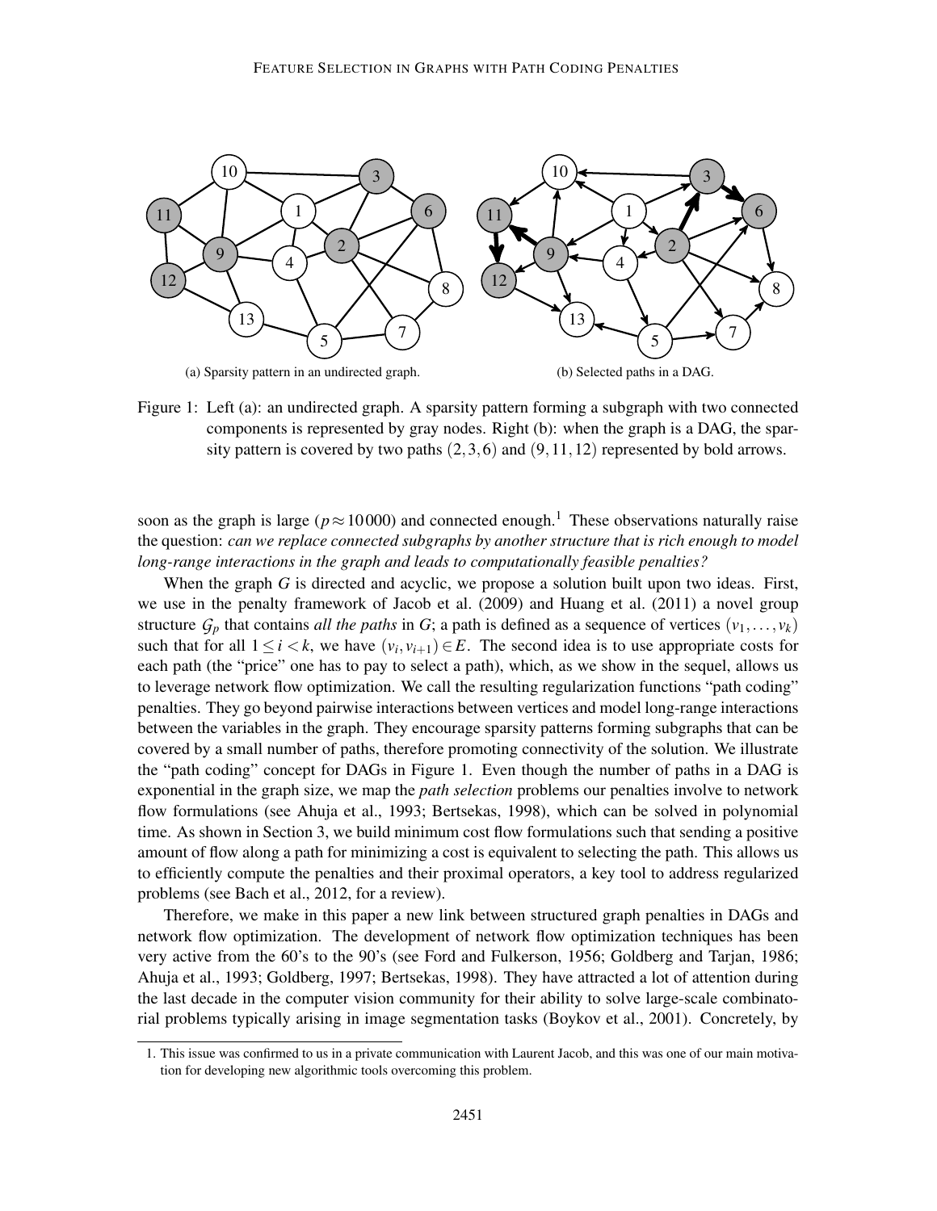(a) Sparsity pattern in an undirected graph.

(b) Selected paths in a DAG.

Figure 1: Left (a): an undirected graph. A sparsity pattern forming a subgraph with two connected components is represented by gray nodes. Right (b): when the graph is a DAG, the sparsity pattern is covered by two paths $(2,3,6)$ and $(9,11,12)$ represented by bold arrows.

soon as the graph is large ($p \approx 10000$) and connected enough.[1] These observations naturally raise the question: *can we replace connected subgraphs by another structure that is rich enough to model long-range interactions in the graph and leads to computationally feasible penalties?*

When the graph $G$ is directed and acyclic, we propose a solution built upon two ideas. First, we use in the penalty framework of Jacob et al. (2009) and Huang et al. (2011) a novel group structure $\mathcal{G}_p$ that contains *all the paths* in $G$; a path is defined as a sequence of vertices $(v_1, \ldots, v_k)$ such that for all $1 \leq i < k$, we have $(v_i, v_{i+1}) \in E$. The second idea is to use appropriate costs for each path (the "price" one has to pay to select a path), which, as we show in the sequel, allows us to leverage network flow optimization. We call the resulting regularization functions "path coding" penalties. They go beyond pairwise interactions between vertices and model long-range interactions between the variables in the graph. They encourage sparsity patterns forming subgraphs that can be covered by a small number of paths, therefore promoting connectivity of the solution. We illustrate the "path coding" concept for DAGs in Figure 1. Even though the number of paths in a DAG is exponential in the graph size, we map the *path selection* problems our penalties involve to network flow formulations (see Ahuja et al., 1993; Bertsekas, 1998), which can be solved in polynomial time. As shown in Section 3, we build minimum cost flow formulations such that sending a positive amount of flow along a path for minimizing a cost is equivalent to selecting the path. This allows us to efficiently compute the penalties and their proximal operators, a key tool to address regularized problems (see Bach et al., 2012, for a review).

Therefore, we make in this paper a new link between structured graph penalties in DAGs and network flow optimization. The development of network flow optimization techniques has been very active from the 60's to the 90's (see Ford and Fulkerson, 1956; Goldberg and Tarjan, 1986; Ahuja et al., 1993; Goldberg, 1997; Bertsekas, 1998). They have attracted a lot of attention during the last decade in the computer vision community for their ability to solve large-scale combinatorial problems typically arising in image segmentation tasks (Boykov et al., 2001). Concretely, by

1. This issue was confirmed to us in a private communication with Laurent Jacob, and this was one of our main motivation for developing new algorithmic tools overcoming this problem.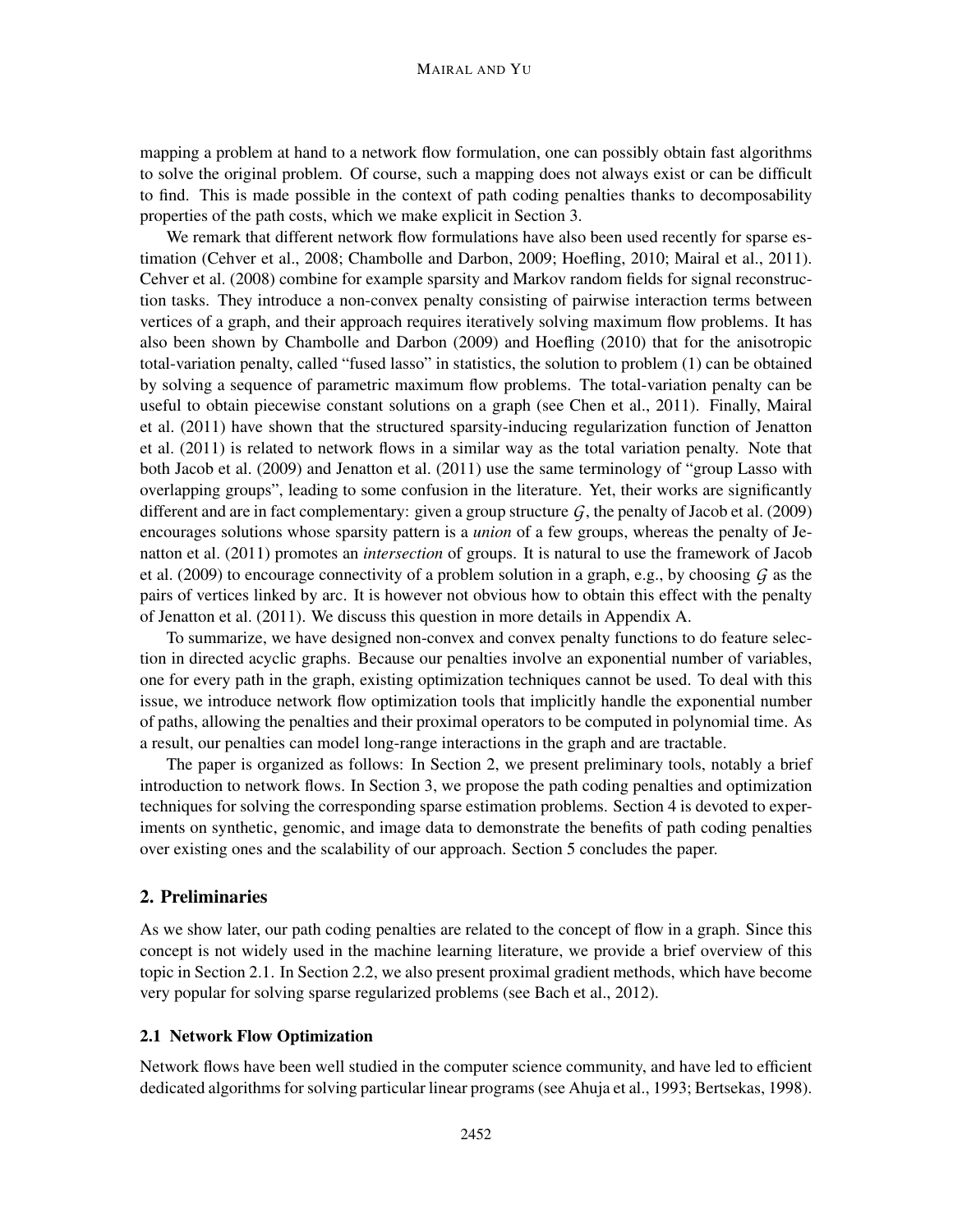mapping a problem at hand to a network flow formulation, one can possibly obtain fast algorithms to solve the original problem. Of course, such a mapping does not always exist or can be difficult to find. This is made possible in the context of path coding penalties thanks to decomposability properties of the path costs, which we make explicit in Section 3.

We remark that different network flow formulations have also been used recently for sparse estimation (Cehver et al., 2008; Chambolle and Darbon, 2009; Hoefling, 2010; Mairal et al., 2011). Cehver et al. (2008) combine for example sparsity and Markov random fields for signal reconstruction tasks. They introduce a non-convex penalty consisting of pairwise interaction terms between vertices of a graph, and their approach requires iteratively solving maximum flow problems. It has also been shown by Chambolle and Darbon (2009) and Hoefling (2010) that for the anisotropic total-variation penalty, called "fused lasso" in statistics, the solution to problem (1) can be obtained by solving a sequence of parametric maximum flow problems. The total-variation penalty can be useful to obtain piecewise constant solutions on a graph (see Chen et al., 2011). Finally, Mairal et al. (2011) have shown that the structured sparsity-inducing regularization function of Jenatton et al. (2011) is related to network flows in a similar way as the total variation penalty. Note that both Jacob et al. (2009) and Jenatton et al. (2011) use the same terminology of "group Lasso with overlapping groups", leading to some confusion in the literature. Yet, their works are significantly different and are in fact complementary: given a group structure $\mathcal{G}$, the penalty of Jacob et al. (2009) encourages solutions whose sparsity pattern is a *union* of a few groups, whereas the penalty of Jenatton et al. (2011) promotes an *intersection* of groups. It is natural to use the framework of Jacob et al. (2009) to encourage connectivity of a problem solution in a graph, e.g., by choosing $\mathcal{G}$ as the pairs of vertices linked by arc. It is however not obvious how to obtain this effect with the penalty of Jenatton et al. (2011). We discuss this question in more details in Appendix A.

To summarize, we have designed non-convex and convex penalty functions to do feature selection in directed acyclic graphs. Because our penalties involve an exponential number of variables, one for every path in the graph, existing optimization techniques cannot be used. To deal with this issue, we introduce network flow optimization tools that implicitly handle the exponential number of paths, allowing the penalties and their proximal operators to be computed in polynomial time. As a result, our penalties can model long-range interactions in the graph and are tractable.

The paper is organized as follows: In Section 2, we present preliminary tools, notably a brief introduction to network flows. In Section 3, we propose the path coding penalties and optimization techniques for solving the corresponding sparse estimation problems. Section 4 is devoted to experiments on synthetic, genomic, and image data to demonstrate the benefits of path coding penalties over existing ones and the scalability of our approach. Section 5 concludes the paper.

## 2. Preliminaries

As we show later, our path coding penalties are related to the concept of flow in a graph. Since this concept is not widely used in the machine learning literature, we provide a brief overview of this topic in Section 2.1. In Section 2.2, we also present proximal gradient methods, which have become very popular for solving sparse regularized problems (see Bach et al., 2012).

### 2.1 Network Flow Optimization

Network flows have been well studied in the computer science community, and have led to efficient dedicated algorithms for solving particular linear programs (see Ahuja et al., 1993; Bertsekas, 1998).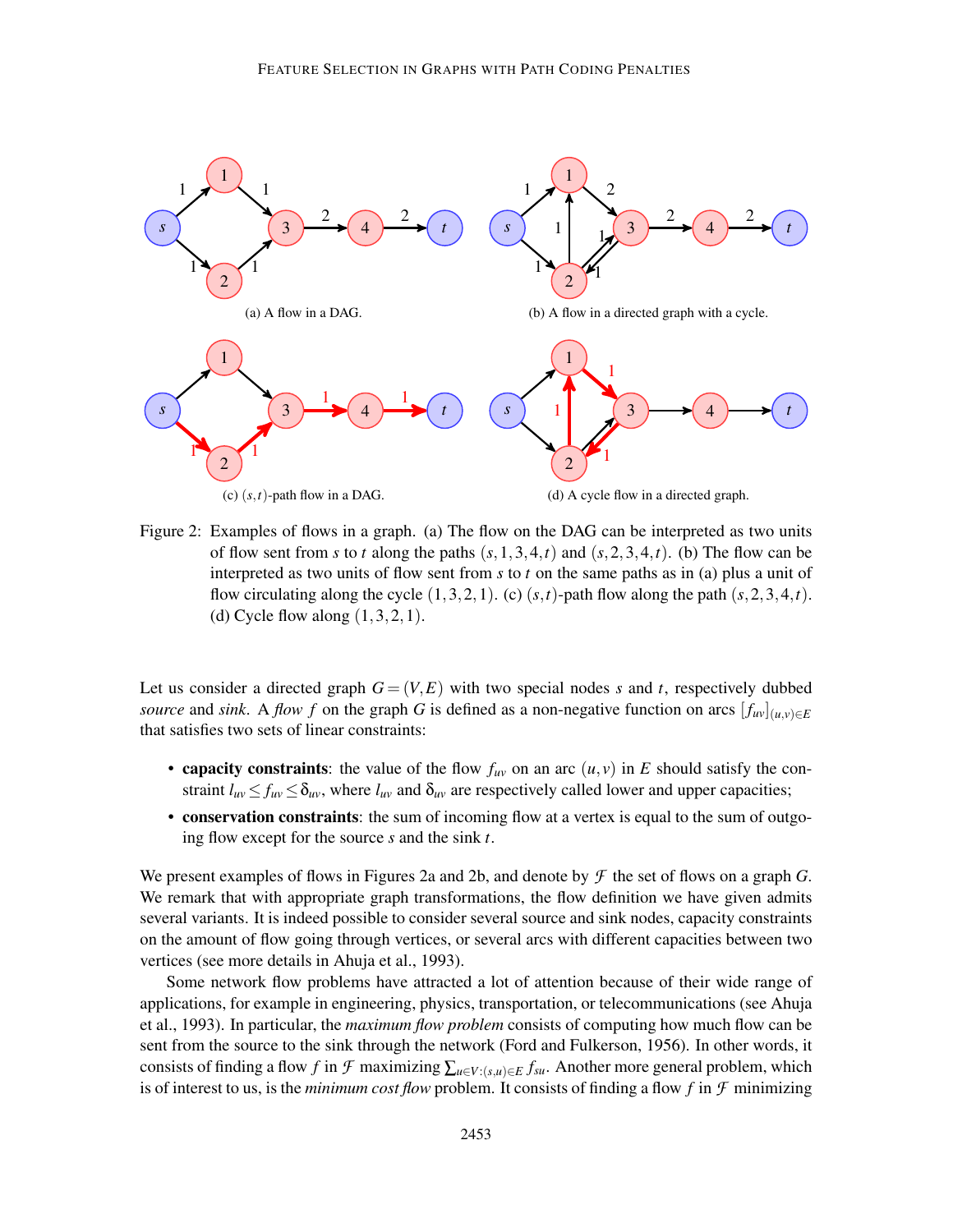(a) A flow in a DAG.

(b) A flow in a directed graph with a cycle.

(c) $(s,t)$-path flow in a DAG.

(d) A cycle flow in a directed graph.

Figure 2: Examples of flows in a graph. (a) The flow on the DAG can be interpreted as two units of flow sent from $s$ to $t$ along the paths $(s,1,3,4,t)$ and $(s,2,3,4,t)$. (b) The flow can be interpreted as two units of flow sent from $s$ to $t$ on the same paths as in (a) plus a unit of flow circulating along the cycle $(1,3,2,1)$. (c) $(s,t)$-path flow along the path $(s,2,3,4,t)$. (d) Cycle flow along $(1,3,2,1)$.

Let us consider a directed graph $G=(V,E)$ with two special nodes $s$ and $t$, respectively dubbed *source* and *sink*. A *flow* $f$ on the graph $G$ is defined as a non-negative function on arcs $[f_{uv}]_{(u,v)\in E}$ that satisfies two sets of linear constraints:

- **capacity constraints**: the value of the flow $f_{uv}$ on an arc $(u,v)$ in $E$ should satisfy the constraint $l_{uv} \leq f_{uv} \leq \delta_{uv}$, where $l_{uv}$ and $\delta_{uv}$ are respectively called lower and upper capacities;
- **conservation constraints**: the sum of incoming flow at a vertex is equal to the sum of outgoing flow except for the source $s$ and the sink $t$.

We present examples of flows in Figures 2a and 2b, and denote by $\mathcal{F}$ the set of flows on a graph $G$. We remark that with appropriate graph transformations, the flow definition we have given admits several variants. It is indeed possible to consider several source and sink nodes, capacity constraints on the amount of flow going through vertices, or several arcs with different capacities between two vertices (see more details in Ahuja et al., 1993).

Some network flow problems have attracted a lot of attention because of their wide range of applications, for example in engineering, physics, transportation, or telecommunications (see Ahuja et al., 1993). In particular, the *maximum flow problem* consists of computing how much flow can be sent from the source to the sink through the network (Ford and Fulkerson, 1956). In other words, it consists of finding a flow $f$ in $\mathcal{F}$ maximizing $\sum_{u\in V:(s,u)\in E} f_{su}$. Another more general problem, which is of interest to us, is the *minimum cost flow* problem. It consists of finding a flow $f$ in $\mathcal{F}$ minimizing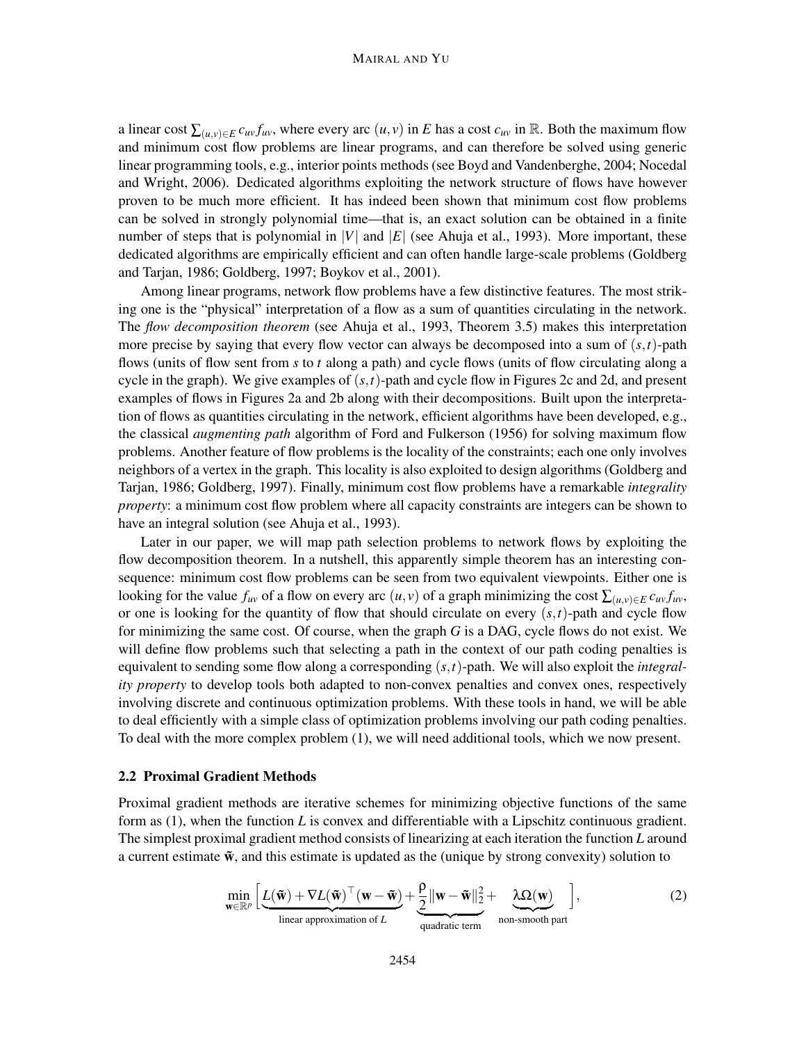a linear cost $\sum_{(u,v)\in E} c_{uv} f_{uv}$, where every arc $(u,v)$ in $E$ has a cost $c_{uv}$ in $\mathbb{R}$. Both the maximum flow and minimum cost flow problems are linear programs, and can therefore be solved using generic linear programming tools, e.g., interior points methods (see Boyd and Vandenberghe, 2004; Nocedal and Wright, 2006). Dedicated algorithms exploiting the network structure of flows have however proven to be much more efficient. It has indeed been shown that minimum cost flow problems can be solved in strongly polynomial time—that is, an exact solution can be obtained in a finite number of steps that is polynomial in $|V|$ and $|E|$ (see Ahuja et al., 1993). More important, these dedicated algorithms are empirically efficient and can often handle large-scale problems (Goldberg and Tarjan, 1986; Goldberg, 1997; Boykov et al., 2001).

Among linear programs, network flow problems have a few distinctive features. The most striking one is the "physical" interpretation of a flow as a sum of quantities circulating in the network. The *flow decomposition theorem* (see Ahuja et al., 1993, Theorem 3.5) makes this interpretation more precise by saying that every flow vector can always be decomposed into a sum of $(s,t)$-path flows (units of flow sent from $s$ to $t$ along a path) and cycle flows (units of flow circulating along a cycle in the graph). We give examples of $(s,t)$-path and cycle flow in Figures 2c and 2d, and present examples of flows in Figures 2a and 2b along with their decompositions. Built upon the interpretation of flows as quantities circulating in the network, efficient algorithms have been developed, e.g., the classical *augmenting path* algorithm of Ford and Fulkerson (1956) for solving maximum flow problems. Another feature of flow problems is the locality of the constraints; each one only involves neighbors of a vertex in the graph. This locality is also exploited to design algorithms (Goldberg and Tarjan, 1986; Goldberg, 1997). Finally, minimum cost flow problems have a remarkable *integrality property*: a minimum cost flow problem where all capacity constraints are integers can be shown to have an integral solution (see Ahuja et al., 1993).

Later in our paper, we will map path selection problems to network flows by exploiting the flow decomposition theorem. In a nutshell, this apparently simple theorem has an interesting consequence: minimum cost flow problems can be seen from two equivalent viewpoints. Either one is looking for the value $f_{uv}$ of a flow on every arc $(u,v)$ of a graph minimizing the cost $\sum_{(u,v)\in E} c_{uv} f_{uv}$, or one is looking for the quantity of flow that should circulate on every $(s,t)$-path and cycle flow for minimizing the same cost. Of course, when the graph $G$ is a DAG, cycle flows do not exist. We will define flow problems such that selecting a path in the context of our path coding penalties is equivalent to sending some flow along a corresponding $(s,t)$-path. We will also exploit the *integrality property* to develop tools both adapted to non-convex penalties and convex ones, respectively involving discrete and continuous optimization problems. With these tools in hand, we will be able to deal efficiently with a simple class of optimization problems involving our path coding penalties. To deal with the more complex problem (1), we will need additional tools, which we now present.

### 2.2 Proximal Gradient Methods

Proximal gradient methods are iterative schemes for minimizing objective functions of the same form as (1), when the function $L$ is convex and differentiable with a Lipschitz continuous gradient. The simplest proximal gradient method consists of linearizing at each iteration the function $L$ around a current estimate $\tilde{\mathbf{w}}$, and this estimate is updated as the (unique by strong convexity) solution to

$$\min_{\mathbf{w}\in\mathbb{R}^p} \Big[ \underbrace{L(\tilde{\mathbf{w}}) + \nabla L(\tilde{\mathbf{w}})^\top (\mathbf{w}-\tilde{\mathbf{w}})}_{\text{linear approximation of } L} + \underbrace{\frac{\rho}{2}\|\mathbf{w}-\tilde{\mathbf{w}}\|_2^2}_{\text{quadratic term}} + \underbrace{\lambda\Omega(\mathbf{w})}_{\text{non-smooth part}} \Big], \tag{2}$$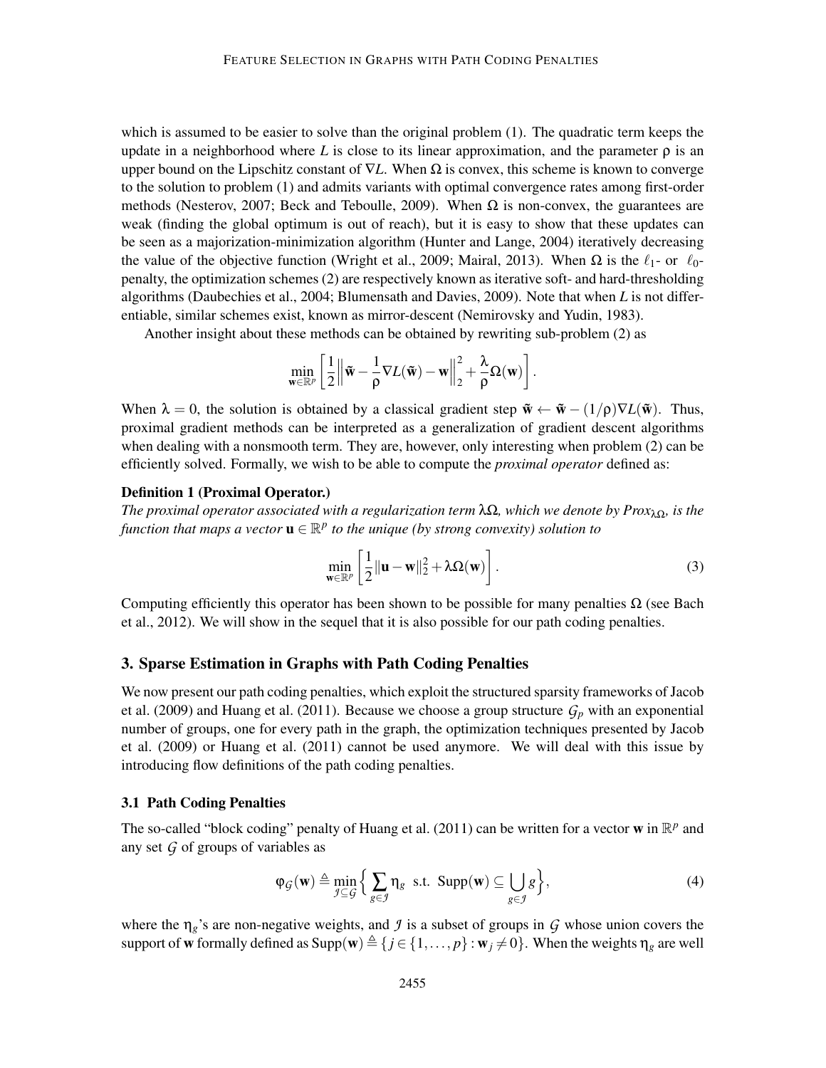which is assumed to be easier to solve than the original problem (1). The quadratic term keeps the update in a neighborhood where $L$ is close to its linear approximation, and the parameter $\rho$ is an upper bound on the Lipschitz constant of $\nabla L$. When $\Omega$ is convex, this scheme is known to converge to the solution to problem (1) and admits variants with optimal convergence rates among first-order methods (Nesterov, 2007; Beck and Teboulle, 2009). When $\Omega$ is non-convex, the guarantees are weak (finding the global optimum is out of reach), but it is easy to show that these updates can be seen as a majorization-minimization algorithm (Hunter and Lange, 2004) iteratively decreasing the value of the objective function (Wright et al., 2009; Mairal, 2013). When $\Omega$ is the $\ell_1$- or $\ell_0$-penalty, the optimization schemes (2) are respectively known as iterative soft- and hard-thresholding algorithms (Daubechies et al., 2004; Blumensath and Davies, 2009). Note that when $L$ is not differentiable, similar schemes exist, known as mirror-descent (Nemirovsky and Yudin, 1983).

Another insight about these methods can be obtained by rewriting sub-problem (2) as

$$\min_{\mathbf{w}\in\mathbb{R}^p} \left[ \frac{1}{2}\left\| \tilde{\mathbf{w}} - \frac{1}{\rho}\nabla L(\tilde{\mathbf{w}}) - \mathbf{w} \right\|_2^2 + \frac{\lambda}{\rho}\Omega(\mathbf{w}) \right].$$

When $\lambda = 0$, the solution is obtained by a classical gradient step $\tilde{\mathbf{w}} \leftarrow \tilde{\mathbf{w}} - (1/\rho)\nabla L(\tilde{\mathbf{w}})$. Thus, proximal gradient methods can be interpreted as a generalization of gradient descent algorithms when dealing with a nonsmooth term. They are, however, only interesting when problem (2) can be efficiently solved. Formally, we wish to be able to compute the *proximal operator* defined as:

**Definition 1 (Proximal Operator.)**
*The proximal operator associated with a regularization term $\lambda\Omega$, which we denote by $Prox_{\lambda\Omega}$, is the function that maps a vector $\mathbf{u} \in \mathbb{R}^p$ to the unique (by strong convexity) solution to*

$$\min_{\mathbf{w}\in\mathbb{R}^p} \left[ \frac{1}{2}\|\mathbf{u} - \mathbf{w}\|_2^2 + \lambda\Omega(\mathbf{w}) \right]. \tag{3}$$

Computing efficiently this operator has been shown to be possible for many penalties $\Omega$ (see Bach et al., 2012). We will show in the sequel that it is also possible for our path coding penalties.

## 3. Sparse Estimation in Graphs with Path Coding Penalties

We now present our path coding penalties, which exploit the structured sparsity frameworks of Jacob et al. (2009) and Huang et al. (2011). Because we choose a group structure $\mathcal{G}_p$ with an exponential number of groups, one for every path in the graph, the optimization techniques presented by Jacob et al. (2009) or Huang et al. (2011) cannot be used anymore. We will deal with this issue by introducing flow definitions of the path coding penalties.

### 3.1 Path Coding Penalties

The so-called "block coding" penalty of Huang et al. (2011) can be written for a vector $\mathbf{w}$ in $\mathbb{R}^p$ and any set $\mathcal{G}$ of groups of variables as

$$\varphi_{\mathcal{G}}(\mathbf{w}) \triangleq \min_{\mathcal{J}\subseteq\mathcal{G}} \Big\{ \sum_{g\in\mathcal{J}} \eta_g \ \text{ s.t. } \ \text{Supp}(\mathbf{w}) \subseteq \bigcup_{g\in\mathcal{J}} g \Big\}, \tag{4}$$

where the $\eta_g$'s are non-negative weights, and $\mathcal{J}$ is a subset of groups in $\mathcal{G}$ whose union covers the support of $\mathbf{w}$ formally defined as $\text{Supp}(\mathbf{w}) \triangleq \{j \in \{1,\ldots,p\} : \mathbf{w}_j \neq 0\}$. When the weights $\eta_g$ are well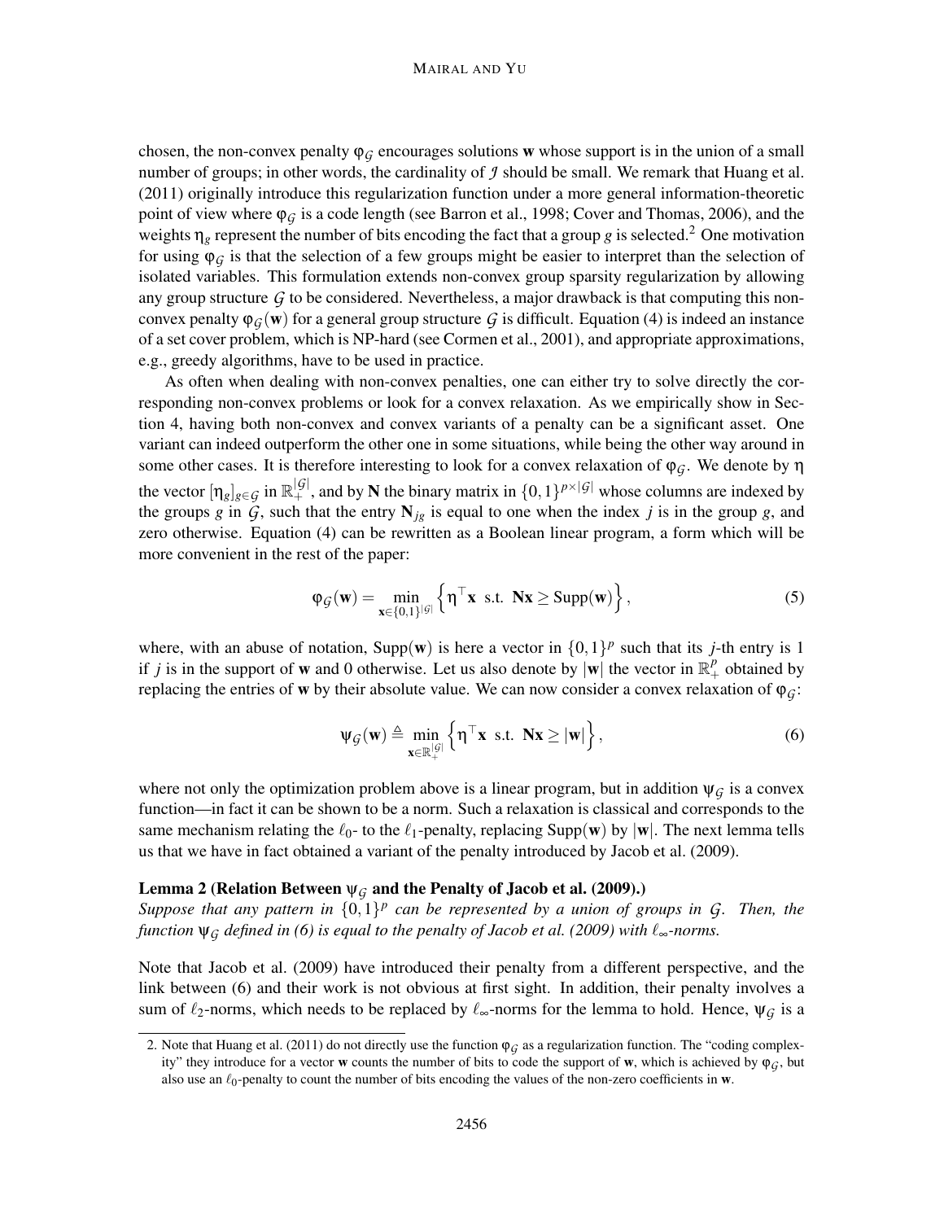chosen, the non-convex penalty $\varphi_{\mathcal{G}}$ encourages solutions $\mathbf{w}$ whose support is in the union of a small number of groups; in other words, the cardinality of $\mathcal{J}$ should be small. We remark that Huang et al. (2011) originally introduce this regularization function under a more general information-theoretic point of view where $\varphi_{\mathcal{G}}$ is a code length (see Barron et al., 1998; Cover and Thomas, 2006), and the weights $\eta_g$ represent the number of bits encoding the fact that a group $g$ is selected.[2] One motivation for using $\varphi_{\mathcal{G}}$ is that the selection of a few groups might be easier to interpret than the selection of isolated variables. This formulation extends non-convex group sparsity regularization by allowing any group structure $\mathcal{G}$ to be considered. Nevertheless, a major drawback is that computing this non-convex penalty $\varphi_{\mathcal{G}}(\mathbf{w})$ for a general group structure $\mathcal{G}$ is difficult. Equation (4) is indeed an instance of a set cover problem, which is NP-hard (see Cormen et al., 2001), and appropriate approximations, e.g., greedy algorithms, have to be used in practice.

As often when dealing with non-convex penalties, one can either try to solve directly the corresponding non-convex problems or look for a convex relaxation. As we empirically show in Section 4, having both non-convex and convex variants of a penalty can be a significant asset. One variant can indeed outperform the other one in some situations, while being the other way around in some other cases. It is therefore interesting to look for a convex relaxation of $\varphi_{\mathcal{G}}$. We denote by $\eta$ the vector $[\eta_g]_{g\in\mathcal{G}}$ in $\mathbb{R}_+^{|\mathcal{G}|}$, and by $\mathbf{N}$ the binary matrix in $\{0,1\}^{p\times|\mathcal{G}|}$ whose columns are indexed by the groups $g$ in $\mathcal{G}$, such that the entry $\mathbf{N}_{jg}$ is equal to one when the index $j$ is in the group $g$, and zero otherwise. Equation (4) can be rewritten as a Boolean linear program, a form which will be more convenient in the rest of the paper:

$$\varphi_{\mathcal{G}}(\mathbf{w}) = \min_{\mathbf{x}\in\{0,1\}^{|\mathcal{G}|}} \left\{ \eta^\top \mathbf{x} \ \text{ s.t. } \ \mathbf{N}\mathbf{x} \geq \operatorname{Supp}(\mathbf{w}) \right\}, \tag{5}$$

where, with an abuse of notation, $\operatorname{Supp}(\mathbf{w})$ is here a vector in $\{0,1\}^p$ such that its $j$-th entry is 1 if $j$ is in the support of $\mathbf{w}$ and 0 otherwise. Let us also denote by $|\mathbf{w}|$ the vector in $\mathbb{R}_+^p$ obtained by replacing the entries of $\mathbf{w}$ by their absolute value. We can now consider a convex relaxation of $\varphi_{\mathcal{G}}$:

$$\psi_{\mathcal{G}}(\mathbf{w}) \triangleq \min_{\mathbf{x}\in\mathbb{R}_+^{|\mathcal{G}|}} \left\{ \eta^\top \mathbf{x} \ \text{ s.t. } \ \mathbf{N}\mathbf{x} \geq |\mathbf{w}| \right\}, \tag{6}$$

where not only the optimization problem above is a linear program, but in addition $\psi_{\mathcal{G}}$ is a convex function—in fact it can be shown to be a norm. Such a relaxation is classical and corresponds to the same mechanism relating the $\ell_0$- to the $\ell_1$-penalty, replacing $\operatorname{Supp}(\mathbf{w})$ by $|\mathbf{w}|$. The next lemma tells us that we have in fact obtained a variant of the penalty introduced by Jacob et al. (2009).

**Lemma 2 (Relation Between $\psi_{\mathcal{G}}$ and the Penalty of Jacob et al. (2009).)**
*Suppose that any pattern in $\{0,1\}^p$ can be represented by a union of groups in $\mathcal{G}$. Then, the function $\psi_{\mathcal{G}}$ defined in (6) is equal to the penalty of Jacob et al. (2009) with $\ell_\infty$-norms.*

Note that Jacob et al. (2009) have introduced their penalty from a different perspective, and the link between (6) and their work is not obvious at first sight. In addition, their penalty involves a sum of $\ell_2$-norms, which needs to be replaced by $\ell_\infty$-norms for the lemma to hold. Hence, $\psi_{\mathcal{G}}$ is a

2. Note that Huang et al. (2011) do not directly use the function $\varphi_{\mathcal{G}}$ as a regularization function. The "coding complexity" they introduce for a vector $\mathbf{w}$ counts the number of bits to code the support of $\mathbf{w}$, which is achieved by $\varphi_{\mathcal{G}}$, but also use an $\ell_0$-penalty to count the number of bits encoding the values of the non-zero coefficients in $\mathbf{w}$.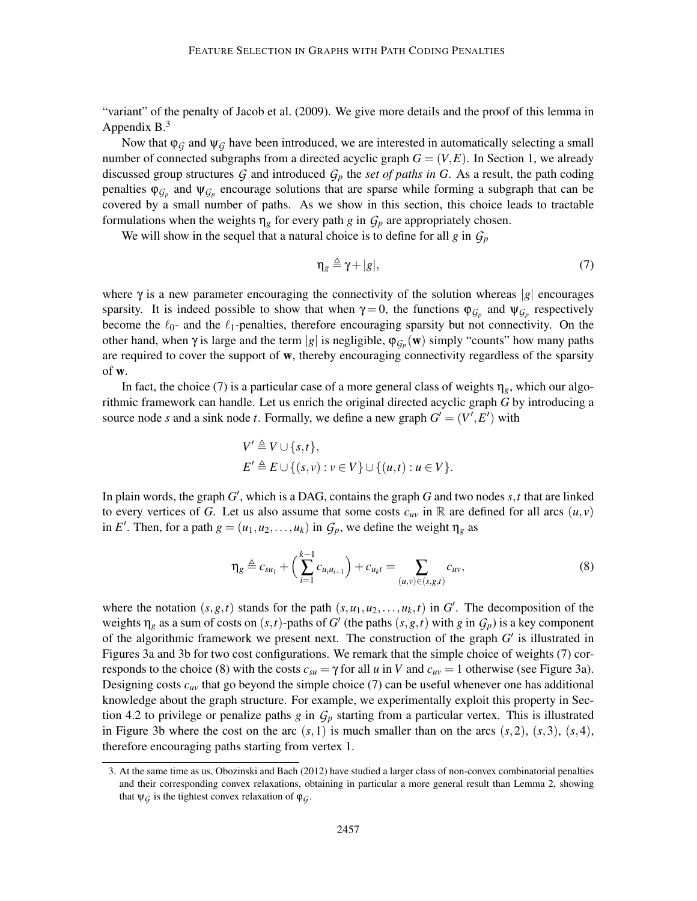"variant" of the penalty of Jacob et al. (2009). We give more details and the proof of this lemma in Appendix B.[3]

Now that $\varphi_{\mathcal{G}}$ and $\psi_{\mathcal{G}}$ have been introduced, we are interested in automatically selecting a small number of connected subgraphs from a directed acyclic graph $G = (V, E)$. In Section 1, we already discussed group structures $\mathcal{G}$ and introduced $\mathcal{G}_p$ the *set of paths in* $G$. As a result, the path coding penalties $\varphi_{\mathcal{G}_p}$ and $\psi_{\mathcal{G}_p}$ encourage solutions that are sparse while forming a subgraph that can be covered by a small number of paths. As we show in this section, this choice leads to tractable formulations when the weights $\eta_g$ for every path $g$ in $\mathcal{G}_p$ are appropriately chosen.

We will show in the sequel that a natural choice is to define for all $g$ in $\mathcal{G}_p$

$$\eta_g \triangleq \gamma + |g|, \tag{7}$$

where $\gamma$ is a new parameter encouraging the connectivity of the solution whereas $|g|$ encourages sparsity. It is indeed possible to show that when $\gamma = 0$, the functions $\varphi_{\mathcal{G}_p}$ and $\psi_{\mathcal{G}_p}$ respectively become the $\ell_0$- and the $\ell_1$-penalties, therefore encouraging sparsity but not connectivity. On the other hand, when $\gamma$ is large and the term $|g|$ is negligible, $\varphi_{\mathcal{G}_p}(\mathbf{w})$ simply "counts" how many paths are required to cover the support of $\mathbf{w}$, thereby encouraging connectivity regardless of the sparsity of $\mathbf{w}$.

In fact, the choice (7) is a particular case of a more general class of weights $\eta_g$, which our algorithmic framework can handle. Let us enrich the original directed acyclic graph $G$ by introducing a source node $s$ and a sink node $t$. Formally, we define a new graph $G' = (V', E')$ with

$$V' \triangleq V \cup \{s, t\},$$
$$E' \triangleq E \cup \{(s, v) : v \in V\} \cup \{(u, t) : u \in V\}.$$

In plain words, the graph $G'$, which is a DAG, contains the graph $G$ and two nodes $s, t$ that are linked to every vertices of $G$. Let us also assume that some costs $c_{uv}$ in $\mathbb{R}$ are defined for all arcs $(u, v)$ in $E'$. Then, for a path $g = (u_1, u_2, \ldots, u_k)$ in $\mathcal{G}_p$, we define the weight $\eta_g$ as

$$\eta_g \triangleq c_{su_1} + \Big( \sum_{i=1}^{k-1} c_{u_i u_{i+1}} \Big) + c_{u_k t} = \sum_{(u,v) \in (s,g,t)} c_{uv}, \tag{8}$$

where the notation $(s, g, t)$ stands for the path $(s, u_1, u_2, \ldots, u_k, t)$ in $G'$. The decomposition of the weights $\eta_g$ as a sum of costs on $(s,t)$-paths of $G'$ (the paths $(s, g, t)$ with $g$ in $\mathcal{G}_p$) is a key component of the algorithmic framework we present next. The construction of the graph $G'$ is illustrated in Figures 3a and 3b for two cost configurations. We remark that the simple choice of weights (7) corresponds to the choice (8) with the costs $c_{su} = \gamma$ for all $u$ in $V$ and $c_{uv} = 1$ otherwise (see Figure 3a). Designing costs $c_{uv}$ that go beyond the simple choice (7) can be useful whenever one has additional knowledge about the graph structure. For example, we experimentally exploit this property in Section 4.2 to privilege or penalize paths $g$ in $\mathcal{G}_p$ starting from a particular vertex. This is illustrated in Figure 3b where the cost on the arc $(s, 1)$ is much smaller than on the arcs $(s, 2)$, $(s, 3)$, $(s, 4)$, therefore encouraging paths starting from vertex 1.

3. At the same time as us, Obozinski and Bach (2012) have studied a larger class of non-convex combinatorial penalties and their corresponding convex relaxations, obtaining in particular a more general result than Lemma 2, showing that $\psi_{\mathcal{G}}$ is the tightest convex relaxation of $\varphi_{\mathcal{G}}$.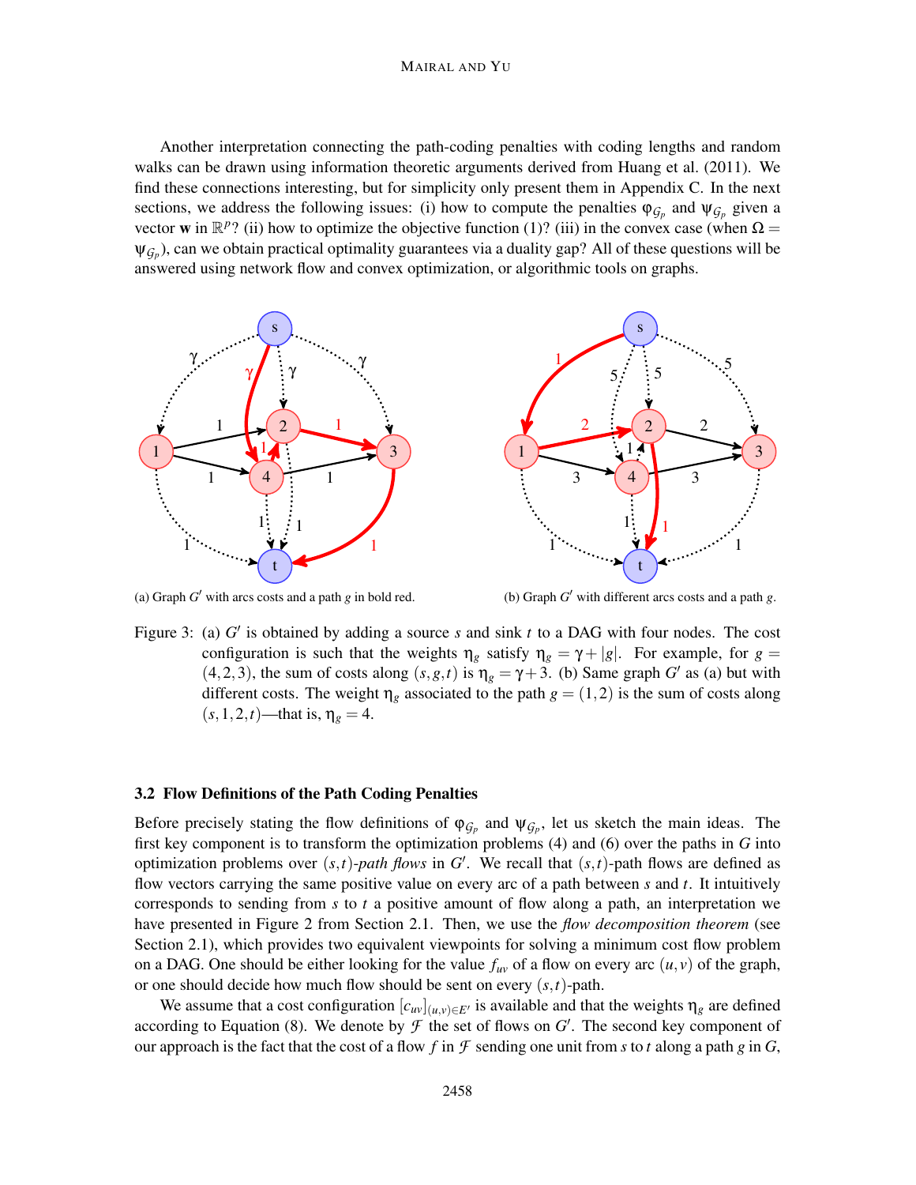Another interpretation connecting the path-coding penalties with coding lengths and random walks can be drawn using information theoretic arguments derived from Huang et al. (2011). We find these connections interesting, but for simplicity only present them in Appendix C. In the next sections, we address the following issues: (i) how to compute the penalties $\varphi_{\mathcal{G}_p}$ and $\psi_{\mathcal{G}_p}$ given a vector $\mathbf{w}$ in $\mathbb{R}^p$? (ii) how to optimize the objective function (1)? (iii) in the convex case (when $\Omega = \psi_{\mathcal{G}_p}$), can we obtain practical optimality guarantees via a duality gap? All of these questions will be answered using network flow and convex optimization, or algorithmic tools on graphs.

(a) Graph $G'$ with arcs costs and a path $g$ in bold red.

(b) Graph $G'$ with different arcs costs and a path $g$.

Figure 3: (a) $G'$ is obtained by adding a source $s$ and sink $t$ to a DAG with four nodes. The cost configuration is such that the weights $\eta_g$ satisfy $\eta_g = \gamma + |g|$. For example, for $g = (4,2,3)$, the sum of costs along $(s,g,t)$ is $\eta_g = \gamma + 3$. (b) Same graph $G'$ as (a) but with different costs. The weight $\eta_g$ associated to the path $g = (1,2)$ is the sum of costs along $(s,1,2,t)$—that is, $\eta_g = 4$.

### 3.2 Flow Definitions of the Path Coding Penalties

Before precisely stating the flow definitions of $\varphi_{\mathcal{G}_p}$ and $\psi_{\mathcal{G}_p}$, let us sketch the main ideas. The first key component is to transform the optimization problems (4) and (6) over the paths in $G$ into optimization problems over $(s,t)$-*path flows* in $G'$. We recall that $(s,t)$-path flows are defined as flow vectors carrying the same positive value on every arc of a path between $s$ and $t$. It intuitively corresponds to sending from $s$ to $t$ a positive amount of flow along a path, an interpretation we have presented in Figure 2 from Section 2.1. Then, we use the *flow decomposition theorem* (see Section 2.1), which provides two equivalent viewpoints for solving a minimum cost flow problem on a DAG. One should be either looking for the value $f_{uv}$ of a flow on every arc $(u,v)$ of the graph, or one should decide how much flow should be sent on every $(s,t)$-path.

We assume that a cost configuration $[c_{uv}]_{(u,v)\in E'}$ is available and that the weights $\eta_g$ are defined according to Equation (8). We denote by $\mathcal{F}$ the set of flows on $G'$. The second key component of our approach is the fact that the cost of a flow $f$ in $\mathcal{F}$ sending one unit from $s$ to $t$ along a path $g$ in $G$,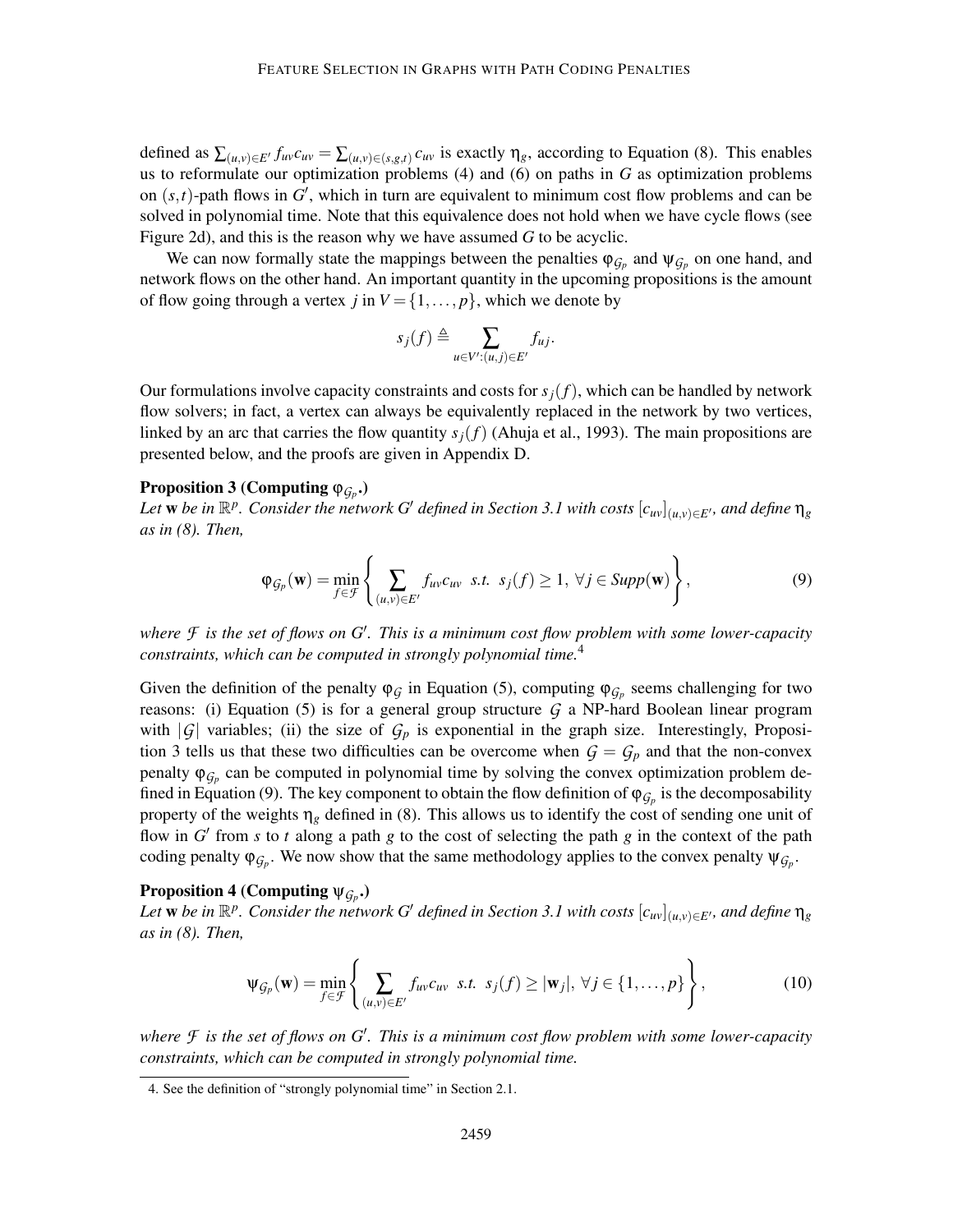defined as $\sum_{(u,v)\in E'} f_{uv}c_{uv} = \sum_{(u,v)\in(s,g,t)} c_{uv}$ is exactly $\eta_g$, according to Equation (8). This enables us to reformulate our optimization problems (4) and (6) on paths in $G$ as optimization problems on $(s,t)$-path flows in $G'$, which in turn are equivalent to minimum cost flow problems and can be solved in polynomial time. Note that this equivalence does not hold when we have cycle flows (see Figure 2d), and this is the reason why we have assumed $G$ to be acyclic.

We can now formally state the mappings between the penalties $\varphi_{\mathcal{G}_p}$ and $\psi_{\mathcal{G}_p}$ on one hand, and network flows on the other hand. An important quantity in the upcoming propositions is the amount of flow going through a vertex $j$ in $V = \{1,\ldots,p\}$, which we denote by

$$s_j(f) \triangleq \sum_{u\in V':(u,j)\in E'} f_{uj}.$$

Our formulations involve capacity constraints and costs for $s_j(f)$, which can be handled by network flow solvers; in fact, a vertex can always be equivalently replaced in the network by two vertices, linked by an arc that carries the flow quantity $s_j(f)$ (Ahuja et al., 1993). The main propositions are presented below, and the proofs are given in Appendix D.

**Proposition 3 (Computing $\varphi_{\mathcal{G}_p}$.)**
*Let $\mathbf{w}$ be in $\mathbb{R}^p$. Consider the network $G'$ defined in Section 3.1 with costs $[c_{uv}]_{(u,v)\in E'}$, and define $\eta_g$ as in (8). Then,*

$$\varphi_{\mathcal{G}_p}(\mathbf{w}) = \min_{f\in\mathcal{F}} \left\{ \sum_{(u,v)\in E'} f_{uv}c_{uv} \;\; s.t. \;\; s_j(f) \geq 1, \; \forall j \in Supp(\mathbf{w}) \right\}, \tag{9}$$

*where $\mathcal{F}$ is the set of flows on $G'$. This is a minimum cost flow problem with some lower-capacity constraints, which can be computed in strongly polynomial time.*[4]

Given the definition of the penalty $\varphi_{\mathcal{G}}$ in Equation (5), computing $\varphi_{\mathcal{G}_p}$ seems challenging for two reasons: (i) Equation (5) is for a general group structure $\mathcal{G}$ a NP-hard Boolean linear program with $|\mathcal{G}|$ variables; (ii) the size of $\mathcal{G}_p$ is exponential in the graph size. Interestingly, Proposition 3 tells us that these two difficulties can be overcome when $\mathcal{G} = \mathcal{G}_p$ and that the non-convex penalty $\varphi_{\mathcal{G}_p}$ can be computed in polynomial time by solving the convex optimization problem defined in Equation (9). The key component to obtain the flow definition of $\varphi_{\mathcal{G}_p}$ is the decomposability property of the weights $\eta_g$ defined in (8). This allows us to identify the cost of sending one unit of flow in $G'$ from $s$ to $t$ along a path $g$ to the cost of selecting the path $g$ in the context of the path coding penalty $\varphi_{\mathcal{G}_p}$. We now show that the same methodology applies to the convex penalty $\psi_{\mathcal{G}_p}$.

**Proposition 4 (Computing $\psi_{\mathcal{G}_p}$.)**
*Let $\mathbf{w}$ be in $\mathbb{R}^p$. Consider the network $G'$ defined in Section 3.1 with costs $[c_{uv}]_{(u,v)\in E'}$, and define $\eta_g$ as in (8). Then,*

$$\psi_{\mathcal{G}_p}(\mathbf{w}) = \min_{f\in\mathcal{F}} \left\{ \sum_{(u,v)\in E'} f_{uv}c_{uv} \;\; s.t. \;\; s_j(f) \geq |\mathbf{w}_j|, \; \forall j \in \{1,\ldots,p\} \right\}, \tag{10}$$

*where $\mathcal{F}$ is the set of flows on $G'$. This is a minimum cost flow problem with some lower-capacity constraints, which can be computed in strongly polynomial time.*

4. See the definition of "strongly polynomial time" in Section 2.1.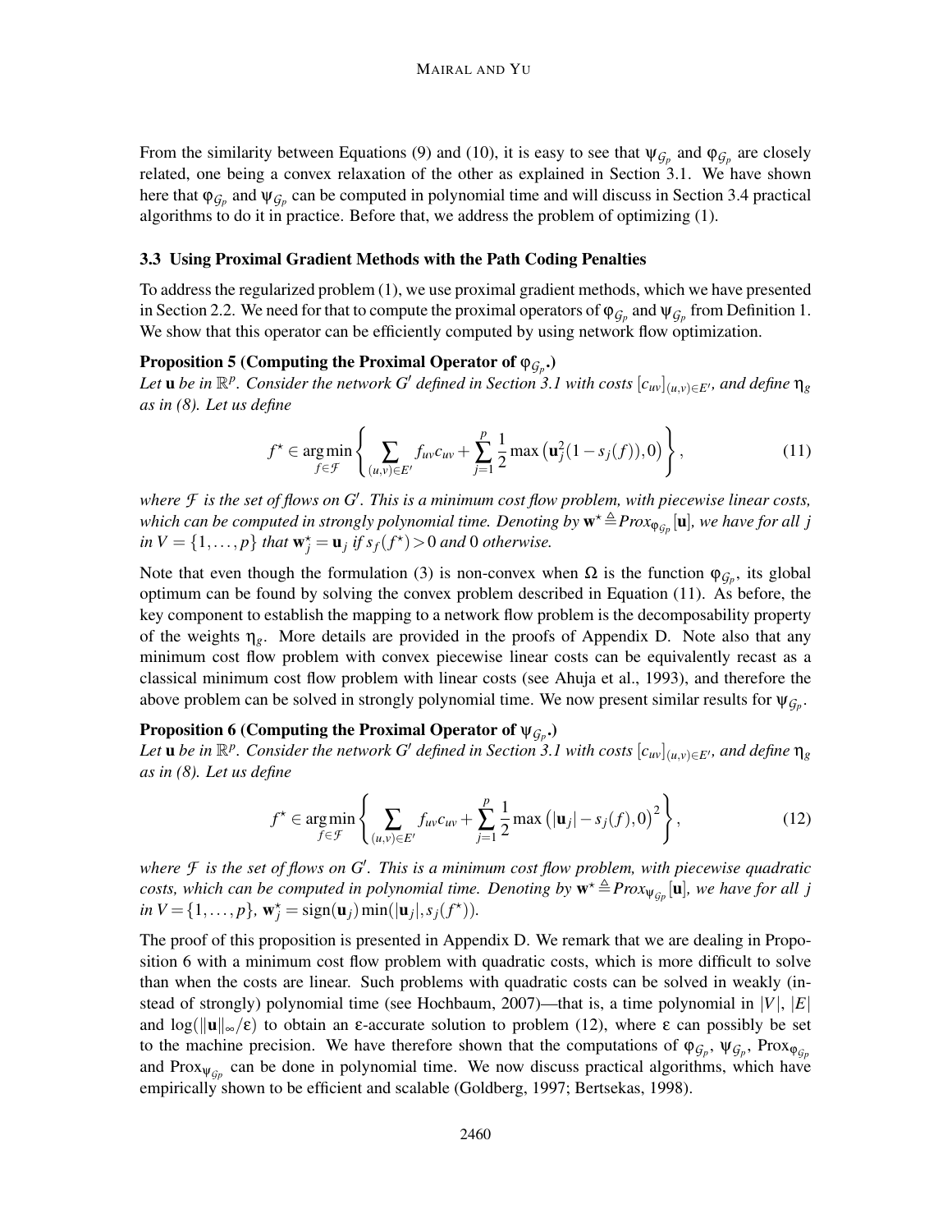From the similarity between Equations (9) and (10), it is easy to see that $\psi_{\mathcal{G}_p}$ and $\varphi_{\mathcal{G}_p}$ are closely related, one being a convex relaxation of the other as explained in Section 3.1. We have shown here that $\varphi_{\mathcal{G}_p}$ and $\psi_{\mathcal{G}_p}$ can be computed in polynomial time and will discuss in Section 3.4 practical algorithms to do it in practice. Before that, we address the problem of optimizing (1).

### 3.3 Using Proximal Gradient Methods with the Path Coding Penalties

To address the regularized problem (1), we use proximal gradient methods, which we have presented in Section 2.2. We need for that to compute the proximal operators of $\varphi_{\mathcal{G}_p}$ and $\psi_{\mathcal{G}_p}$ from Definition 1. We show that this operator can be efficiently computed by using network flow optimization.

**Proposition 5 (Computing the Proximal Operator of $\varphi_{\mathcal{G}_p}$.)**
*Let $\mathbf{u}$ be in $\mathbb{R}^p$. Consider the network $G'$ defined in Section 3.1 with costs $[c_{uv}]_{(u,v)\in E'}$, and define $\eta_g$ as in (8). Let us define*

$$f^\star \in \underset{f\in\mathcal{F}}{\arg\min} \left\{ \sum_{(u,v)\in E'} f_{uv}c_{uv} + \sum_{j=1}^{p} \frac{1}{2}\max\left(\mathbf{u}_j^2(1-s_j(f)),0\right) \right\}, \tag{11}$$

*where $\mathcal{F}$ is the set of flows on $G'$. This is a minimum cost flow problem, with piecewise linear costs, which can be computed in strongly polynomial time. Denoting by $\mathbf{w}^\star \triangleq \text{Prox}_{\varphi_{\mathcal{G}_p}}[\mathbf{u}]$, we have for all $j$ in $V = \{1,\ldots,p\}$ that $\mathbf{w}_j^\star = \mathbf{u}_j$ if $s_f(f^\star) > 0$ and $0$ otherwise.*

Note that even though the formulation (3) is non-convex when $\Omega$ is the function $\varphi_{\mathcal{G}_p}$, its global optimum can be found by solving the convex problem described in Equation (11). As before, the key component to establish the mapping to a network flow problem is the decomposability property of the weights $\eta_g$. More details are provided in the proofs of Appendix D. Note also that any minimum cost flow problem with convex piecewise linear costs can be equivalently recast as a classical minimum cost flow problem with linear costs (see Ahuja et al., 1993), and therefore the above problem can be solved in strongly polynomial time. We now present similar results for $\psi_{\mathcal{G}_p}$.

**Proposition 6 (Computing the Proximal Operator of $\psi_{\mathcal{G}_p}$.)**
*Let $\mathbf{u}$ be in $\mathbb{R}^p$. Consider the network $G'$ defined in Section 3.1 with costs $[c_{uv}]_{(u,v)\in E'}$, and define $\eta_g$ as in (8). Let us define*

$$f^\star \in \underset{f\in\mathcal{F}}{\arg\min} \left\{ \sum_{(u,v)\in E'} f_{uv}c_{uv} + \sum_{j=1}^{p} \frac{1}{2}\max\left(|\mathbf{u}_j| - s_j(f),0\right)^2 \right\}, \tag{12}$$

*where $\mathcal{F}$ is the set of flows on $G'$. This is a minimum cost flow problem, with piecewise quadratic costs, which can be computed in polynomial time. Denoting by $\mathbf{w}^\star \triangleq \text{Prox}_{\psi_{\mathcal{G}_p}}[\mathbf{u}]$, we have for all $j$ in $V = \{1,\ldots,p\}$, $\mathbf{w}_j^\star = \text{sign}(\mathbf{u}_j)\min(|\mathbf{u}_j|, s_j(f^\star))$.*

The proof of this proposition is presented in Appendix D. We remark that we are dealing in Proposition 6 with a minimum cost flow problem with quadratic costs, which is more difficult to solve than when the costs are linear. Such problems with quadratic costs can be solved in weakly (instead of strongly) polynomial time (see Hochbaum, 2007)—that is, a time polynomial in $|V|$, $|E|$ and $\log(\|\mathbf{u}\|_\infty/\varepsilon)$ to obtain an $\varepsilon$-accurate solution to problem (12), where $\varepsilon$ can possibly be set to the machine precision. We have therefore shown that the computations of $\varphi_{\mathcal{G}_p}$, $\psi_{\mathcal{G}_p}$, $\text{Prox}_{\varphi_{\mathcal{G}_p}}$ and $\text{Prox}_{\psi_{\mathcal{G}_p}}$ can be done in polynomial time. We now discuss practical algorithms, which have empirically shown to be efficient and scalable (Goldberg, 1997; Bertsekas, 1998).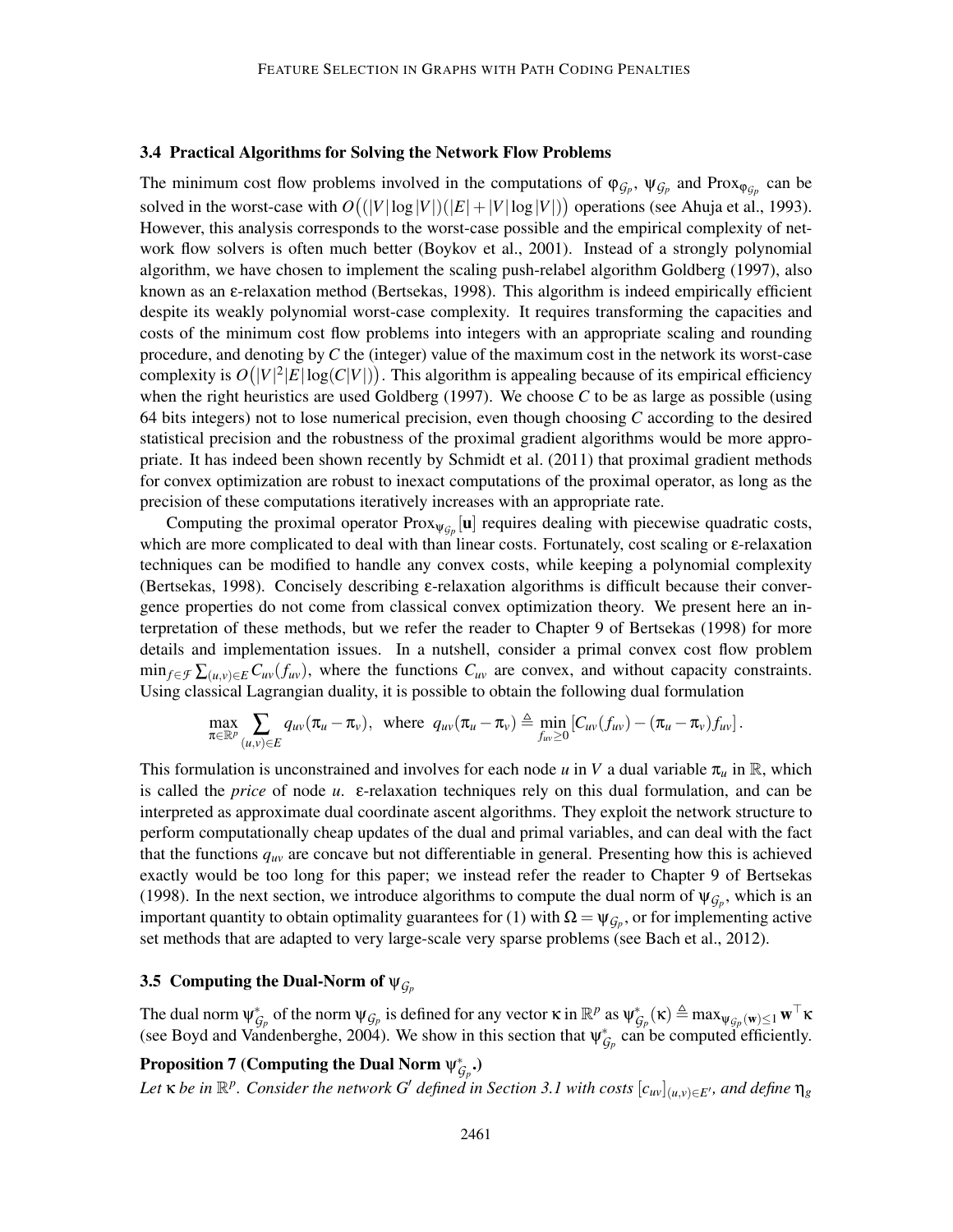### 3.4 Practical Algorithms for Solving the Network Flow Problems

The minimum cost flow problems involved in the computations of $\varphi_{\mathcal{G}_p}$, $\psi_{\mathcal{G}_p}$ and $\text{Prox}_{\varphi_{\mathcal{G}_p}}$ can be solved in the worst-case with $O\big((|V|\log|V|)(|E|+|V|\log|V|)\big)$ operations (see Ahuja et al., 1993). However, this analysis corresponds to the worst-case possible and the empirical complexity of network flow solvers is often much better (Boykov et al., 2001). Instead of a strongly polynomial algorithm, we have chosen to implement the scaling push-relabel algorithm Goldberg (1997), also known as an ε-relaxation method (Bertsekas, 1998). This algorithm is indeed empirically efficient despite its weakly polynomial worst-case complexity. It requires transforming the capacities and costs of the minimum cost flow problems into integers with an appropriate scaling and rounding procedure, and denoting by $C$ the (integer) value of the maximum cost in the network its worst-case complexity is $O\big(|V|^2|E|\log(C|V|)\big)$. This algorithm is appealing because of its empirical efficiency when the right heuristics are used Goldberg (1997). We choose $C$ to be as large as possible (using 64 bits integers) not to lose numerical precision, even though choosing $C$ according to the desired statistical precision and the robustness of the proximal gradient algorithms would be more appropriate. It has indeed been shown recently by Schmidt et al. (2011) that proximal gradient methods for convex optimization are robust to inexact computations of the proximal operator, as long as the precision of these computations iteratively increases with an appropriate rate.

Computing the proximal operator $\text{Prox}_{\psi_{\mathcal{G}_p}}[\mathbf{u}]$ requires dealing with piecewise quadratic costs, which are more complicated to deal with than linear costs. Fortunately, cost scaling or ε-relaxation techniques can be modified to handle any convex costs, while keeping a polynomial complexity (Bertsekas, 1998). Concisely describing ε-relaxation algorithms is difficult because their convergence properties do not come from classical convex optimization theory. We present here an interpretation of these methods, but we refer the reader to Chapter 9 of Bertsekas (1998) for more details and implementation issues. In a nutshell, consider a primal convex cost flow problem $\min_{f\in\mathcal{F}}\sum_{(u,v)\in E} C_{uv}(f_{uv})$, where the functions $C_{uv}$ are convex, and without capacity constraints. Using classical Lagrangian duality, it is possible to obtain the following dual formulation

$$\max_{\pi\in\mathbb{R}^p}\sum_{(u,v)\in E} q_{uv}(\pi_u-\pi_v), \;\; \text{where} \;\; q_{uv}(\pi_u-\pi_v) \triangleq \min_{f_{uv}\geq 0}\left[C_{uv}(f_{uv})-(\pi_u-\pi_v)f_{uv}\right].$$

This formulation is unconstrained and involves for each node $u$ in $V$ a dual variable $\pi_u$ in $\mathbb{R}$, which is called the *price* of node $u$. ε-relaxation techniques rely on this dual formulation, and can be interpreted as approximate dual coordinate ascent algorithms. They exploit the network structure to perform computationally cheap updates of the dual and primal variables, and can deal with the fact that the functions $q_{uv}$ are concave but not differentiable in general. Presenting how this is achieved exactly would be too long for this paper; we instead refer the reader to Chapter 9 of Bertsekas (1998). In the next section, we introduce algorithms to compute the dual norm of $\psi_{\mathcal{G}_p}$, which is an important quantity to obtain optimality guarantees for (1) with $\Omega=\psi_{\mathcal{G}_p}$, or for implementing active set methods that are adapted to very large-scale very sparse problems (see Bach et al., 2012).

### 3.5 Computing the Dual-Norm of $\psi_{\mathcal{G}_p}$

The dual norm $\psi^*_{\mathcal{G}_p}$ of the norm $\psi_{\mathcal{G}_p}$ is defined for any vector $\kappa$ in $\mathbb{R}^p$ as $\psi^*_{\mathcal{G}_p}(\kappa)\triangleq\max_{\psi_{\mathcal{G}_p}(\mathbf{w})\leq 1}\mathbf{w}^\top\kappa$ (see Boyd and Vandenberghe, 2004). We show in this section that $\psi^*_{\mathcal{G}_p}$ can be computed efficiently.

**Proposition 7 (Computing the Dual Norm $\psi^*_{\mathcal{G}_p}$.)**
*Let $\kappa$ be in $\mathbb{R}^p$. Consider the network $G'$ defined in Section 3.1 with costs $[c_{uv}]_{(u,v)\in E'}$, and define $\eta_g$*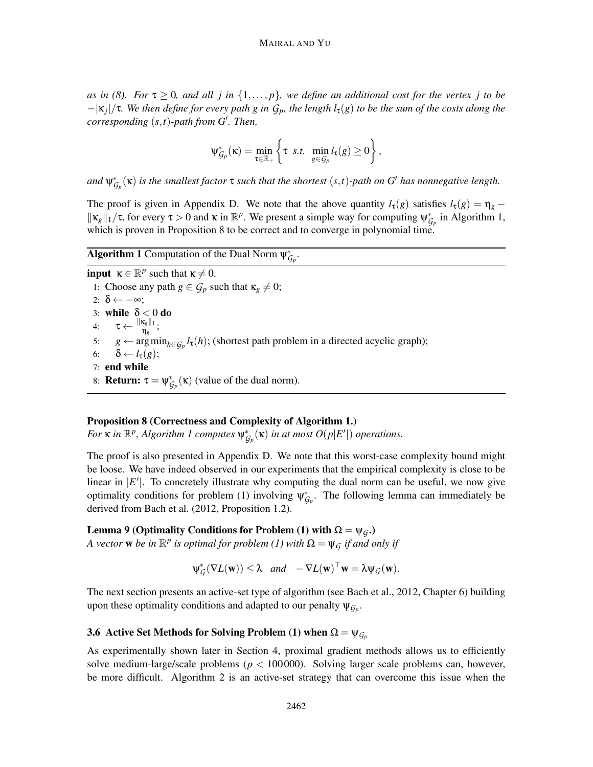*as in (8). For $\tau \geq 0$, and all $j$ in $\{1,\ldots,p\}$, we define an additional cost for the vertex $j$ to be $-|\kappa_j|/\tau$. We then define for every path $g$ in $\mathcal{G}_p$, the length $l_\tau(g)$ to be the sum of the costs along the corresponding $(s,t)$-path from $G'$. Then,*

$$\psi^*_{\mathcal{G}_p}(\kappa) = \min_{\tau \in \mathbb{R}_+} \left\{ \tau \;\; s.t. \;\; \min_{g \in \mathcal{G}_p} l_\tau(g) \geq 0 \right\},$$

*and $\psi^*_{\mathcal{G}_p}(\kappa)$ is the smallest factor $\tau$ such that the shortest $(s,t)$-path on $G'$ has nonnegative length.*

The proof is given in Appendix D. We note that the above quantity $l_\tau(g)$ satisfies $l_\tau(g) = \eta_g - \|\kappa_g\|_1/\tau$, for every $\tau > 0$ and $\kappa$ in $\mathbb{R}^p$. We present a simple way for computing $\psi^*_{\mathcal{G}_p}$ in Algorithm 1, which is proven in Proposition 8 to be correct and to converge in polynomial time.

**Algorithm 1** Computation of the Dual Norm $\psi^*_{\mathcal{G}_p}$.

**input** $\kappa \in \mathbb{R}^p$ such that $\kappa \neq 0$.
1: Choose any path $g \in \mathcal{G}_p$ such that $\kappa_g \neq 0$;
2: $\delta \leftarrow -\infty$;
3: **while** $\delta < 0$ **do**
4: $\quad \tau \leftarrow \frac{\|\kappa_g\|_1}{\eta_g}$;
5: $\quad g \leftarrow \arg\min_{h \in \mathcal{G}_p} l_\tau(h)$; (shortest path problem in a directed acyclic graph);
6: $\quad \delta \leftarrow l_\tau(g)$;
7: **end while**
8: **Return:** $\tau = \psi^*_{\mathcal{G}_p}(\kappa)$ (value of the dual norm).

**Proposition 8 (Correctness and Complexity of Algorithm 1.)**
*For $\kappa$ in $\mathbb{R}^p$, Algorithm 1 computes $\psi^*_{\mathcal{G}_p}(\kappa)$ in at most $O(p|E'|)$ operations.*

The proof is also presented in Appendix D. We note that this worst-case complexity bound might be loose. We have indeed observed in our experiments that the empirical complexity is close to be linear in $|E'|$. To concretely illustrate why computing the dual norm can be useful, we now give optimality conditions for problem (1) involving $\psi^*_{\mathcal{G}_p}$. The following lemma can immediately be derived from Bach et al. (2012, Proposition 1.2).

**Lemma 9 (Optimality Conditions for Problem (1) with $\Omega = \psi_{\mathcal{G}}$.)**
*A vector $\mathbf{w}$ be in $\mathbb{R}^p$ is optimal for problem (1) with $\Omega = \psi_{\mathcal{G}}$ if and only if*

$$\psi^*_{\mathcal{G}}(\nabla L(\mathbf{w})) \leq \lambda \quad and \quad -\nabla L(\mathbf{w})^\top \mathbf{w} = \lambda \psi_{\mathcal{G}}(\mathbf{w}).$$

The next section presents an active-set type of algorithm (see Bach et al., 2012, Chapter 6) building upon these optimality conditions and adapted to our penalty $\psi_{\mathcal{G}_p}$.

### 3.6 Active Set Methods for Solving Problem (1) when $\Omega = \psi_{\mathcal{G}_p}$

As experimentally shown later in Section 4, proximal gradient methods allows us to efficiently solve medium-large/scale problems ($p < 100000$). Solving larger scale problems can, however, be more difficult. Algorithm 2 is an active-set strategy that can overcome this issue when the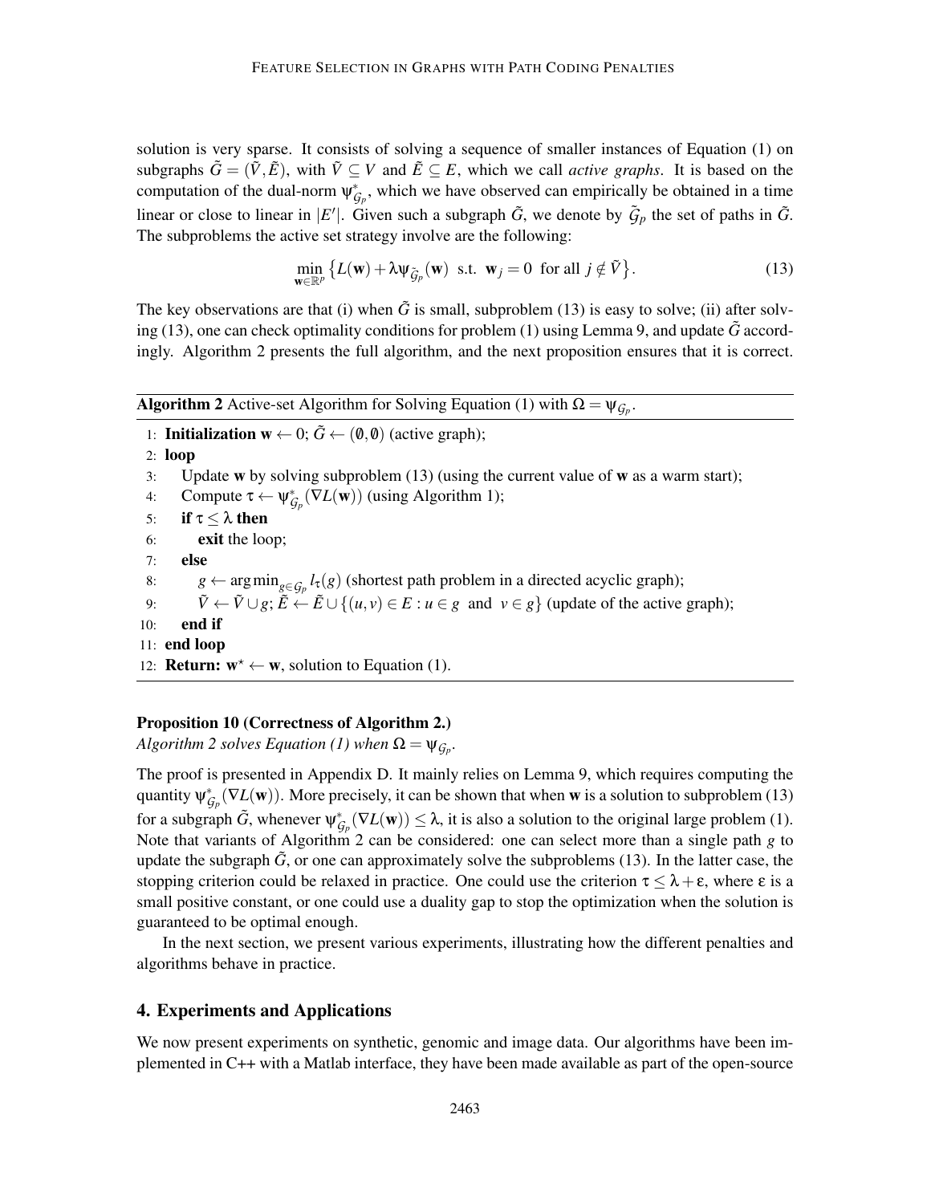solution is very sparse. It consists of solving a sequence of smaller instances of Equation (1) on subgraphs $\tilde{G} = (\tilde{V}, \tilde{E})$, with $\tilde{V} \subseteq V$ and $\tilde{E} \subseteq E$, which we call *active graphs*. It is based on the computation of the dual-norm $\psi^*_{\mathcal{G}_p}$, which we have observed can empirically be obtained in a time linear or close to linear in $|E'|$. Given such a subgraph $\tilde{G}$, we denote by $\tilde{\mathcal{G}}_p$ the set of paths in $\tilde{G}$. The subproblems the active set strategy involve are the following:

$$\min_{\mathbf{w} \in \mathbb{R}^p} \left\{ L(\mathbf{w}) + \lambda \psi_{\tilde{\mathcal{G}}_p}(\mathbf{w}) \ \text{ s.t. } \ \mathbf{w}_j = 0 \ \text{ for all } j \notin \tilde{V} \right\}. \tag{13}$$

The key observations are that (i) when $\tilde{G}$ is small, subproblem (13) is easy to solve; (ii) after solving (13), one can check optimality conditions for problem (1) using Lemma 9, and update $\tilde{G}$ accordingly. Algorithm 2 presents the full algorithm, and the next proposition ensures that it is correct.

---

**Algorithm 2** Active-set Algorithm for Solving Equation (1) with $\Omega = \psi_{\mathcal{G}_p}$.

---

1: **Initialization** $\mathbf{w} \leftarrow 0$; $\tilde{G} \leftarrow (\emptyset, \emptyset)$ (active graph);
2: **loop**
3: &nbsp;&nbsp;&nbsp;&nbsp;Update $\mathbf{w}$ by solving subproblem (13) (using the current value of $\mathbf{w}$ as a warm start);
4: &nbsp;&nbsp;&nbsp;&nbsp;Compute $\tau \leftarrow \psi^*_{\mathcal{G}_p}(\nabla L(\mathbf{w}))$ (using Algorithm 1);
5: &nbsp;&nbsp;&nbsp;&nbsp;**if** $\tau \leq \lambda$ **then**
6: &nbsp;&nbsp;&nbsp;&nbsp;&nbsp;&nbsp;&nbsp;&nbsp;**exit** the loop;
7: &nbsp;&nbsp;&nbsp;&nbsp;**else**
8: &nbsp;&nbsp;&nbsp;&nbsp;&nbsp;&nbsp;&nbsp;&nbsp;$g \leftarrow \arg\min_{g \in \mathcal{G}_p} l_\tau(g)$ (shortest path problem in a directed acyclic graph);
9: &nbsp;&nbsp;&nbsp;&nbsp;&nbsp;&nbsp;&nbsp;&nbsp;$\tilde{V} \leftarrow \tilde{V} \cup g$; $\tilde{E} \leftarrow \tilde{E} \cup \{(u,v) \in E : u \in g \ \text{ and } \ v \in g\}$ (update of the active graph);
10: &nbsp;&nbsp;&nbsp;**end if**
11: **end loop**
12: **Return:** $\mathbf{w}^\star \leftarrow \mathbf{w}$, solution to Equation (1).

---

**Proposition 10 (Correctness of Algorithm 2.)**
*Algorithm 2 solves Equation (1) when $\Omega = \psi_{\mathcal{G}_p}$.*

The proof is presented in Appendix D. It mainly relies on Lemma 9, which requires computing the quantity $\psi^*_{\mathcal{G}_p}(\nabla L(\mathbf{w}))$. More precisely, it can be shown that when $\mathbf{w}$ is a solution to subproblem (13) for a subgraph $\tilde{G}$, whenever $\psi^*_{\mathcal{G}_p}(\nabla L(\mathbf{w})) \leq \lambda$, it is also a solution to the original large problem (1). Note that variants of Algorithm 2 can be considered: one can select more than a single path $g$ to update the subgraph $\tilde{G}$, or one can approximately solve the subproblems (13). In the latter case, the stopping criterion could be relaxed in practice. One could use the criterion $\tau \leq \lambda + \varepsilon$, where $\varepsilon$ is a small positive constant, or one could use a duality gap to stop the optimization when the solution is guaranteed to be optimal enough.

In the next section, we present various experiments, illustrating how the different penalties and algorithms behave in practice.

## 4. Experiments and Applications

We now present experiments on synthetic, genomic and image data. Our algorithms have been implemented in C++ with a Matlab interface, they have been made available as part of the open-source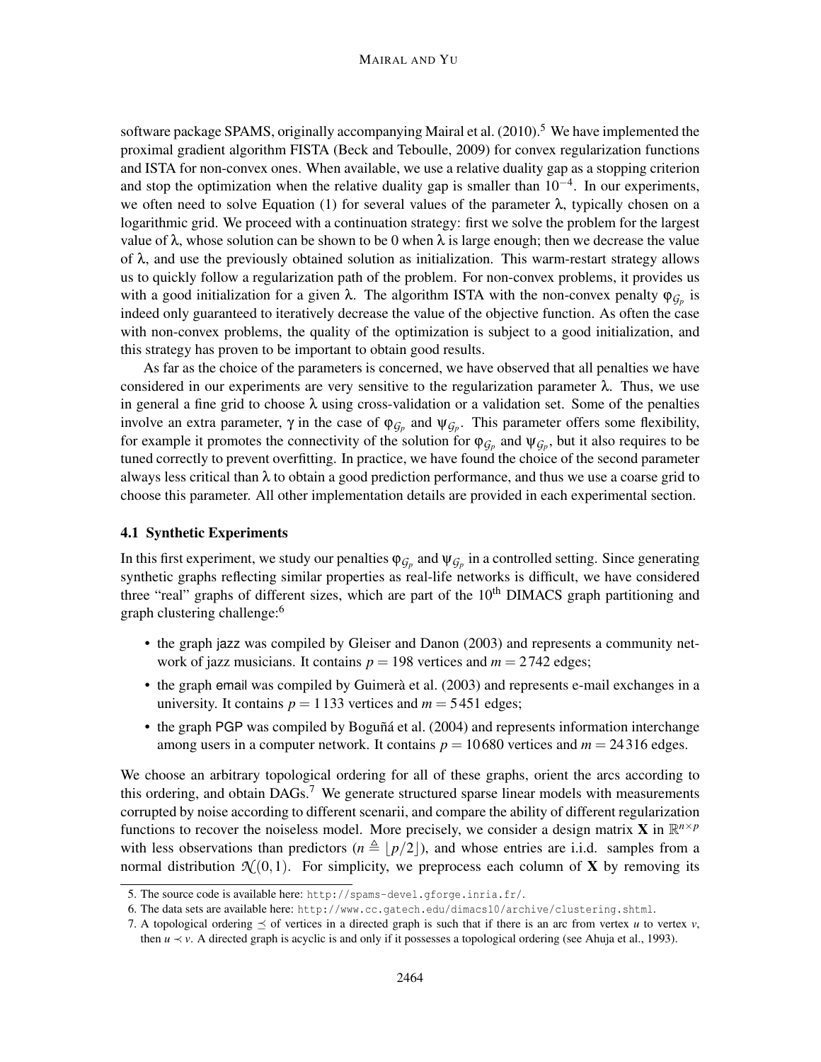software package SPAMS, originally accompanying Mairal et al. (2010).[5] We have implemented the proximal gradient algorithm FISTA (Beck and Teboulle, 2009) for convex regularization functions and ISTA for non-convex ones. When available, we use a relative duality gap as a stopping criterion and stop the optimization when the relative duality gap is smaller than $10^{-4}$. In our experiments, we often need to solve Equation (1) for several values of the parameter $\lambda$, typically chosen on a logarithmic grid. We proceed with a continuation strategy: first we solve the problem for the largest value of $\lambda$, whose solution can be shown to be 0 when $\lambda$ is large enough; then we decrease the value of $\lambda$, and use the previously obtained solution as initialization. This warm-restart strategy allows us to quickly follow a regularization path of the problem. For non-convex problems, it provides us with a good initialization for a given $\lambda$. The algorithm ISTA with the non-convex penalty $\varphi_{\mathcal{G}_p}$ is indeed only guaranteed to iteratively decrease the value of the objective function. As often the case with non-convex problems, the quality of the optimization is subject to a good initialization, and this strategy has proven to be important to obtain good results.

As far as the choice of the parameters is concerned, we have observed that all penalties we have considered in our experiments are very sensitive to the regularization parameter $\lambda$. Thus, we use in general a fine grid to choose $\lambda$ using cross-validation or a validation set. Some of the penalties involve an extra parameter, $\gamma$ in the case of $\varphi_{\mathcal{G}_p}$ and $\psi_{\mathcal{G}_p}$. This parameter offers some flexibility, for example it promotes the connectivity of the solution for $\varphi_{\mathcal{G}_p}$ and $\psi_{\mathcal{G}_p}$, but it also requires to be tuned correctly to prevent overfitting. In practice, we have found the choice of the second parameter always less critical than $\lambda$ to obtain a good prediction performance, and thus we use a coarse grid to choose this parameter. All other implementation details are provided in each experimental section.

### 4.1 Synthetic Experiments

In this first experiment, we study our penalties $\varphi_{\mathcal{G}_p}$ and $\psi_{\mathcal{G}_p}$ in a controlled setting. Since generating synthetic graphs reflecting similar properties as real-life networks is difficult, we have considered three "real" graphs of different sizes, which are part of the 10th DIMACS graph partitioning and graph clustering challenge:[6]

- the graph jazz was compiled by Gleiser and Danon (2003) and represents a community network of jazz musicians. It contains $p = 198$ vertices and $m = 2\,742$ edges;
- the graph email was compiled by Guimerà et al. (2003) and represents e-mail exchanges in a university. It contains $p = 1\,133$ vertices and $m = 5\,451$ edges;
- the graph PGP was compiled by Boguñá et al. (2004) and represents information interchange among users in a computer network. It contains $p = 10\,680$ vertices and $m = 24\,316$ edges.

We choose an arbitrary topological ordering for all of these graphs, orient the arcs according to this ordering, and obtain DAGs.[7] We generate structured sparse linear models with measurements corrupted by noise according to different scenarii, and compare the ability of different regularization functions to recover the noiseless model. More precisely, we consider a design matrix $\mathbf{X}$ in $\mathbb{R}^{n \times p}$ with less observations than predictors ($n \triangleq \lfloor p/2 \rfloor$), and whose entries are i.i.d. samples from a normal distribution $\mathcal{N}(0,1)$. For simplicity, we preprocess each column of $\mathbf{X}$ by removing its

5. The source code is available here: http://spams-devel.gforge.inria.fr/.

6. The data sets are available here: http://www.cc.gatech.edu/dimacs10/archive/clustering.shtml.

7. A topological ordering $\preceq$ of vertices in a directed graph is such that if there is an arc from vertex $u$ to vertex $v$, then $u \prec v$. A directed graph is acyclic is and only if it possesses a topological ordering (see Ahuja et al., 1993).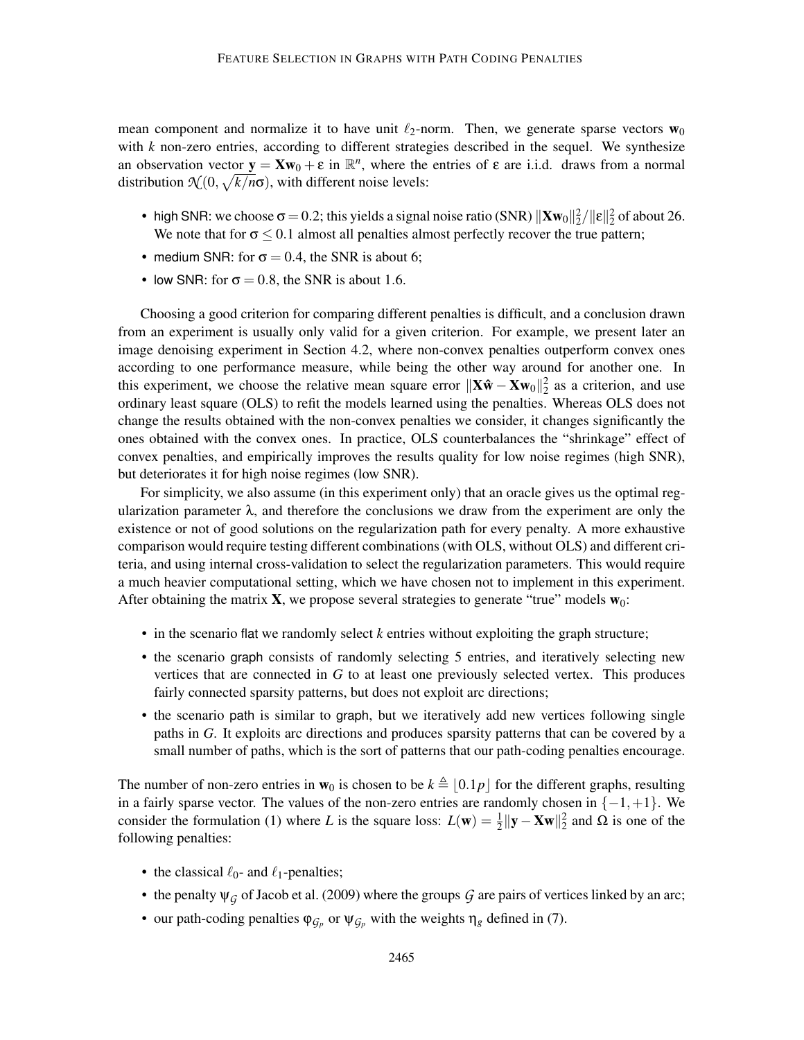mean component and normalize it to have unit $\ell_2$-norm. Then, we generate sparse vectors $\mathbf{w}_0$ with $k$ non-zero entries, according to different strategies described in the sequel. We synthesize an observation vector $\mathbf{y} = \mathbf{X}\mathbf{w}_0 + \varepsilon$ in $\mathbb{R}^n$, where the entries of $\varepsilon$ are i.i.d. draws from a normal distribution $\mathcal{N}(0, \sqrt{k/n}\sigma)$, with different noise levels:

- high SNR: we choose $\sigma = 0.2$; this yields a signal noise ratio (SNR) $\|\mathbf{X}\mathbf{w}_0\|_2^2 / \|\varepsilon\|_2^2$ of about 26. We note that for $\sigma \leq 0.1$ almost all penalties almost perfectly recover the true pattern;
- medium SNR: for $\sigma = 0.4$, the SNR is about 6;
- low SNR: for $\sigma = 0.8$, the SNR is about 1.6.

Choosing a good criterion for comparing different penalties is difficult, and a conclusion drawn from an experiment is usually only valid for a given criterion. For example, we present later an image denoising experiment in Section 4.2, where non-convex penalties outperform convex ones according to one performance measure, while being the other way around for another one. In this experiment, we choose the relative mean square error $\|\mathbf{X}\hat{\mathbf{w}} - \mathbf{X}\mathbf{w}_0\|_2^2$ as a criterion, and use ordinary least square (OLS) to refit the models learned using the penalties. Whereas OLS does not change the results obtained with the non-convex penalties we consider, it changes significantly the ones obtained with the convex ones. In practice, OLS counterbalances the "shrinkage" effect of convex penalties, and empirically improves the results quality for low noise regimes (high SNR), but deteriorates it for high noise regimes (low SNR).

For simplicity, we also assume (in this experiment only) that an oracle gives us the optimal regularization parameter $\lambda$, and therefore the conclusions we draw from the experiment are only the existence or not of good solutions on the regularization path for every penalty. A more exhaustive comparison would require testing different combinations (with OLS, without OLS) and different criteria, and using internal cross-validation to select the regularization parameters. This would require a much heavier computational setting, which we have chosen not to implement in this experiment. After obtaining the matrix $\mathbf{X}$, we propose several strategies to generate "true" models $\mathbf{w}_0$:

- in the scenario flat we randomly select $k$ entries without exploiting the graph structure;
- the scenario graph consists of randomly selecting 5 entries, and iteratively selecting new vertices that are connected in $G$ to at least one previously selected vertex. This produces fairly connected sparsity patterns, but does not exploit arc directions;
- the scenario path is similar to graph, but we iteratively add new vertices following single paths in $G$. It exploits arc directions and produces sparsity patterns that can be covered by a small number of paths, which is the sort of patterns that our path-coding penalties encourage.

The number of non-zero entries in $\mathbf{w}_0$ is chosen to be $k \triangleq \lfloor 0.1p \rfloor$ for the different graphs, resulting in a fairly sparse vector. The values of the non-zero entries are randomly chosen in $\{-1, +1\}$. We consider the formulation (1) where $L$ is the square loss: $L(\mathbf{w}) = \frac{1}{2}\|\mathbf{y} - \mathbf{X}\mathbf{w}\|_2^2$ and $\Omega$ is one of the following penalties:

- the classical $\ell_0$- and $\ell_1$-penalties;
- the penalty $\psi_{\mathcal{G}}$ of Jacob et al. (2009) where the groups $\mathcal{G}$ are pairs of vertices linked by an arc;
- our path-coding penalties $\varphi_{\mathcal{G}_p}$ or $\psi_{\mathcal{G}_p}$ with the weights $\eta_g$ defined in (7).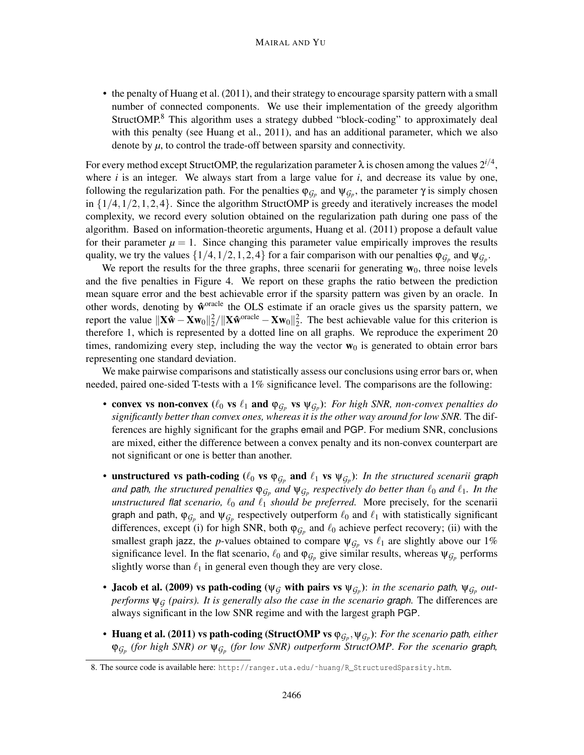- the penalty of Huang et al. (2011), and their strategy to encourage sparsity pattern with a small number of connected components. We use their implementation of the greedy algorithm StructOMP.[8] This algorithm uses a strategy dubbed "block-coding" to approximately deal with this penalty (see Huang et al., 2011), and has an additional parameter, which we also denote by $\mu$, to control the trade-off between sparsity and connectivity.

For every method except StructOMP, the regularization parameter $\lambda$ is chosen among the values $2^{i/4}$, where $i$ is an integer. We always start from a large value for $i$, and decrease its value by one, following the regularization path. For the penalties $\varphi_{\mathcal{G}_p}$ and $\psi_{\mathcal{G}_p}$, the parameter $\gamma$ is simply chosen in $\{1/4, 1/2, 1, 2, 4\}$. Since the algorithm StructOMP is greedy and iteratively increases the model complexity, we record every solution obtained on the regularization path during one pass of the algorithm. Based on information-theoretic arguments, Huang et al. (2011) propose a default value for their parameter $\mu = 1$. Since changing this parameter value empirically improves the results quality, we try the values $\{1/4, 1/2, 1, 2, 4\}$ for a fair comparison with our penalties $\varphi_{\mathcal{G}_p}$ and $\psi_{\mathcal{G}_p}$.

We report the results for the three graphs, three scenarii for generating $\mathbf{w}_0$, three noise levels and the five penalties in Figure 4. We report on these graphs the ratio between the prediction mean square error and the best achievable error if the sparsity pattern was given by an oracle. In other words, denoting by $\hat{\mathbf{w}}^{\text{oracle}}$ the OLS estimate if an oracle gives us the sparsity pattern, we report the value $\|\mathbf{X}\hat{\mathbf{w}} - \mathbf{X}\mathbf{w}_0\|_2^2 / \|\mathbf{X}\hat{\mathbf{w}}^{\text{oracle}} - \mathbf{X}\mathbf{w}_0\|_2^2$. The best achievable value for this criterion is therefore 1, which is represented by a dotted line on all graphs. We reproduce the experiment 20 times, randomizing every step, including the way the vector $\mathbf{w}_0$ is generated to obtain error bars representing one standard deviation.

We make pairwise comparisons and statistically assess our conclusions using error bars or, when needed, paired one-sided T-tests with a 1% significance level. The comparisons are the following:

- **convex vs non-convex ($\ell_0$ vs $\ell_1$ and $\varphi_{\mathcal{G}_p}$ vs $\psi_{\mathcal{G}_p}$)**: *For high SNR, non-convex penalties do significantly better than convex ones, whereas it is the other way around for low SNR.* The differences are highly significant for the graphs email and PGP. For medium SNR, conclusions are mixed, either the difference between a convex penalty and its non-convex counterpart are not significant or one is better than another.

- **unstructured vs path-coding ($\ell_0$ vs $\varphi_{\mathcal{G}_p}$ and $\ell_1$ vs $\psi_{\mathcal{G}_p}$)**: *In the structured scenarii graph and path, the structured penalties $\varphi_{\mathcal{G}_p}$ and $\psi_{\mathcal{G}_p}$ respectively do better than $\ell_0$ and $\ell_1$. In the unstructured flat scenario, $\ell_0$ and $\ell_1$ should be preferred.* More precisely, for the scenarii graph and path, $\varphi_{\mathcal{G}_p}$ and $\psi_{\mathcal{G}_p}$ respectively outperform $\ell_0$ and $\ell_1$ with statistically significant differences, except (i) for high SNR, both $\varphi_{\mathcal{G}_p}$ and $\ell_0$ achieve perfect recovery; (ii) with the smallest graph jazz, the $p$-values obtained to compare $\psi_{\mathcal{G}_p}$ vs $\ell_1$ are slightly above our 1% significance level. In the flat scenario, $\ell_0$ and $\varphi_{\mathcal{G}_p}$ give similar results, whereas $\psi_{\mathcal{G}_p}$ performs slightly worse than $\ell_1$ in general even though they are very close.

- **Jacob et al. (2009) vs path-coding ($\psi_{\mathcal{G}}$ with pairs vs $\psi_{\mathcal{G}_p}$)**: *in the scenario path, $\psi_{\mathcal{G}_p}$ outperforms $\psi_{\mathcal{G}}$ (pairs). It is generally also the case in the scenario graph.* The differences are always significant in the low SNR regime and with the largest graph PGP.

- **Huang et al. (2011) vs path-coding (StructOMP vs $\varphi_{\mathcal{G}_p}, \psi_{\mathcal{G}_p}$)**: *For the scenario path, either $\varphi_{\mathcal{G}_p}$ (for high SNR) or $\psi_{\mathcal{G}_p}$ (for low SNR) outperform StructOMP. For the scenario graph,*

8. The source code is available here: http://ranger.uta.edu/~huang/R_StructuredSparsity.htm.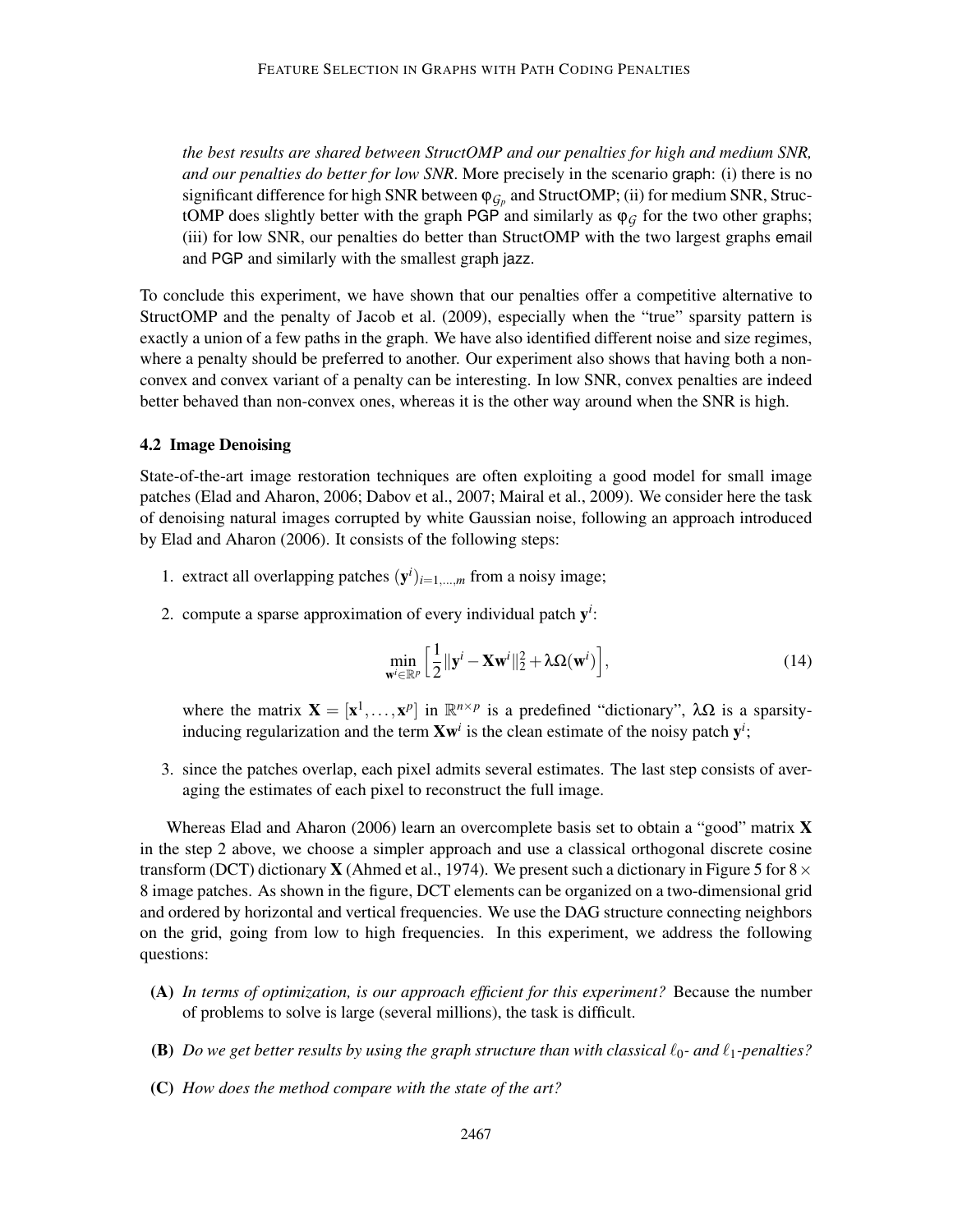*the best results are shared between StructOMP and our penalties for high and medium SNR, and our penalties do better for low SNR*. More precisely in the scenario graph: (i) there is no significant difference for high SNR between $\varphi_{\mathcal{G}_p}$ and StructOMP; (ii) for medium SNR, StructOMP does slightly better with the graph PGP and similarly as $\varphi_{\mathcal{G}}$ for the two other graphs; (iii) for low SNR, our penalties do better than StructOMP with the two largest graphs email and PGP and similarly with the smallest graph jazz.

To conclude this experiment, we have shown that our penalties offer a competitive alternative to StructOMP and the penalty of Jacob et al. (2009), especially when the "true" sparsity pattern is exactly a union of a few paths in the graph. We have also identified different noise and size regimes, where a penalty should be preferred to another. Our experiment also shows that having both a non-convex and convex variant of a penalty can be interesting. In low SNR, convex penalties are indeed better behaved than non-convex ones, whereas it is the other way around when the SNR is high.

### 4.2 Image Denoising

State-of-the-art image restoration techniques are often exploiting a good model for small image patches (Elad and Aharon, 2006; Dabov et al., 2007; Mairal et al., 2009). We consider here the task of denoising natural images corrupted by white Gaussian noise, following an approach introduced by Elad and Aharon (2006). It consists of the following steps:

1. extract all overlapping patches $(\mathbf{y}^i)_{i=1,\ldots,m}$ from a noisy image;
2. compute a sparse approximation of every individual patch $\mathbf{y}^i$:

$$\min_{\mathbf{w}^i \in \mathbb{R}^p} \Big[ \frac{1}{2} \|\mathbf{y}^i - \mathbf{X}\mathbf{w}^i\|_2^2 + \lambda \Omega(\mathbf{w}^i) \Big], \tag{14}$$

   where the matrix $\mathbf{X} = [\mathbf{x}^1, \ldots, \mathbf{x}^p]$ in $\mathbb{R}^{n \times p}$ is a predefined "dictionary", $\lambda\Omega$ is a sparsity-inducing regularization and the term $\mathbf{X}\mathbf{w}^i$ is the clean estimate of the noisy patch $\mathbf{y}^i$;

3. since the patches overlap, each pixel admits several estimates. The last step consists of averaging the estimates of each pixel to reconstruct the full image.

Whereas Elad and Aharon (2006) learn an overcomplete basis set to obtain a "good" matrix $\mathbf{X}$ in the step 2 above, we choose a simpler approach and use a classical orthogonal discrete cosine transform (DCT) dictionary $\mathbf{X}$ (Ahmed et al., 1974). We present such a dictionary in Figure 5 for $8 \times 8$ image patches. As shown in the figure, DCT elements can be organized on a two-dimensional grid and ordered by horizontal and vertical frequencies. We use the DAG structure connecting neighbors on the grid, going from low to high frequencies. In this experiment, we address the following questions:

- **(A)** *In terms of optimization, is our approach efficient for this experiment?* Because the number of problems to solve is large (several millions), the task is difficult.
- **(B)** *Do we get better results by using the graph structure than with classical $\ell_0$- and $\ell_1$-penalties?*
- **(C)** *How does the method compare with the state of the art?*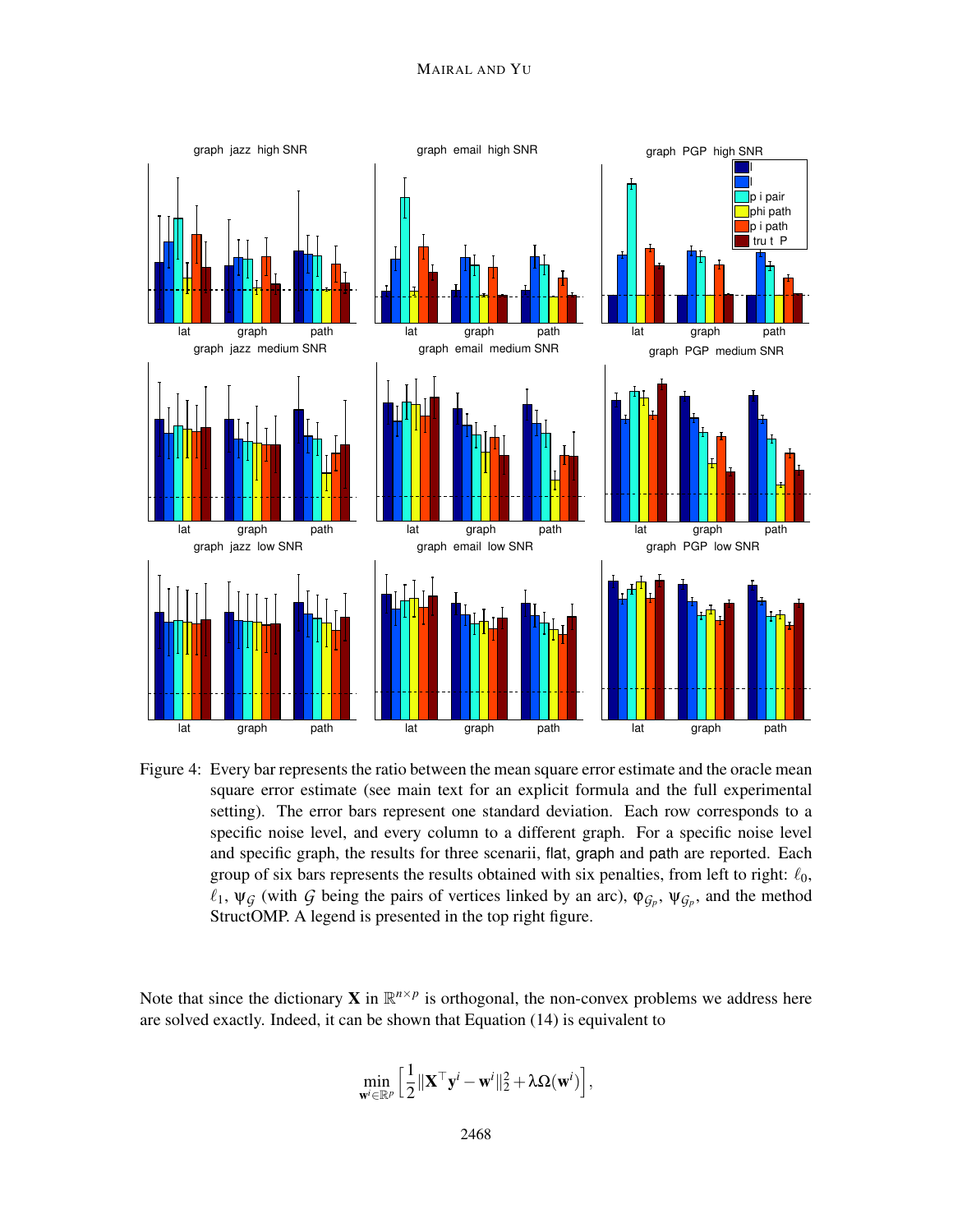Figure 4: Every bar represents the ratio between the mean square error estimate and the oracle mean square error estimate (see main text for an explicit formula and the full experimental setting). The error bars represent one standard deviation. Each row corresponds to a specific noise level, and every column to a different graph. For a specific noise level and specific graph, the results for three scenarii, flat, graph and path are reported. Each group of six bars represents the results obtained with six penalties, from left to right: $\ell_0$, $\ell_1$, $\psi_{\mathcal{G}}$ (with $\mathcal{G}$ being the pairs of vertices linked by an arc), $\varphi_{\mathcal{G}_p}$, $\psi_{\mathcal{G}_p}$, and the method StructOMP. A legend is presented in the top right figure.

Note that since the dictionary $\mathbf{X}$ in $\mathbb{R}^{n \times p}$ is orthogonal, the non-convex problems we address here are solved exactly. Indeed, it can be shown that Equation (14) is equivalent to

$$\min_{\mathbf{w}^i \in \mathbb{R}^p} \Big[ \frac{1}{2} \|\mathbf{X}^\top \mathbf{y}^i - \mathbf{w}^i\|_2^2 + \lambda \Omega(\mathbf{w}^i) \Big],$$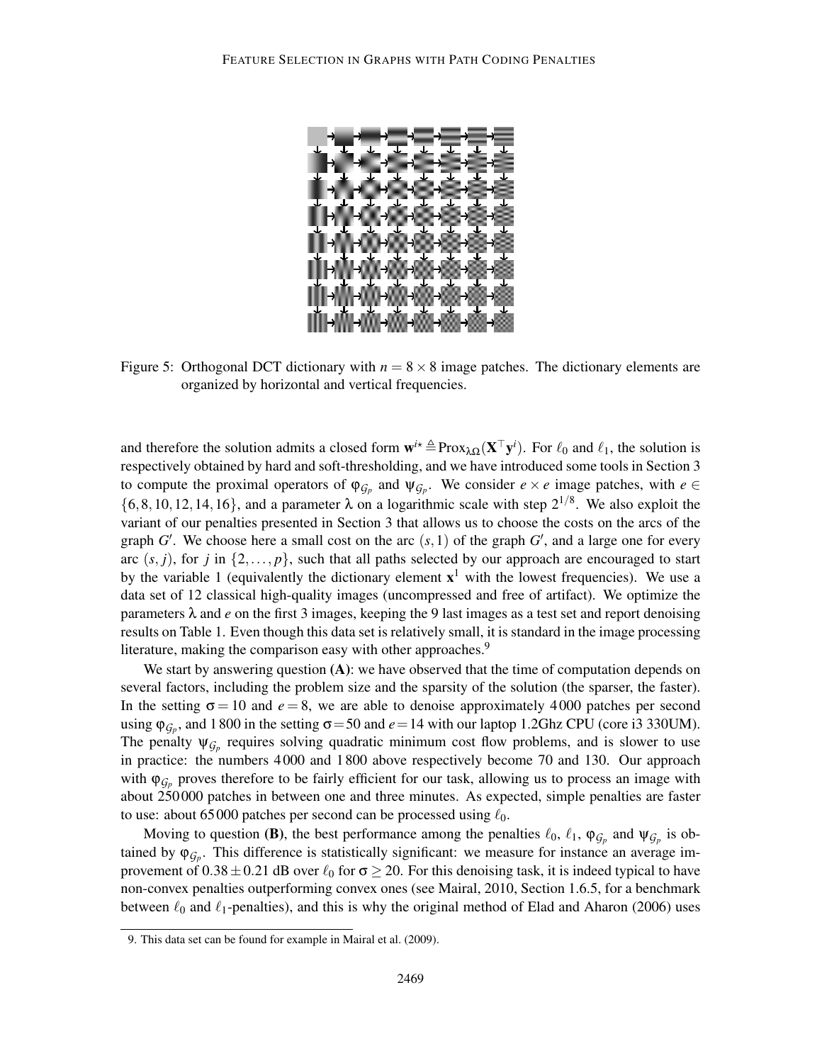Figure 5: Orthogonal DCT dictionary with $n = 8 \times 8$ image patches. The dictionary elements are organized by horizontal and vertical frequencies.

and therefore the solution admits a closed form $\mathbf{w}^{i\star} \triangleq \text{Prox}_{\lambda\Omega}(\mathbf{X}^\top \mathbf{y}^i)$. For $\ell_0$ and $\ell_1$, the solution is respectively obtained by hard and soft-thresholding, and we have introduced some tools in Section 3 to compute the proximal operators of $\varphi_{\mathcal{G}_p}$ and $\psi_{\mathcal{G}_p}$. We consider $e \times e$ image patches, with $e \in \{6, 8, 10, 12, 14, 16\}$, and a parameter $\lambda$ on a logarithmic scale with step $2^{1/8}$. We also exploit the variant of our penalties presented in Section 3 that allows us to choose the costs on the arcs of the graph $G'$. We choose here a small cost on the arc $(s, 1)$ of the graph $G'$, and a large one for every arc $(s, j)$, for $j$ in $\{2, \ldots, p\}$, such that all paths selected by our approach are encouraged to start by the variable 1 (equivalently the dictionary element $\mathbf{x}^1$ with the lowest frequencies). We use a data set of 12 classical high-quality images (uncompressed and free of artifact). We optimize the parameters $\lambda$ and $e$ on the first 3 images, keeping the 9 last images as a test set and report denoising results on Table 1. Even though this data set is relatively small, it is standard in the image processing literature, making the comparison easy with other approaches.[9]

We start by answering question **(A)**: we have observed that the time of computation depends on several factors, including the problem size and the sparsity of the solution (the sparser, the faster). In the setting $\sigma = 10$ and $e = 8$, we are able to denoise approximately 4 000 patches per second using $\varphi_{\mathcal{G}_p}$, and 1 800 in the setting $\sigma = 50$ and $e = 14$ with our laptop 1.2Ghz CPU (core i3 330UM). The penalty $\psi_{\mathcal{G}_p}$ requires solving quadratic minimum cost flow problems, and is slower to use in practice: the numbers 4 000 and 1 800 above respectively become 70 and 130. Our approach with $\varphi_{\mathcal{G}_p}$ proves therefore to be fairly efficient for our task, allowing us to process an image with about 250 000 patches in between one and three minutes. As expected, simple penalties are faster to use: about 65 000 patches per second can be processed using $\ell_0$.

Moving to question **(B)**, the best performance among the penalties $\ell_0$, $\ell_1$, $\varphi_{\mathcal{G}_p}$ and $\psi_{\mathcal{G}_p}$ is obtained by $\varphi_{\mathcal{G}_p}$. This difference is statistically significant: we measure for instance an average improvement of $0.38 \pm 0.21$ dB over $\ell_0$ for $\sigma \geq 20$. For this denoising task, it is indeed typical to have non-convex penalties outperforming convex ones (see Mairal, 2010, Section 1.6.5, for a benchmark between $\ell_0$ and $\ell_1$-penalties), and this is why the original method of Elad and Aharon (2006) uses

9. This data set can be found for example in Mairal et al. (2009).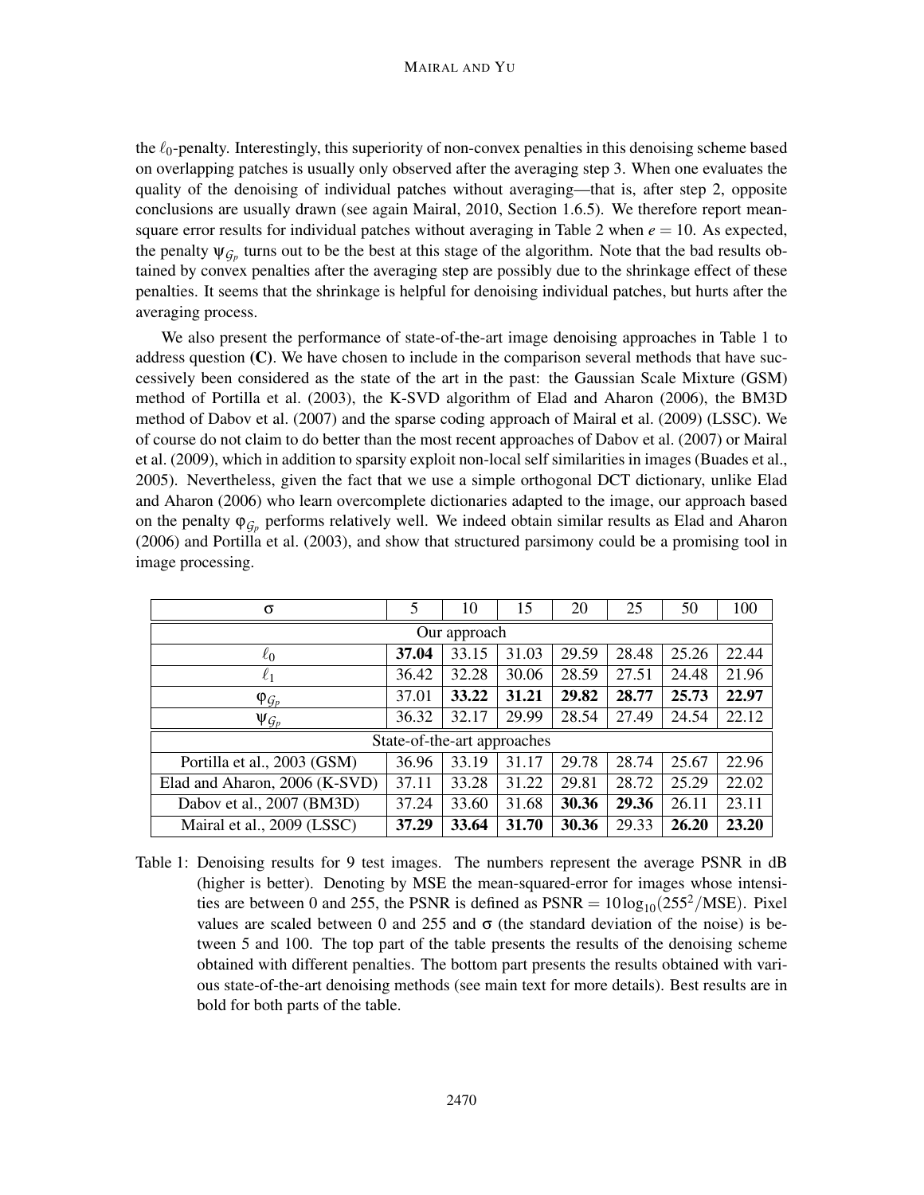the $\ell_0$-penalty. Interestingly, this superiority of non-convex penalties in this denoising scheme based on overlapping patches is usually only observed after the averaging step 3. When one evaluates the quality of the denoising of individual patches without averaging—that is, after step 2, opposite conclusions are usually drawn (see again Mairal, 2010, Section 1.6.5). We therefore report mean-square error results for individual patches without averaging in Table 2 when $e = 10$. As expected, the penalty $\psi_{\mathcal{G}_p}$ turns out to be the best at this stage of the algorithm. Note that the bad results obtained by convex penalties after the averaging step are possibly due to the shrinkage effect of these penalties. It seems that the shrinkage is helpful for denoising individual patches, but hurts after the averaging process.

We also present the performance of state-of-the-art image denoising approaches in Table 1 to address question **(C)**. We have chosen to include in the comparison several methods that have successively been considered as the state of the art in the past: the Gaussian Scale Mixture (GSM) method of Portilla et al. (2003), the K-SVD algorithm of Elad and Aharon (2006), the BM3D method of Dabov et al. (2007) and the sparse coding approach of Mairal et al. (2009) (LSSC). We of course do not claim to do better than the most recent approaches of Dabov et al. (2007) or Mairal et al. (2009), which in addition to sparsity exploit non-local self similarities in images (Buades et al., 2005). Nevertheless, given the fact that we use a simple orthogonal DCT dictionary, unlike Elad and Aharon (2006) who learn overcomplete dictionaries adapted to the image, our approach based on the penalty $\varphi_{\mathcal{G}_p}$ performs relatively well. We indeed obtain similar results as Elad and Aharon (2006) and Portilla et al. (2003), and show that structured parsimony could be a promising tool in image processing.

| $\sigma$ | 5 | 10 | 15 | 20 | 25 | 50 | 100 |
|---|---|---|---|---|---|---|---|
| Our approach | | | | | | | |
| $\ell_0$ | **37.04** | 33.15 | 31.03 | 29.59 | 28.48 | 25.26 | 22.44 |
| $\ell_1$ | 36.42 | 32.28 | 30.06 | 28.59 | 27.51 | 24.48 | 21.96 |
| $\varphi_{\mathcal{G}_p}$ | 37.01 | **33.22** | **31.21** | **29.82** | **28.77** | **25.73** | **22.97** |
| $\psi_{\mathcal{G}_p}$ | 36.32 | 32.17 | 29.99 | 28.54 | 27.49 | 24.54 | 22.12 |
| State-of-the-art approaches | | | | | | | |
| Portilla et al., 2003 (GSM) | 36.96 | 33.19 | 31.17 | 29.78 | 28.74 | 25.67 | 22.96 |
| Elad and Aharon, 2006 (K-SVD) | 37.11 | 33.28 | 31.22 | 29.81 | 28.72 | 25.29 | 22.02 |
| Dabov et al., 2007 (BM3D) | 37.24 | 33.60 | 31.68 | **30.36** | **29.36** | 26.11 | 23.11 |
| Mairal et al., 2009 (LSSC) | **37.29** | **33.64** | **31.70** | **30.36** | 29.33 | **26.20** | **23.20** |

Table 1: Denoising results for 9 test images. The numbers represent the average PSNR in dB (higher is better). Denoting by MSE the mean-squared-error for images whose intensities are between 0 and 255, the PSNR is defined as $\text{PSNR} = 10\log_{10}(255^2/\text{MSE})$. Pixel values are scaled between 0 and 255 and $\sigma$ (the standard deviation of the noise) is between 5 and 100. The top part of the table presents the results of the denoising scheme obtained with different penalties. The bottom part presents the results obtained with various state-of-the-art denoising methods (see main text for more details). Best results are in bold for both parts of the table.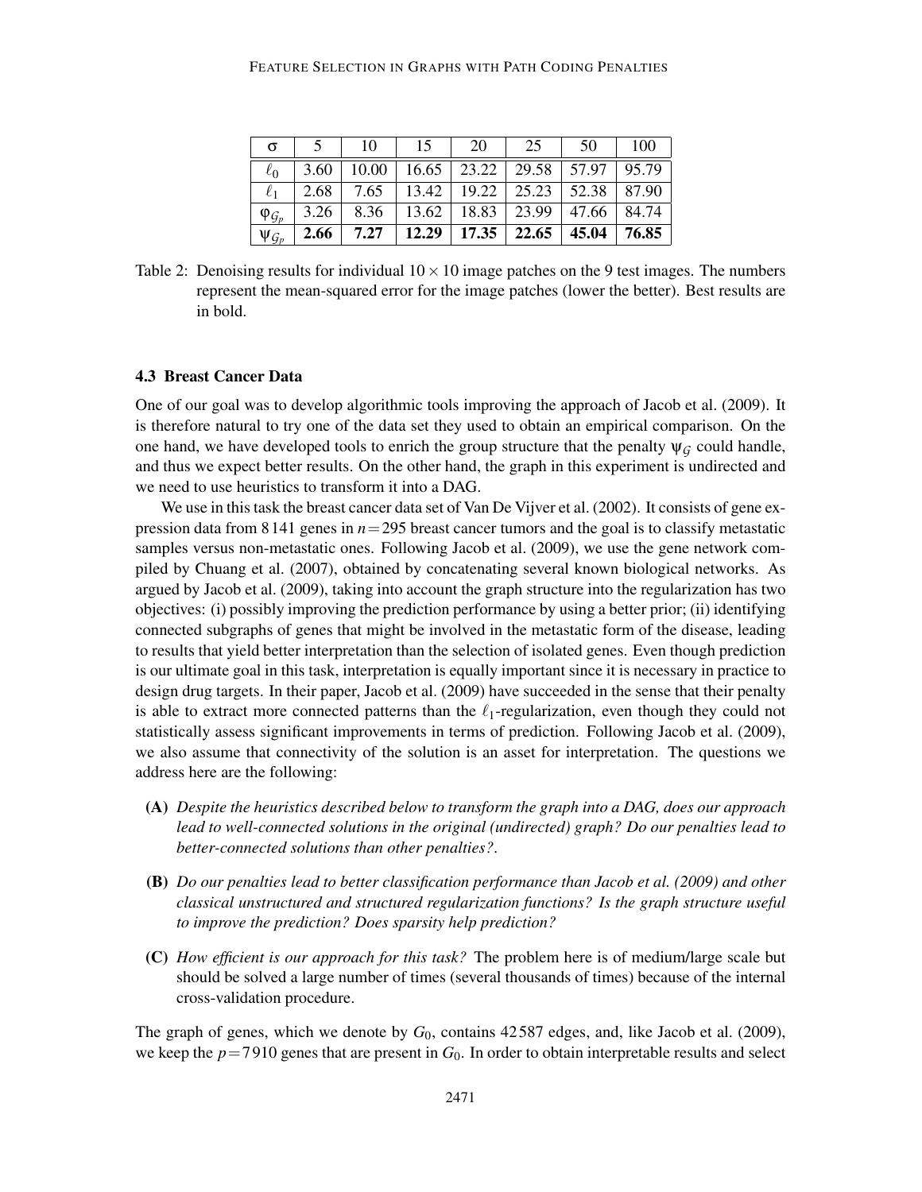| $\sigma$ | 5 | 10 | 15 | 20 | 25 | 50 | 100 |
|---|---|---|---|---|---|---|---|
| $\ell_0$ | 3.60 | 10.00 | 16.65 | 23.22 | 29.58 | 57.97 | 95.79 |
| $\ell_1$ | 2.68 | 7.65 | 13.42 | 19.22 | 25.23 | 52.38 | 87.90 |
| $\varphi_{\mathcal{G}_p}$ | 3.26 | 8.36 | 13.62 | 18.83 | 23.99 | 47.66 | 84.74 |
| $\psi_{\mathcal{G}_p}$ | **2.66** | **7.27** | **12.29** | **17.35** | **22.65** | **45.04** | **76.85** |

Table 2: Denoising results for individual $10 \times 10$ image patches on the 9 test images. The numbers represent the mean-squared error for the image patches (lower the better). Best results are in bold.

### 4.3 Breast Cancer Data

One of our goal was to develop algorithmic tools improving the approach of Jacob et al. (2009). It is therefore natural to try one of the data set they used to obtain an empirical comparison. On the one hand, we have developed tools to enrich the group structure that the penalty $\psi_{\mathcal{G}}$ could handle, and thus we expect better results. On the other hand, the graph in this experiment is undirected and we need to use heuristics to transform it into a DAG.

We use in this task the breast cancer data set of Van De Vijver et al. (2002). It consists of gene expression data from 8 141 genes in $n=295$ breast cancer tumors and the goal is to classify metastatic samples versus non-metastatic ones. Following Jacob et al. (2009), we use the gene network compiled by Chuang et al. (2007), obtained by concatenating several known biological networks. As argued by Jacob et al. (2009), taking into account the graph structure into the regularization has two objectives: (i) possibly improving the prediction performance by using a better prior; (ii) identifying connected subgraphs of genes that might be involved in the metastatic form of the disease, leading to results that yield better interpretation than the selection of isolated genes. Even though prediction is our ultimate goal in this task, interpretation is equally important since it is necessary in practice to design drug targets. In their paper, Jacob et al. (2009) have succeeded in the sense that their penalty is able to extract more connected patterns than the $\ell_1$-regularization, even though they could not statistically assess significant improvements in terms of prediction. Following Jacob et al. (2009), we also assume that connectivity of the solution is an asset for interpretation. The questions we address here are the following:

- **(A)** *Despite the heuristics described below to transform the graph into a DAG, does our approach lead to well-connected solutions in the original (undirected) graph? Do our penalties lead to better-connected solutions than other penalties?*.
- **(B)** *Do our penalties lead to better classification performance than Jacob et al. (2009) and other classical unstructured and structured regularization functions? Is the graph structure useful to improve the prediction? Does sparsity help prediction?*
- **(C)** *How efficient is our approach for this task?* The problem here is of medium/large scale but should be solved a large number of times (several thousands of times) because of the internal cross-validation procedure.

The graph of genes, which we denote by $G_0$, contains 42 587 edges, and, like Jacob et al. (2009), we keep the $p=7\,910$ genes that are present in $G_0$. In order to obtain interpretable results and select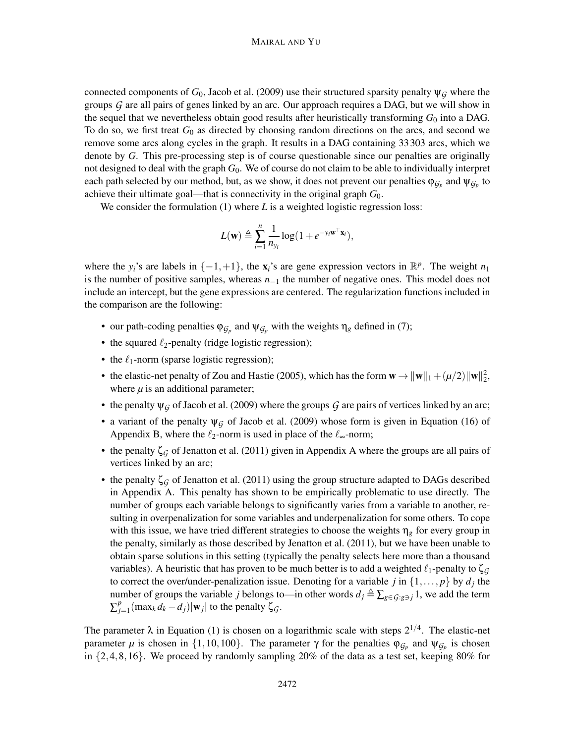connected components of $G_0$, Jacob et al. (2009) use their structured sparsity penalty $\psi_{\mathcal{G}}$ where the groups $\mathcal{G}$ are all pairs of genes linked by an arc. Our approach requires a DAG, but we will show in the sequel that we nevertheless obtain good results after heuristically transforming $G_0$ into a DAG. To do so, we first treat $G_0$ as directed by choosing random directions on the arcs, and second we remove some arcs along cycles in the graph. It results in a DAG containing 33 303 arcs, which we denote by $G$. This pre-processing step is of course questionable since our penalties are originally not designed to deal with the graph $G_0$. We of course do not claim to be able to individually interpret each path selected by our method, but, as we show, it does not prevent our penalties $\varphi_{\mathcal{G}_p}$ and $\psi_{\mathcal{G}_p}$ to achieve their ultimate goal—that is connectivity in the original graph $G_0$.

We consider the formulation (1) where $L$ is a weighted logistic regression loss:

$$L(\mathbf{w}) \triangleq \sum_{i=1}^{n} \frac{1}{n_{y_i}} \log(1 + e^{-y_i \mathbf{w}^\top \mathbf{x}_i}),$$

where the $y_i$'s are labels in $\{-1, +1\}$, the $\mathbf{x}_i$'s are gene expression vectors in $\mathbb{R}^p$. The weight $n_1$ is the number of positive samples, whereas $n_{-1}$ the number of negative ones. This model does not include an intercept, but the gene expressions are centered. The regularization functions included in the comparison are the following:

- our path-coding penalties $\varphi_{\mathcal{G}_p}$ and $\psi_{\mathcal{G}_p}$ with the weights $\eta_g$ defined in (7);
- the squared $\ell_2$-penalty (ridge logistic regression);
- the $\ell_1$-norm (sparse logistic regression);
- the elastic-net penalty of Zou and Hastie (2005), which has the form $\mathbf{w} \to \|\mathbf{w}\|_1 + (\mu/2)\|\mathbf{w}\|_2^2$, where $\mu$ is an additional parameter;
- the penalty $\psi_{\mathcal{G}}$ of Jacob et al. (2009) where the groups $\mathcal{G}$ are pairs of vertices linked by an arc;
- a variant of the penalty $\psi_{\mathcal{G}}$ of Jacob et al. (2009) whose form is given in Equation (16) of Appendix B, where the $\ell_2$-norm is used in place of the $\ell_\infty$-norm;
- the penalty $\zeta_{\mathcal{G}}$ of Jenatton et al. (2011) given in Appendix A where the groups are all pairs of vertices linked by an arc;
- the penalty $\zeta_{\mathcal{G}}$ of Jenatton et al. (2011) using the group structure adapted to DAGs described in Appendix A. This penalty has shown to be empirically problematic to use directly. The number of groups each variable belongs to significantly varies from a variable to another, resulting in overpenalization for some variables and underpenalization for some others. To cope with this issue, we have tried different strategies to choose the weights $\eta_g$ for every group in the penalty, similarly as those described by Jenatton et al. (2011), but we have been unable to obtain sparse solutions in this setting (typically the penalty selects here more than a thousand variables). A heuristic that has proven to be much better is to add a weighted $\ell_1$-penalty to $\zeta_{\mathcal{G}}$ to correct the over/under-penalization issue. Denoting for a variable $j$ in $\{1, \ldots, p\}$ by $d_j$ the number of groups the variable $j$ belongs to—in other words $d_j \triangleq \sum_{g \in \mathcal{G}: g \ni j} 1$, we add the term $\sum_{j=1}^{p} (\max_k d_k - d_j)|\mathbf{w}_j|$ to the penalty $\zeta_{\mathcal{G}}$.

The parameter $\lambda$ in Equation (1) is chosen on a logarithmic scale with steps $2^{1/4}$. The elastic-net parameter $\mu$ is chosen in $\{1, 10, 100\}$. The parameter $\gamma$ for the penalties $\varphi_{\mathcal{G}_p}$ and $\psi_{\mathcal{G}_p}$ is chosen in $\{2, 4, 8, 16\}$. We proceed by randomly sampling 20% of the data as a test set, keeping 80% for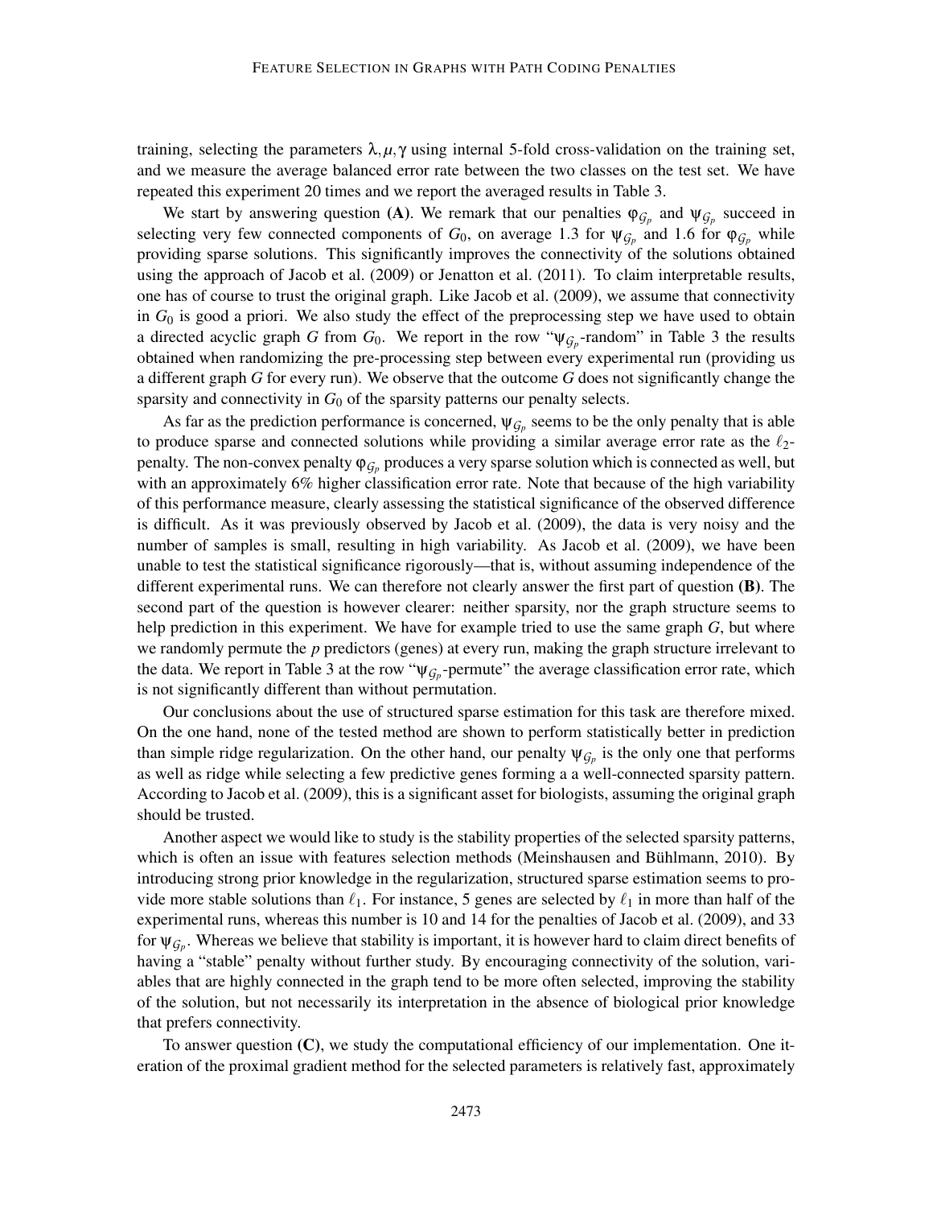training, selecting the parameters $\lambda, \mu, \gamma$ using internal 5-fold cross-validation on the training set, and we measure the average balanced error rate between the two classes on the test set. We have repeated this experiment 20 times and we report the averaged results in Table 3.

We start by answering question **(A)**. We remark that our penalties $\varphi_{\mathcal{G}_p}$ and $\psi_{\mathcal{G}_p}$ succeed in selecting very few connected components of $G_0$, on average 1.3 for $\psi_{\mathcal{G}_p}$ and 1.6 for $\varphi_{\mathcal{G}_p}$ while providing sparse solutions. This significantly improves the connectivity of the solutions obtained using the approach of Jacob et al. (2009) or Jenatton et al. (2011). To claim interpretable results, one has of course to trust the original graph. Like Jacob et al. (2009), we assume that connectivity in $G_0$ is good a priori. We also study the effect of the preprocessing step we have used to obtain a directed acyclic graph $G$ from $G_0$. We report in the row "$\psi_{\mathcal{G}_p}$-random" in Table 3 the results obtained when randomizing the pre-processing step between every experimental run (providing us a different graph $G$ for every run). We observe that the outcome $G$ does not significantly change the sparsity and connectivity in $G_0$ of the sparsity patterns our penalty selects.

As far as the prediction performance is concerned, $\psi_{\mathcal{G}_p}$ seems to be the only penalty that is able to produce sparse and connected solutions while providing a similar average error rate as the $\ell_2$-penalty. The non-convex penalty $\varphi_{\mathcal{G}_p}$ produces a very sparse solution which is connected as well, but with an approximately 6% higher classification error rate. Note that because of the high variability of this performance measure, clearly assessing the statistical significance of the observed difference is difficult. As it was previously observed by Jacob et al. (2009), the data is very noisy and the number of samples is small, resulting in high variability. As Jacob et al. (2009), we have been unable to test the statistical significance rigorously—that is, without assuming independence of the different experimental runs. We can therefore not clearly answer the first part of question **(B)**. The second part of the question is however clearer: neither sparsity, nor the graph structure seems to help prediction in this experiment. We have for example tried to use the same graph $G$, but where we randomly permute the $p$ predictors (genes) at every run, making the graph structure irrelevant to the data. We report in Table 3 at the row "$\psi_{\mathcal{G}_p}$-permute" the average classification error rate, which is not significantly different than without permutation.

Our conclusions about the use of structured sparse estimation for this task are therefore mixed. On the one hand, none of the tested method are shown to perform statistically better in prediction than simple ridge regularization. On the other hand, our penalty $\psi_{\mathcal{G}_p}$ is the only one that performs as well as ridge while selecting a few predictive genes forming a a well-connected sparsity pattern. According to Jacob et al. (2009), this is a significant asset for biologists, assuming the original graph should be trusted.

Another aspect we would like to study is the stability properties of the selected sparsity patterns, which is often an issue with features selection methods (Meinshausen and Bühlmann, 2010). By introducing strong prior knowledge in the regularization, structured sparse estimation seems to provide more stable solutions than $\ell_1$. For instance, 5 genes are selected by $\ell_1$ in more than half of the experimental runs, whereas this number is 10 and 14 for the penalties of Jacob et al. (2009), and 33 for $\psi_{\mathcal{G}_p}$. Whereas we believe that stability is important, it is however hard to claim direct benefits of having a "stable" penalty without further study. By encouraging connectivity of the solution, variables that are highly connected in the graph tend to be more often selected, improving the stability of the solution, but not necessarily its interpretation in the absence of biological prior knowledge that prefers connectivity.

To answer question **(C)**, we study the computational efficiency of our implementation. One iteration of the proximal gradient method for the selected parameters is relatively fast, approximately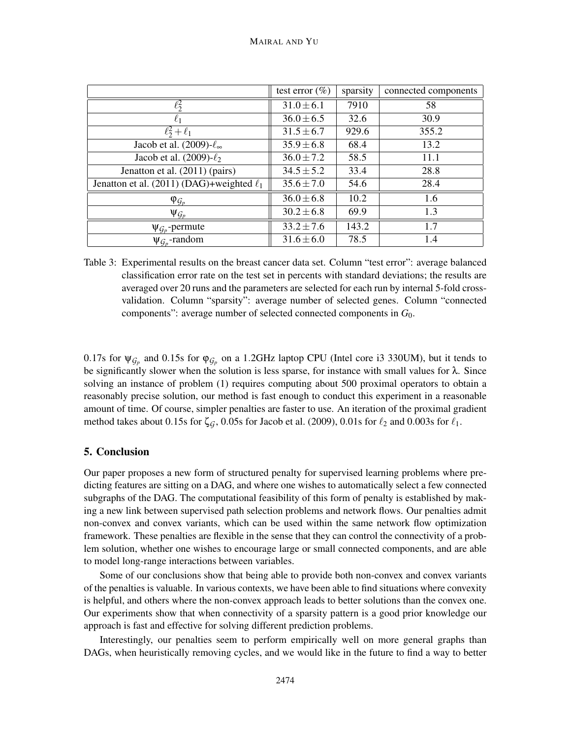| | test error (%) | sparsity | connected components |
|---|---|---|---|
| $\ell_2^2$ | $31.0 \pm 6.1$ | 7910 | 58 |
| $\ell_1$ | $36.0 \pm 6.5$ | 32.6 | 30.9 |
| $\ell_2^2 + \ell_1$ | $31.5 \pm 6.7$ | 929.6 | 355.2 |
| Jacob et al. (2009)-$\ell_\infty$ | $35.9 \pm 6.8$ | 68.4 | 13.2 |
| Jacob et al. (2009)-$\ell_2$ | $36.0 \pm 7.2$ | 58.5 | 11.1 |
| Jenatton et al. (2011) (pairs) | $34.5 \pm 5.2$ | 33.4 | 28.8 |
| Jenatton et al. (2011) (DAG)+weighted $\ell_1$ | $35.6 \pm 7.0$ | 54.6 | 28.4 |
| $\varphi_{\mathcal{G}_p}$ | $36.0 \pm 6.8$ | 10.2 | 1.6 |
| $\psi_{\mathcal{G}_p}$ | $30.2 \pm 6.8$ | 69.9 | 1.3 |
| $\psi_{\mathcal{G}_p}$-permute | $33.2 \pm 7.6$ | 143.2 | 1.7 |
| $\psi_{\mathcal{G}_p}$-random | $31.6 \pm 6.0$ | 78.5 | 1.4 |

Table 3: Experimental results on the breast cancer data set. Column "test error": average balanced classification error rate on the test set in percents with standard deviations; the results are averaged over 20 runs and the parameters are selected for each run by internal 5-fold cross-validation. Column "sparsity": average number of selected genes. Column "connected components": average number of selected connected components in $G_0$.

0.17s for $\psi_{\mathcal{G}_p}$ and 0.15s for $\varphi_{\mathcal{G}_p}$ on a 1.2GHz laptop CPU (Intel core i3 330UM), but it tends to be significantly slower when the solution is less sparse, for instance with small values for $\lambda$. Since solving an instance of problem (1) requires computing about 500 proximal operators to obtain a reasonably precise solution, our method is fast enough to conduct this experiment in a reasonable amount of time. Of course, simpler penalties are faster to use. An iteration of the proximal gradient method takes about 0.15s for $\zeta_{\mathcal{G}}$, 0.05s for Jacob et al. (2009), 0.01s for $\ell_2$ and 0.003s for $\ell_1$.

## 5. Conclusion

Our paper proposes a new form of structured penalty for supervised learning problems where predicting features are sitting on a DAG, and where one wishes to automatically select a few connected subgraphs of the DAG. The computational feasibility of this form of penalty is established by making a new link between supervised path selection problems and network flows. Our penalties admit non-convex and convex variants, which can be used within the same network flow optimization framework. These penalties are flexible in the sense that they can control the connectivity of a problem solution, whether one wishes to encourage large or small connected components, and are able to model long-range interactions between variables.

Some of our conclusions show that being able to provide both non-convex and convex variants of the penalties is valuable. In various contexts, we have been able to find situations where convexity is helpful, and others where the non-convex approach leads to better solutions than the convex one. Our experiments show that when connectivity of a sparsity pattern is a good prior knowledge our approach is fast and effective for solving different prediction problems.

Interestingly, our penalties seem to perform empirically well on more general graphs than DAGs, when heuristically removing cycles, and we would like in the future to find a way to better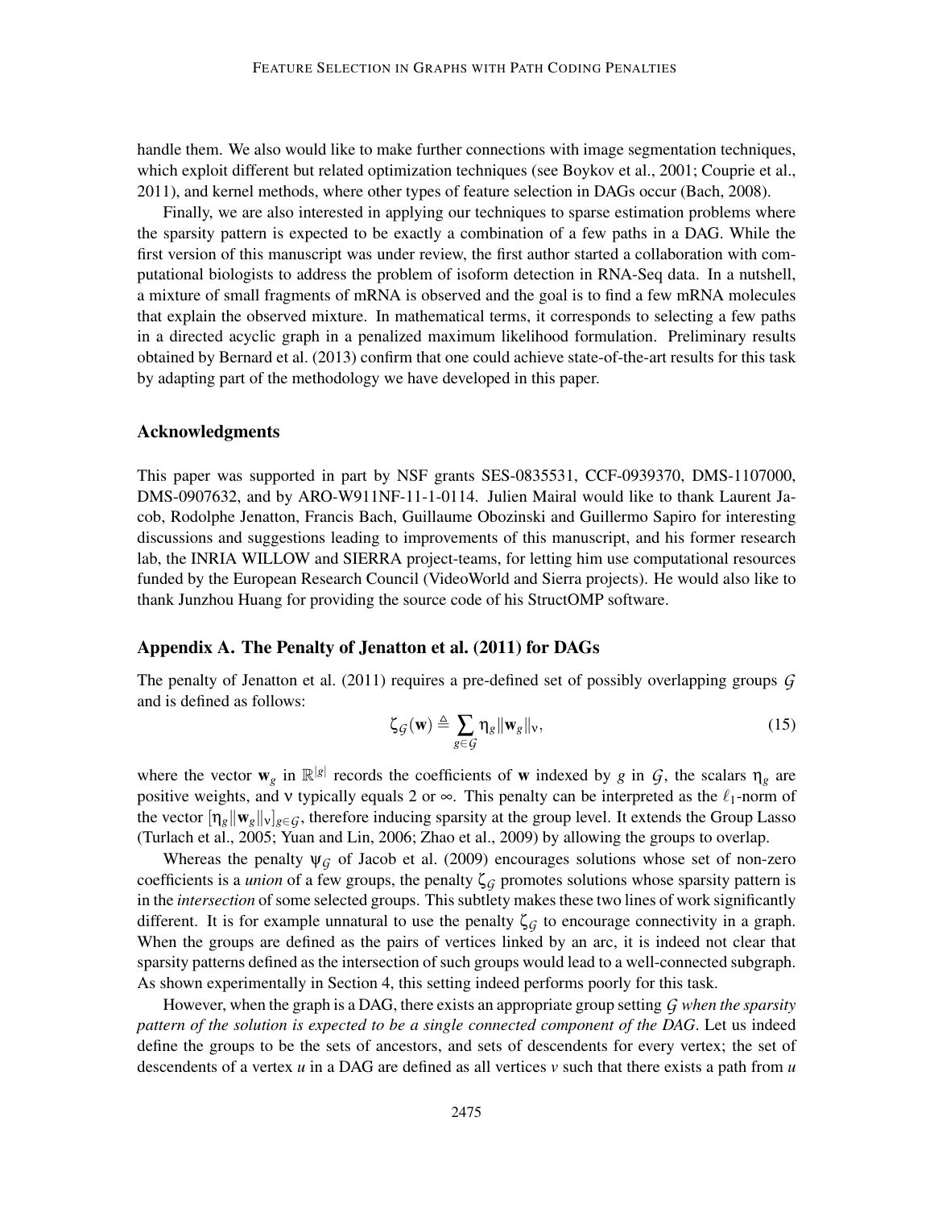handle them. We also would like to make further connections with image segmentation techniques, which exploit different but related optimization techniques (see Boykov et al., 2001; Couprie et al., 2011), and kernel methods, where other types of feature selection in DAGs occur (Bach, 2008).

Finally, we are also interested in applying our techniques to sparse estimation problems where the sparsity pattern is expected to be exactly a combination of a few paths in a DAG. While the first version of this manuscript was under review, the first author started a collaboration with computational biologists to address the problem of isoform detection in RNA-Seq data. In a nutshell, a mixture of small fragments of mRNA is observed and the goal is to find a few mRNA molecules that explain the observed mixture. In mathematical terms, it corresponds to selecting a few paths in a directed acyclic graph in a penalized maximum likelihood formulation. Preliminary results obtained by Bernard et al. (2013) confirm that one could achieve state-of-the-art results for this task by adapting part of the methodology we have developed in this paper.

## Acknowledgments

This paper was supported in part by NSF grants SES-0835531, CCF-0939370, DMS-1107000, DMS-0907632, and by ARO-W911NF-11-1-0114. Julien Mairal would like to thank Laurent Jacob, Rodolphe Jenatton, Francis Bach, Guillaume Obozinski and Guillermo Sapiro for interesting discussions and suggestions leading to improvements of this manuscript, and his former research lab, the INRIA WILLOW and SIERRA project-teams, for letting him use computational resources funded by the European Research Council (VideoWorld and Sierra projects). He would also like to thank Junzhou Huang for providing the source code of his StructOMP software.

## Appendix A. The Penalty of Jenatton et al. (2011) for DAGs

The penalty of Jenatton et al. (2011) requires a pre-defined set of possibly overlapping groups $\mathcal{G}$ and is defined as follows:

$$\zeta_{\mathcal{G}}(\mathbf{w}) \triangleq \sum_{g \in \mathcal{G}} \eta_g \|\mathbf{w}_g\|_\nu, \tag{15}$$

where the vector $\mathbf{w}_g$ in $\mathbb{R}^{|g|}$ records the coefficients of $\mathbf{w}$ indexed by $g$ in $\mathcal{G}$, the scalars $\eta_g$ are positive weights, and $\nu$ typically equals 2 or $\infty$. This penalty can be interpreted as the $\ell_1$-norm of the vector $[\eta_g \|\mathbf{w}_g\|_\nu]_{g \in \mathcal{G}}$, therefore inducing sparsity at the group level. It extends the Group Lasso (Turlach et al., 2005; Yuan and Lin, 2006; Zhao et al., 2009) by allowing the groups to overlap.

Whereas the penalty $\psi_{\mathcal{G}}$ of Jacob et al. (2009) encourages solutions whose set of non-zero coefficients is a *union* of a few groups, the penalty $\zeta_{\mathcal{G}}$ promotes solutions whose sparsity pattern is in the *intersection* of some selected groups. This subtlety makes these two lines of work significantly different. It is for example unnatural to use the penalty $\zeta_{\mathcal{G}}$ to encourage connectivity in a graph. When the groups are defined as the pairs of vertices linked by an arc, it is indeed not clear that sparsity patterns defined as the intersection of such groups would lead to a well-connected subgraph. As shown experimentally in Section 4, this setting indeed performs poorly for this task.

However, when the graph is a DAG, there exists an appropriate group setting $\mathcal{G}$ *when the sparsity pattern of the solution is expected to be a single connected component of the DAG*. Let us indeed define the groups to be the sets of ancestors, and sets of descendents for every vertex; the set of descendents of a vertex $u$ in a DAG are defined as all vertices $v$ such that there exists a path from $u$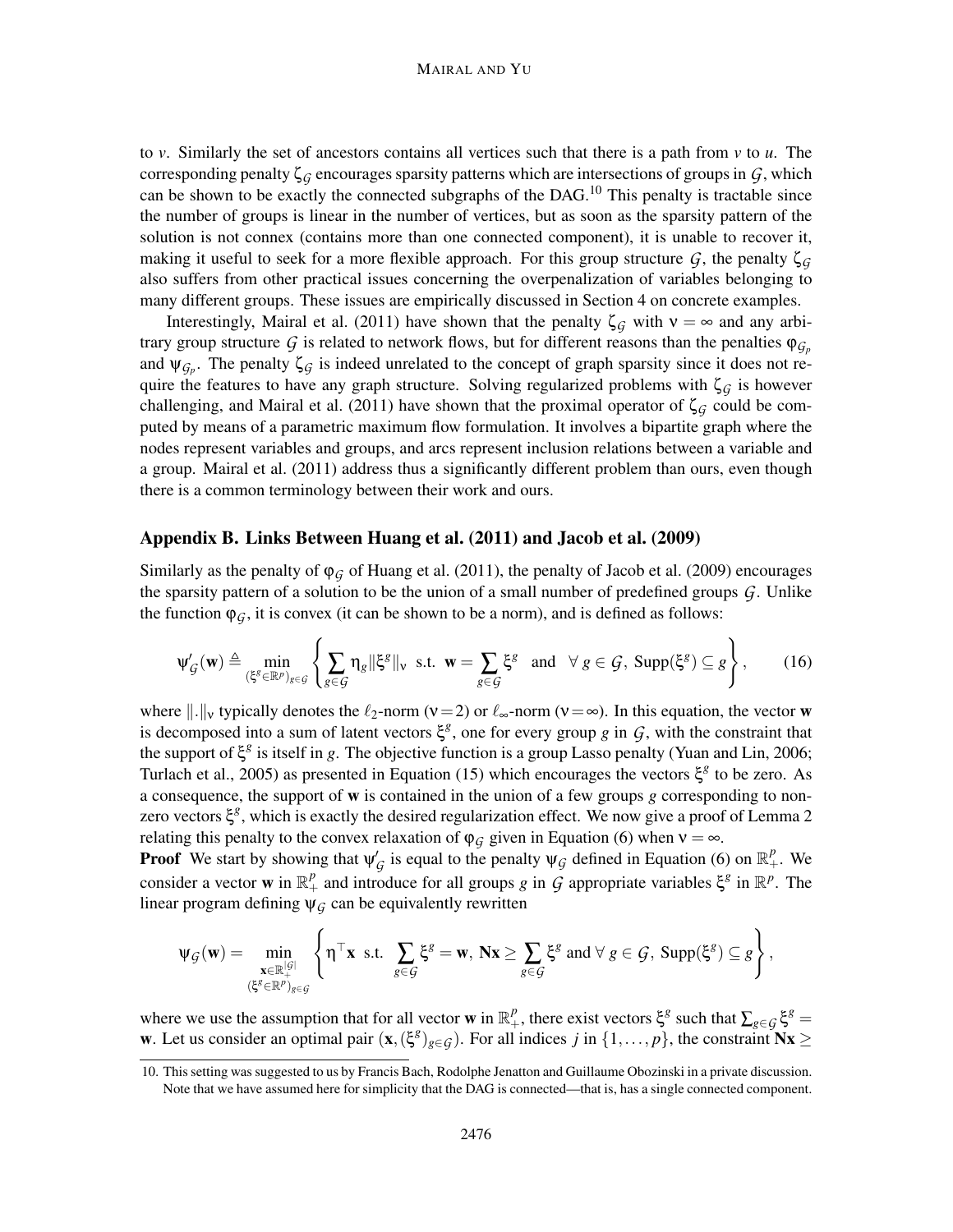to $v$. Similarly the set of ancestors contains all vertices such that there is a path from $v$ to $u$. The corresponding penalty $\zeta_{\mathcal{G}}$ encourages sparsity patterns which are intersections of groups in $\mathcal{G}$, which can be shown to be exactly the connected subgraphs of the DAG.[10] This penalty is tractable since the number of groups is linear in the number of vertices, but as soon as the sparsity pattern of the solution is not connex (contains more than one connected component), it is unable to recover it, making it useful to seek for a more flexible approach. For this group structure $\mathcal{G}$, the penalty $\zeta_{\mathcal{G}}$ also suffers from other practical issues concerning the overpenalization of variables belonging to many different groups. These issues are empirically discussed in Section 4 on concrete examples.

Interestingly, Mairal et al. (2011) have shown that the penalty $\zeta_{\mathcal{G}}$ with $\nu = \infty$ and any arbitrary group structure $\mathcal{G}$ is related to network flows, but for different reasons than the penalties $\varphi_{\mathcal{G}_p}$ and $\psi_{\mathcal{G}_p}$. The penalty $\zeta_{\mathcal{G}}$ is indeed unrelated to the concept of graph sparsity since it does not require the features to have any graph structure. Solving regularized problems with $\zeta_{\mathcal{G}}$ is however challenging, and Mairal et al. (2011) have shown that the proximal operator of $\zeta_{\mathcal{G}}$ could be computed by means of a parametric maximum flow formulation. It involves a bipartite graph where the nodes represent variables and groups, and arcs represent inclusion relations between a variable and a group. Mairal et al. (2011) address thus a significantly different problem than ours, even though there is a common terminology between their work and ours.

## Appendix B. Links Between Huang et al. (2011) and Jacob et al. (2009)

Similarly as the penalty of $\varphi_{\mathcal{G}}$ of Huang et al. (2011), the penalty of Jacob et al. (2009) encourages the sparsity pattern of a solution to be the union of a small number of predefined groups $\mathcal{G}$. Unlike the function $\varphi_{\mathcal{G}}$, it is convex (it can be shown to be a norm), and is defined as follows:

$$\psi'_{\mathcal{G}}(\mathbf{w}) \triangleq \min_{(\xi^g \in \mathbb{R}^p)_{g \in \mathcal{G}}} \left\{ \sum_{g \in \mathcal{G}} \eta_g \|\xi^g\|_\nu \ \text{ s.t. } \ \mathbf{w} = \sum_{g \in \mathcal{G}} \xi^g \ \text{ and } \ \forall\, g \in \mathcal{G},\ \text{Supp}(\xi^g) \subseteq g \right\}, \tag{16}$$

where $\|.\|_\nu$ typically denotes the $\ell_2$-norm ($\nu = 2$) or $\ell_\infty$-norm ($\nu = \infty$). In this equation, the vector $\mathbf{w}$ is decomposed into a sum of latent vectors $\xi^g$, one for every group $g$ in $\mathcal{G}$, with the constraint that the support of $\xi^g$ is itself in $g$. The objective function is a group Lasso penalty (Yuan and Lin, 2006; Turlach et al., 2005) as presented in Equation (15) which encourages the vectors $\xi^g$ to be zero. As a consequence, the support of $\mathbf{w}$ is contained in the union of a few groups $g$ corresponding to nonzero vectors $\xi^g$, which is exactly the desired regularization effect. We now give a proof of Lemma 2 relating this penalty to the convex relaxation of $\varphi_{\mathcal{G}}$ given in Equation (6) when $\nu = \infty$.

**Proof** We start by showing that $\psi'_{\mathcal{G}}$ is equal to the penalty $\psi_{\mathcal{G}}$ defined in Equation (6) on $\mathbb{R}^p_+$. We consider a vector $\mathbf{w}$ in $\mathbb{R}^p_+$ and introduce for all groups $g$ in $\mathcal{G}$ appropriate variables $\xi^g$ in $\mathbb{R}^p$. The linear program defining $\psi_{\mathcal{G}}$ can be equivalently rewritten

$$\psi_{\mathcal{G}}(\mathbf{w}) = \min_{\substack{\mathbf{x} \in \mathbb{R}_+^{|\mathcal{G}|} \\ (\xi^g \in \mathbb{R}^p)_{g \in \mathcal{G}}}} \left\{ \eta^\top \mathbf{x} \ \text{ s.t. } \ \sum_{g \in \mathcal{G}} \xi^g = \mathbf{w},\ \mathbf{N}\mathbf{x} \geq \sum_{g \in \mathcal{G}} \xi^g \text{ and } \forall\, g \in \mathcal{G},\ \text{Supp}(\xi^g) \subseteq g \right\},$$

where we use the assumption that for all vector $\mathbf{w}$ in $\mathbb{R}^p_+$, there exist vectors $\xi^g$ such that $\sum_{g \in \mathcal{G}} \xi^g = \mathbf{w}$. Let us consider an optimal pair $(\mathbf{x}, (\xi^g)_{g \in \mathcal{G}})$. For all indices $j$ in $\{1, \ldots, p\}$, the constraint $\mathbf{N}\mathbf{x} \geq$

10. This setting was suggested to us by Francis Bach, Rodolphe Jenatton and Guillaume Obozinski in a private discussion. Note that we have assumed here for simplicity that the DAG is connected—that is, has a single connected component.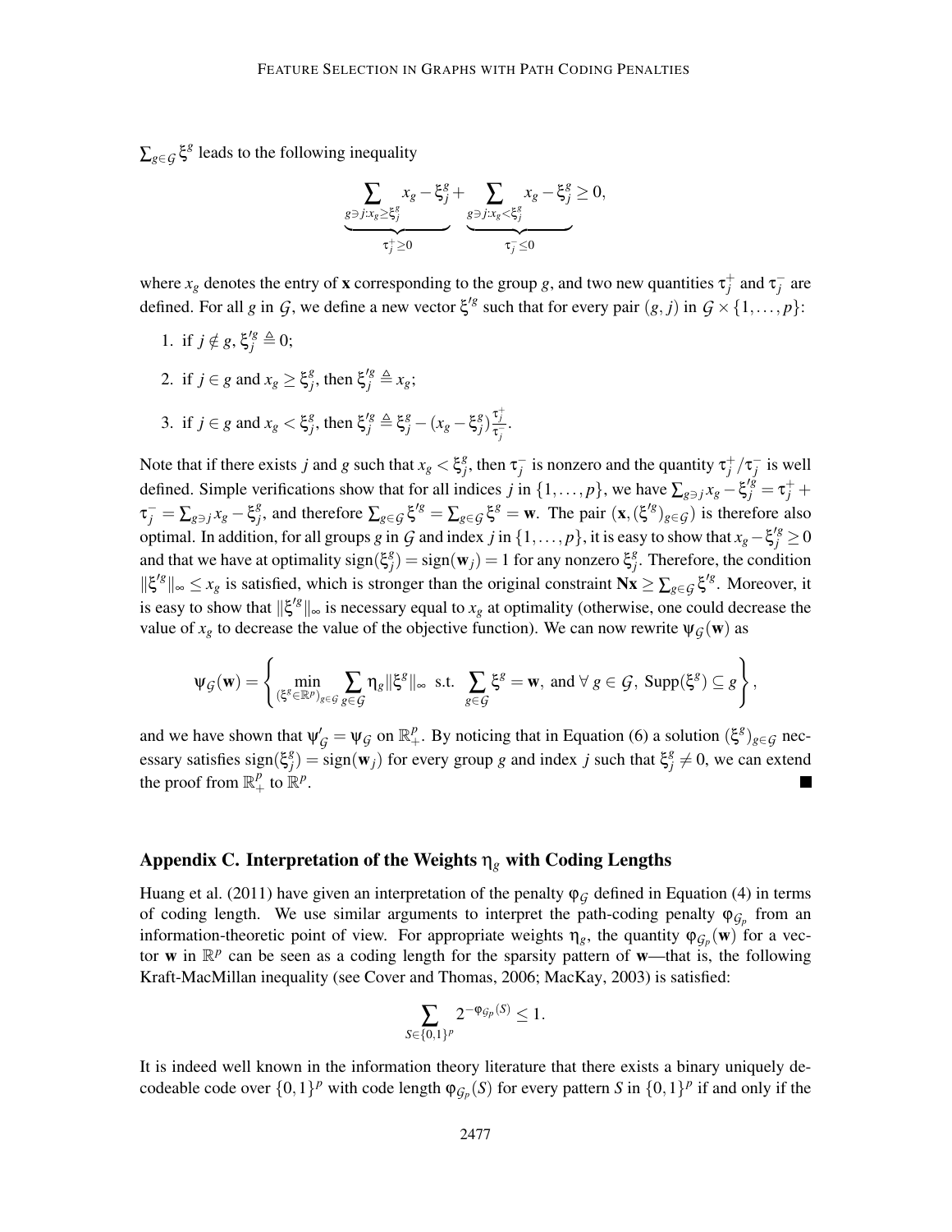$\sum_{g \in \mathcal{G}} \xi^g$ leads to the following inequality

$$\underbrace{\sum_{g \ni j: x_g \geq \xi_j^g} x_g - \xi_j^g}_{\tau_j^+ \geq 0} + \underbrace{\sum_{g \ni j: x_g < \xi_j^g} x_g - \xi_j^g}_{\tau_j^- \leq 0} \geq 0,$$

where $x_g$ denotes the entry of $\mathbf{x}$ corresponding to the group $g$, and two new quantities $\tau_j^+$ and $\tau_j^-$ are defined. For all $g$ in $\mathcal{G}$, we define a new vector $\xi'^g$ such that for every pair $(g, j)$ in $\mathcal{G} \times \{1, \dots, p\}$:

1. if $j \notin g$, $\xi_j'^g \triangleq 0$;
2. if $j \in g$ and $x_g \geq \xi_j^g$, then $\xi_j'^g \triangleq x_g$;
3. if $j \in g$ and $x_g < \xi_j^g$, then $\xi_j'^g \triangleq \xi_j^g - (x_g - \xi_j^g)\frac{\tau_j^+}{\tau_j^-}$.

Note that if there exists $j$ and $g$ such that $x_g < \xi_j^g$, then $\tau_j^-$ is nonzero and the quantity $\tau_j^+/\tau_j^-$ is well defined. Simple verifications show that for all indices $j$ in $\{1, \dots, p\}$, we have $\sum_{g \ni j} x_g - \xi_j'^g = \tau_j^+ + \tau_j^- = \sum_{g \ni j} x_g - \xi_j^g$, and therefore $\sum_{g \in \mathcal{G}} \xi'^g = \sum_{g \in \mathcal{G}} \xi^g = \mathbf{w}$. The pair $(\mathbf{x}, (\xi'^g)_{g \in \mathcal{G}})$ is therefore also optimal. In addition, for all groups $g$ in $\mathcal{G}$ and index $j$ in $\{1, \dots, p\}$, it is easy to show that $x_g - \xi_j'^g \geq 0$ and that we have at optimality $\text{sign}(\xi_j^g) = \text{sign}(\mathbf{w}_j) = 1$ for any nonzero $\xi_j^g$. Therefore, the condition $\|\xi'^g\|_\infty \leq x_g$ is satisfied, which is stronger than the original constraint $\mathbf{N}\mathbf{x} \geq \sum_{g \in \mathcal{G}} \xi'^g$. Moreover, it is easy to show that $\|\xi'^g\|_\infty$ is necessary equal to $x_g$ at optimality (otherwise, one could decrease the value of $x_g$ to decrease the value of the objective function). We can now rewrite $\psi_{\mathcal{G}}(\mathbf{w})$ as

$$\psi_{\mathcal{G}}(\mathbf{w}) = \left\{ \min_{(\xi^g \in \mathbb{R}^p)_{g \in \mathcal{G}}} \sum_{g \in \mathcal{G}} \eta_g \|\xi^g\|_\infty \ \text{ s.t. } \ \sum_{g \in \mathcal{G}} \xi^g = \mathbf{w}, \text{ and } \forall\, g \in \mathcal{G},\ \text{Supp}(\xi^g) \subseteq g \right\},$$

and we have shown that $\psi'_{\mathcal{G}} = \psi_{\mathcal{G}}$ on $\mathbb{R}_+^p$. By noticing that in Equation (6) a solution $(\xi^g)_{g \in \mathcal{G}}$ necessary satisfies $\text{sign}(\xi_j^g) = \text{sign}(\mathbf{w}_j)$ for every group $g$ and index $j$ such that $\xi_j^g \neq 0$, we can extend the proof from $\mathbb{R}_+^p$ to $\mathbb{R}^p$. ■

## Appendix C. Interpretation of the Weights $\eta_g$ with Coding Lengths

Huang et al. (2011) have given an interpretation of the penalty $\varphi_{\mathcal{G}}$ defined in Equation (4) in terms of coding length. We use similar arguments to interpret the path-coding penalty $\varphi_{\mathcal{G}_p}$ from an information-theoretic point of view. For appropriate weights $\eta_g$, the quantity $\varphi_{\mathcal{G}_p}(\mathbf{w})$ for a vector $\mathbf{w}$ in $\mathbb{R}^p$ can be seen as a coding length for the sparsity pattern of $\mathbf{w}$—that is, the following Kraft-MacMillan inequality (see Cover and Thomas, 2006; MacKay, 2003) is satisfied:

$$\sum_{S \in \{0,1\}^p} 2^{-\varphi_{\mathcal{G}_p}(S)} \leq 1.$$

It is indeed well known in the information theory literature that there exists a binary uniquely decodeable code over $\{0,1\}^p$ with code length $\varphi_{\mathcal{G}_p}(S)$ for every pattern $S$ in $\{0,1\}^p$ if and only if the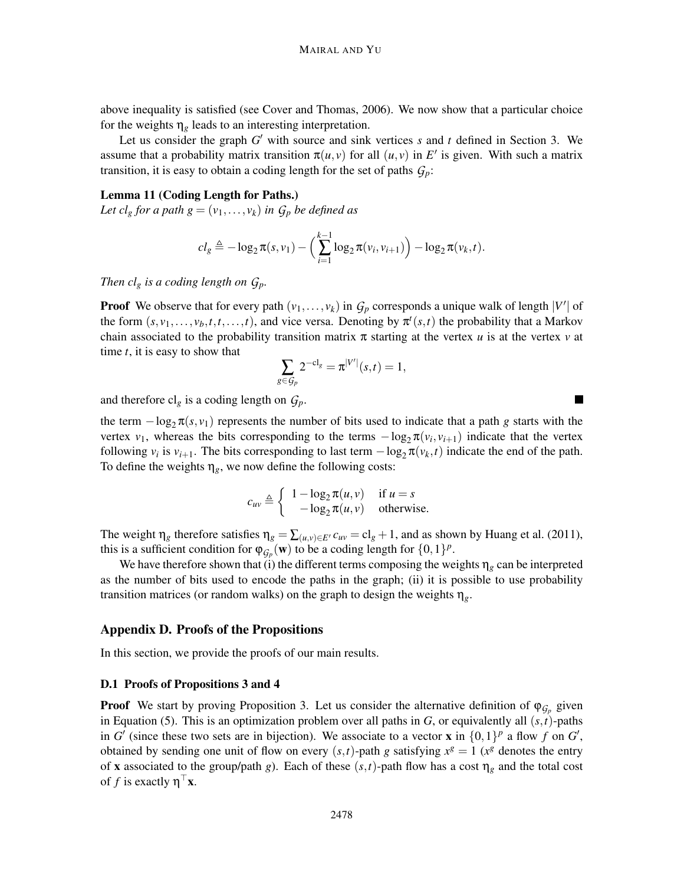above inequality is satisfied (see Cover and Thomas, 2006). We now show that a particular choice for the weights $\eta_g$ leads to an interesting interpretation.

Let us consider the graph $G'$ with source and sink vertices $s$ and $t$ defined in Section 3. We assume that a probability matrix transition $\pi(u,v)$ for all $(u,v)$ in $E'$ is given. With such a matrix transition, it is easy to obtain a coding length for the set of paths $\mathcal{G}_p$:

**Lemma 11 (Coding Length for Paths.)**
*Let $cl_g$ for a path $g = (v_1,\dots,v_k)$ in $\mathcal{G}_p$ be defined as*

$$cl_g \triangleq -\log_2 \pi(s,v_1) - \Big(\sum_{i=1}^{k-1} \log_2 \pi(v_i,v_{i+1})\Big) - \log_2 \pi(v_k,t).$$

*Then $cl_g$ is a coding length on $\mathcal{G}_p$.*

**Proof** We observe that for every path $(v_1,\dots,v_k)$ in $\mathcal{G}_p$ corresponds a unique walk of length $|V'|$ of the form $(s,v_1,\dots,v_b,t,t,\dots,t)$, and vice versa. Denoting by $\pi^t(s,t)$ the probability that a Markov chain associated to the probability transition matrix $\pi$ starting at the vertex $u$ is at the vertex $v$ at time $t$, it is easy to show that

$$\sum_{g \in \mathcal{G}_p} 2^{-\text{cl}_g} = \pi^{|V'|}(s,t) = 1,$$

and therefore $\text{cl}_g$ is a coding length on $\mathcal{G}_p$. ∎

the term $-\log_2 \pi(s,v_1)$ represents the number of bits used to indicate that a path $g$ starts with the vertex $v_1$, whereas the bits corresponding to the terms $-\log_2 \pi(v_i,v_{i+1})$ indicate that the vertex following $v_i$ is $v_{i+1}$. The bits corresponding to last term $-\log_2 \pi(v_k,t)$ indicate the end of the path. To define the weights $\eta_g$, we now define the following costs:

$$c_{uv} \triangleq \begin{cases} 1 - \log_2 \pi(u,v) & \text{if } u = s \\ -\log_2 \pi(u,v) & \text{otherwise.} \end{cases}$$

The weight $\eta_g$ therefore satisfies $\eta_g = \sum_{(u,v)\in E'} c_{uv} = \text{cl}_g + 1$, and as shown by Huang et al. (2011), this is a sufficient condition for $\varphi_{\mathcal{G}_p}(\mathbf{w})$ to be a coding length for $\{0,1\}^p$.

We have therefore shown that (i) the different terms composing the weights $\eta_g$ can be interpreted as the number of bits used to encode the paths in the graph; (ii) it is possible to use probability transition matrices (or random walks) on the graph to design the weights $\eta_g$.

## Appendix D. Proofs of the Propositions

In this section, we provide the proofs of our main results.

### D.1 Proofs of Propositions 3 and 4

**Proof** We start by proving Proposition 3. Let us consider the alternative definition of $\varphi_{\mathcal{G}_p}$ given in Equation (5). This is an optimization problem over all paths in $G$, or equivalently all $(s,t)$-paths in $G'$ (since these two sets are in bijection). We associate to a vector $\mathbf{x}$ in $\{0,1\}^p$ a flow $f$ on $G'$, obtained by sending one unit of flow on every $(s,t)$-path $g$ satisfying $x^g = 1$ ($x^g$ denotes the entry of $\mathbf{x}$ associated to the group/path $g$). Each of these $(s,t)$-path flow has a cost $\eta_g$ and the total cost of $f$ is exactly $\eta^\top \mathbf{x}$.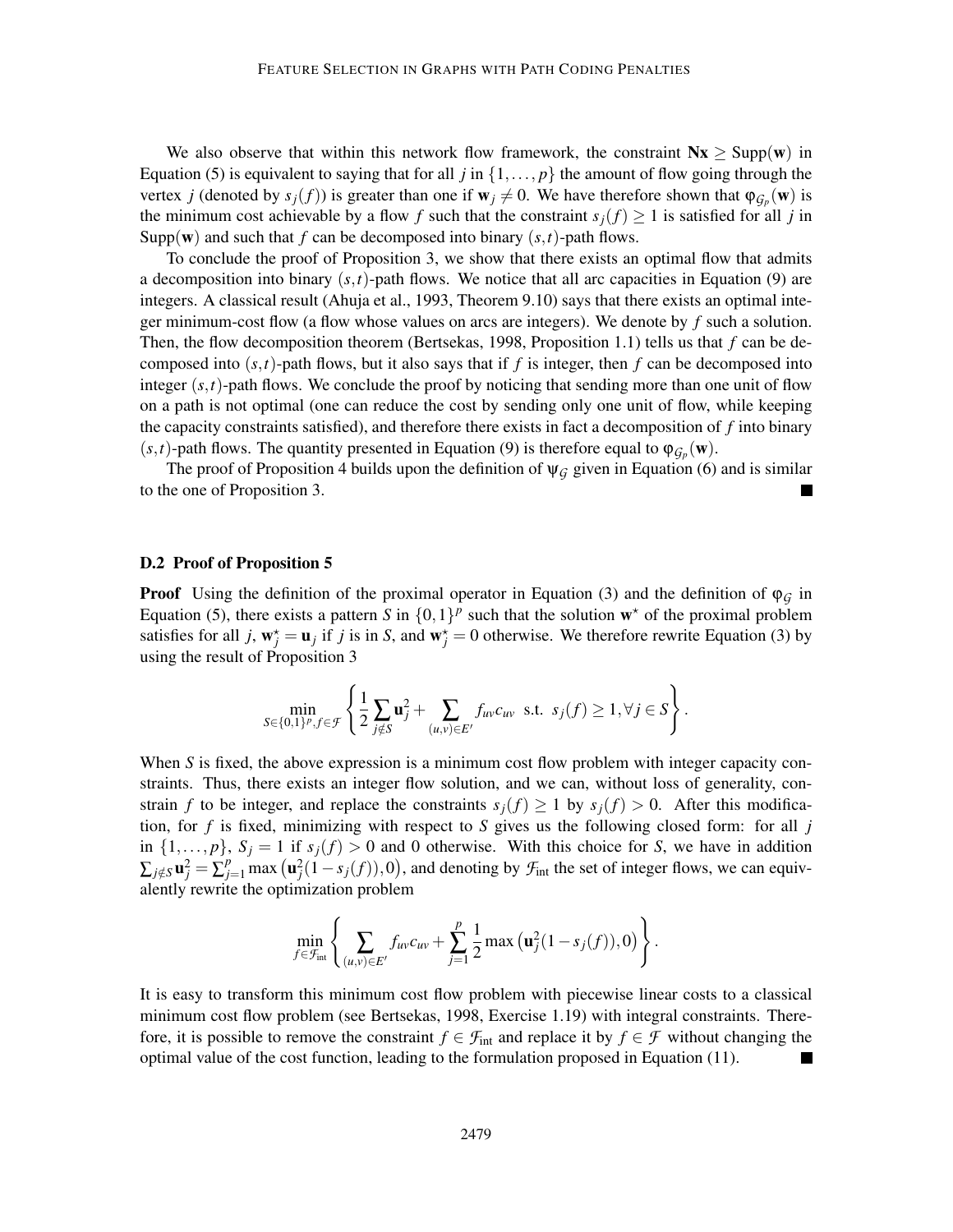We also observe that within this network flow framework, the constraint $\mathbf{Nx} \geq \text{Supp}(\mathbf{w})$ in Equation (5) is equivalent to saying that for all $j$ in $\{1,\ldots,p\}$ the amount of flow going through the vertex $j$ (denoted by $s_j(f)$) is greater than one if $\mathbf{w}_j \neq 0$. We have therefore shown that $\varphi_{\mathcal{G}_p}(\mathbf{w})$ is the minimum cost achievable by a flow $f$ such that the constraint $s_j(f) \geq 1$ is satisfied for all $j$ in $\text{Supp}(\mathbf{w})$ and such that $f$ can be decomposed into binary $(s,t)$-path flows.

To conclude the proof of Proposition 3, we show that there exists an optimal flow that admits a decomposition into binary $(s,t)$-path flows. We notice that all arc capacities in Equation (9) are integers. A classical result (Ahuja et al., 1993, Theorem 9.10) says that there exists an optimal integer minimum-cost flow (a flow whose values on arcs are integers). We denote by $f$ such a solution. Then, the flow decomposition theorem (Bertsekas, 1998, Proposition 1.1) tells us that $f$ can be decomposed into $(s,t)$-path flows, but it also says that if $f$ is integer, then $f$ can be decomposed into integer $(s,t)$-path flows. We conclude the proof by noticing that sending more than one unit of flow on a path is not optimal (one can reduce the cost by sending only one unit of flow, while keeping the capacity constraints satisfied), and therefore there exists in fact a decomposition of $f$ into binary $(s,t)$-path flows. The quantity presented in Equation (9) is therefore equal to $\varphi_{\mathcal{G}_p}(\mathbf{w})$.

The proof of Proposition 4 builds upon the definition of $\psi_{\mathcal{G}}$ given in Equation (6) and is similar to the one of Proposition 3. ■

### D.2 Proof of Proposition 5

**Proof** Using the definition of the proximal operator in Equation (3) and the definition of $\varphi_{\mathcal{G}}$ in Equation (5), there exists a pattern $S$ in $\{0,1\}^p$ such that the solution $\mathbf{w}^\star$ of the proximal problem satisfies for all $j$, $\mathbf{w}^\star_j = \mathbf{u}_j$ if $j$ is in $S$, and $\mathbf{w}^\star_j = 0$ otherwise. We therefore rewrite Equation (3) by using the result of Proposition 3

$$\min_{S \in \{0,1\}^p, f \in \mathcal{F}} \left\{ \frac{1}{2}\sum_{j \notin S} \mathbf{u}_j^2 + \sum_{(u,v)\in E'} f_{uv} c_{uv} \ \text{ s.t. } \ s_j(f) \geq 1, \forall j \in S \right\}.$$

When $S$ is fixed, the above expression is a minimum cost flow problem with integer capacity constraints. Thus, there exists an integer flow solution, and we can, without loss of generality, constrain $f$ to be integer, and replace the constraints $s_j(f) \geq 1$ by $s_j(f) > 0$. After this modification, for $f$ is fixed, minimizing with respect to $S$ gives us the following closed form: for all $j$ in $\{1,\ldots,p\}$, $S_j = 1$ if $s_j(f) > 0$ and 0 otherwise. With this choice for $S$, we have in addition $\sum_{j \notin S} \mathbf{u}_j^2 = \sum_{j=1}^p \max\big(\mathbf{u}_j^2(1 - s_j(f)), 0\big)$, and denoting by $\mathcal{F}_{\text{int}}$ the set of integer flows, we can equivalently rewrite the optimization problem

$$\min_{f \in \mathcal{F}_{\text{int}}} \left\{ \sum_{(u,v)\in E'} f_{uv} c_{uv} + \sum_{j=1}^p \frac{1}{2} \max\big(\mathbf{u}_j^2(1 - s_j(f)), 0\big) \right\}.$$

It is easy to transform this minimum cost flow problem with piecewise linear costs to a classical minimum cost flow problem (see Bertsekas, 1998, Exercise 1.19) with integral constraints. Therefore, it is possible to remove the constraint $f \in \mathcal{F}_{\text{int}}$ and replace it by $f \in \mathcal{F}$ without changing the optimal value of the cost function, leading to the formulation proposed in Equation (11). ■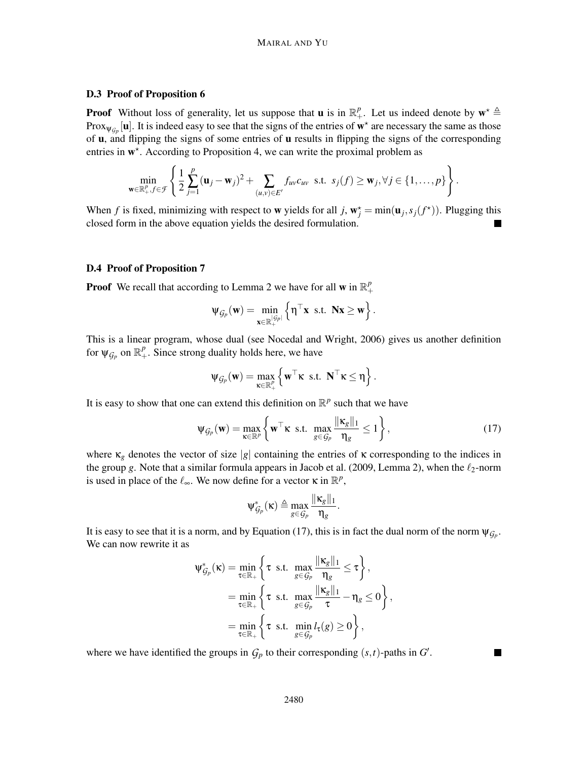### D.3 Proof of Proposition 6

**Proof** Without loss of generality, let us suppose that $\mathbf{u}$ is in $\mathbb{R}_+^p$. Let us indeed denote by $\mathbf{w}^\star \triangleq \text{Prox}_{\psi_{\mathcal{G}_p}}[\mathbf{u}]$. It is indeed easy to see that the signs of the entries of $\mathbf{w}^\star$ are necessary the same as those of $\mathbf{u}$, and flipping the signs of some entries of $\mathbf{u}$ results in flipping the signs of the corresponding entries in $\mathbf{w}^\star$. According to Proposition 4, we can write the proximal problem as

$$\min_{\mathbf{w} \in \mathbb{R}_+^p, f \in \mathcal{F}} \left\{ \frac{1}{2} \sum_{j=1}^{p} (\mathbf{u}_j - \mathbf{w}_j)^2 + \sum_{(u,v) \in E'} f_{uv} c_{uv} \ \text{ s.t. } \ s_j(f) \geq \mathbf{w}_j, \forall j \in \{1, \ldots, p\} \right\}.$$

When $f$ is fixed, minimizing with respect to $\mathbf{w}$ yields for all $j$, $\mathbf{w}_j^\star = \min(\mathbf{u}_j, s_j(f^\star))$. Plugging this closed form in the above equation yields the desired formulation. ■

### D.4 Proof of Proposition 7

**Proof** We recall that according to Lemma 2 we have for all $\mathbf{w}$ in $\mathbb{R}_+^p$

$$\psi_{\mathcal{G}_p}(\mathbf{w}) = \min_{\mathbf{x} \in \mathbb{R}_+^{|\mathcal{G}_p|}} \left\{ \eta^\top \mathbf{x} \ \text{ s.t. } \ \mathbf{N}\mathbf{x} \geq \mathbf{w} \right\}.$$

This is a linear program, whose dual (see Nocedal and Wright, 2006) gives us another definition for $\psi_{\mathcal{G}_p}$ on $\mathbb{R}_+^p$. Since strong duality holds here, we have

$$\psi_{\mathcal{G}_p}(\mathbf{w}) = \max_{\kappa \in \mathbb{R}_+^p} \left\{ \mathbf{w}^\top \kappa \ \text{ s.t. } \ \mathbf{N}^\top \kappa \leq \eta \right\}.$$

It is easy to show that one can extend this definition on $\mathbb{R}^p$ such that we have

$$\psi_{\mathcal{G}_p}(\mathbf{w}) = \max_{\kappa \in \mathbb{R}^p} \left\{ \mathbf{w}^\top \kappa \ \text{ s.t. } \ \max_{g \in \mathcal{G}_p} \frac{\|\kappa_g\|_1}{\eta_g} \leq 1 \right\}, \tag{17}$$

where $\kappa_g$ denotes the vector of size $|g|$ containing the entries of $\kappa$ corresponding to the indices in the group $g$. Note that a similar formula appears in Jacob et al. (2009, Lemma 2), when the $\ell_2$-norm is used in place of the $\ell_\infty$. We now define for a vector $\kappa$ in $\mathbb{R}^p$,

$$\psi_{\mathcal{G}_p}^*(\kappa) \triangleq \max_{g \in \mathcal{G}_p} \frac{\|\kappa_g\|_1}{\eta_g}.$$

It is easy to see that it is a norm, and by Equation (17), this is in fact the dual norm of the norm $\psi_{\mathcal{G}_p}$. We can now rewrite it as

$$\begin{aligned}
\psi_{\mathcal{G}_p}^*(\kappa) &= \min_{\tau \in \mathbb{R}_+} \left\{ \tau \ \text{ s.t. } \ \max_{g \in \mathcal{G}_p} \frac{\|\kappa_g\|_1}{\eta_g} \leq \tau \right\}, \\
&= \min_{\tau \in \mathbb{R}_+} \left\{ \tau \ \text{ s.t. } \ \max_{g \in \mathcal{G}_p} \frac{\|\kappa_g\|_1}{\tau} - \eta_g \leq 0 \right\}, \\
&= \min_{\tau \in \mathbb{R}_+} \left\{ \tau \ \text{ s.t. } \ \min_{g \in \mathcal{G}_p} l_\tau(g) \geq 0 \right\},
\end{aligned}$$

where we have identified the groups in $\mathcal{G}_p$ to their corresponding $(s,t)$-paths in $G'$. ■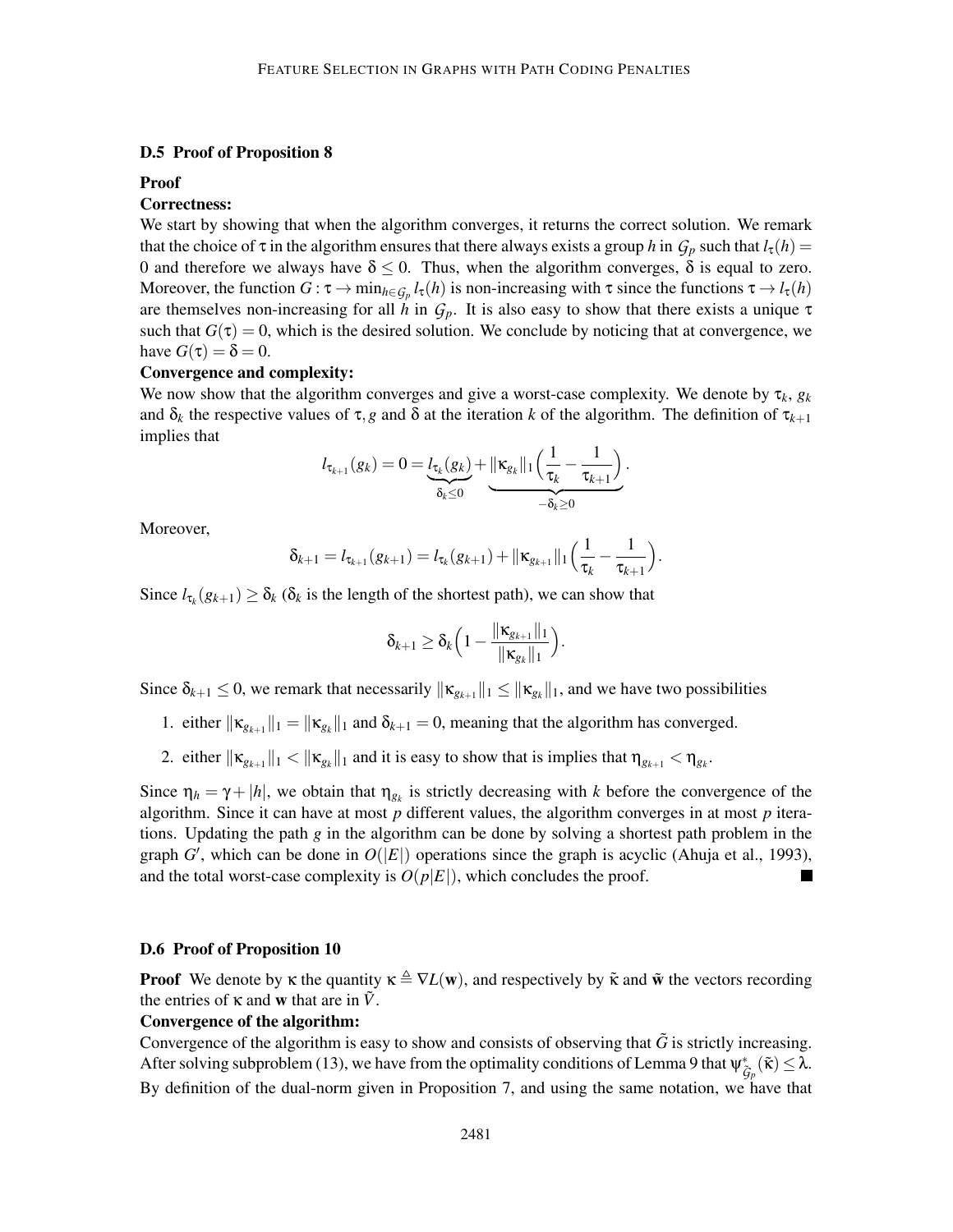### D.5 Proof of Proposition 8

**Proof**

**Correctness:**

We start by showing that when the algorithm converges, it returns the correct solution. We remark that the choice of $\tau$ in the algorithm ensures that there always exists a group $h$ in $\mathcal{G}_p$ such that $l_\tau(h) = 0$ and therefore we always have $\delta \leq 0$. Thus, when the algorithm converges, $\delta$ is equal to zero. Moreover, the function $G : \tau \to \min_{h \in \mathcal{G}_p} l_\tau(h)$ is non-increasing with $\tau$ since the functions $\tau \to l_\tau(h)$ are themselves non-increasing for all $h$ in $\mathcal{G}_p$. It is also easy to show that there exists a unique $\tau$ such that $G(\tau) = 0$, which is the desired solution. We conclude by noticing that at convergence, we have $G(\tau) = \delta = 0$.

**Convergence and complexity:**

We now show that the algorithm converges and give a worst-case complexity. We denote by $\tau_k$, $g_k$ and $\delta_k$ the respective values of $\tau, g$ and $\delta$ at the iteration $k$ of the algorithm. The definition of $\tau_{k+1}$ implies that

$$l_{\tau_{k+1}}(g_k) = 0 = \underbrace{l_{\tau_k}(g_k)}_{\delta_k \leq 0} + \underbrace{\|\kappa_{g_k}\|_1 \Big(\frac{1}{\tau_k} - \frac{1}{\tau_{k+1}}\Big)}_{-\delta_k \geq 0}.$$

Moreover,

$$\delta_{k+1} = l_{\tau_{k+1}}(g_{k+1}) = l_{\tau_k}(g_{k+1}) + \|\kappa_{g_{k+1}}\|_1 \Big(\frac{1}{\tau_k} - \frac{1}{\tau_{k+1}}\Big).$$

Since $l_{\tau_k}(g_{k+1}) \geq \delta_k$ ($\delta_k$ is the length of the shortest path), we can show that

$$\delta_{k+1} \geq \delta_k \Big(1 - \frac{\|\kappa_{g_{k+1}}\|_1}{\|\kappa_{g_k}\|_1}\Big).$$

Since $\delta_{k+1} \leq 0$, we remark that necessarily $\|\kappa_{g_{k+1}}\|_1 \leq \|\kappa_{g_k}\|_1$, and we have two possibilities

1. either $\|\kappa_{g_{k+1}}\|_1 = \|\kappa_{g_k}\|_1$ and $\delta_{k+1} = 0$, meaning that the algorithm has converged.
2. either $\|\kappa_{g_{k+1}}\|_1 < \|\kappa_{g_k}\|_1$ and it is easy to show that is implies that $\eta_{g_{k+1}} < \eta_{g_k}$.

Since $\eta_h = \gamma + |h|$, we obtain that $\eta_{g_k}$ is strictly decreasing with $k$ before the convergence of the algorithm. Since it can have at most $p$ different values, the algorithm converges in at most $p$ iterations. Updating the path $g$ in the algorithm can be done by solving a shortest path problem in the graph $G'$, which can be done in $O(|E|)$ operations since the graph is acyclic (Ahuja et al., 1993), and the total worst-case complexity is $O(p|E|)$, which concludes the proof. ■

### D.6 Proof of Proposition 10

**Proof** We denote by $\kappa$ the quantity $\kappa \triangleq \nabla L(\mathbf{w})$, and respectively by $\tilde{\kappa}$ and $\tilde{\mathbf{w}}$ the vectors recording the entries of $\kappa$ and $\mathbf{w}$ that are in $\tilde{V}$.

**Convergence of the algorithm:**

Convergence of the algorithm is easy to show and consists of observing that $\tilde{G}$ is strictly increasing. After solving subproblem (13), we have from the optimality conditions of Lemma 9 that $\psi^*_{\tilde{\mathcal{G}}_p}(\tilde{\kappa}) \leq \lambda$. By definition of the dual-norm given in Proposition 7, and using the same notation, we have that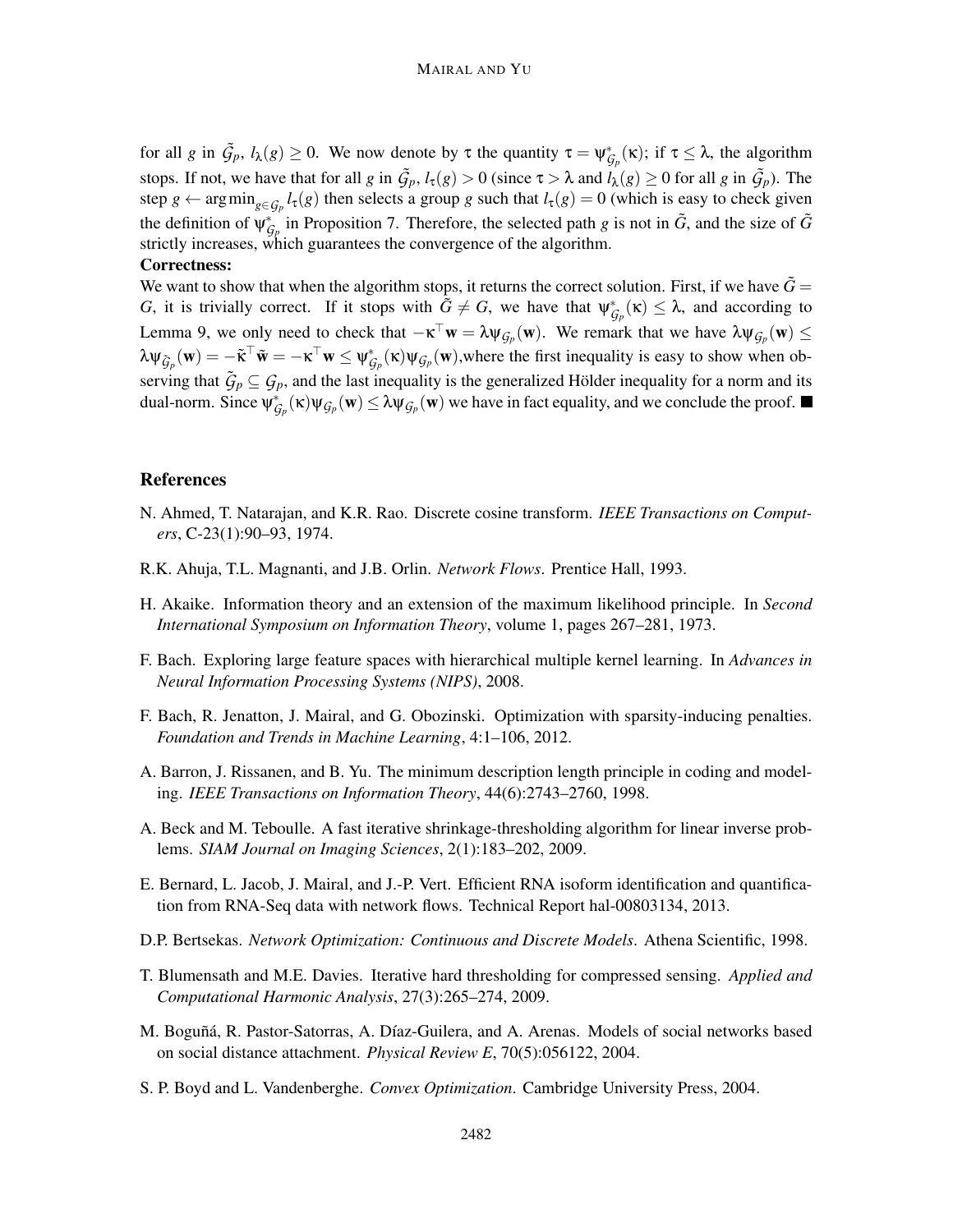for all $g$ in $\tilde{\mathcal{G}}_p$, $l_\lambda(g) \geq 0$. We now denote by $\tau$ the quantity $\tau = \psi^*_{\mathcal{G}_p}(\kappa)$; if $\tau \leq \lambda$, the algorithm stops. If not, we have that for all $g$ in $\tilde{\mathcal{G}}_p$, $l_\tau(g) > 0$ (since $\tau > \lambda$ and $l_\lambda(g) \geq 0$ for all $g$ in $\tilde{\mathcal{G}}_p$). The step $g \leftarrow \arg\min_{g \in \mathcal{G}_p} l_\tau(g)$ then selects a group $g$ such that $l_\tau(g) = 0$ (which is easy to check given the definition of $\psi^*_{\mathcal{G}_p}$ in Proposition 7. Therefore, the selected path $g$ is not in $\tilde{G}$, and the size of $\tilde{G}$ strictly increases, which guarantees the convergence of the algorithm.

**Correctness:**

We want to show that when the algorithm stops, it returns the correct solution. First, if we have $\tilde{G} = G$, it is trivially correct. If it stops with $\tilde{G} \neq G$, we have that $\psi^*_{\mathcal{G}_p}(\kappa) \leq \lambda$, and according to Lemma 9, we only need to check that $-\kappa^\top \mathbf{w} = \lambda \psi_{\mathcal{G}_p}(\mathbf{w})$. We remark that we have $\lambda \psi_{\mathcal{G}_p}(\mathbf{w}) \leq \lambda \psi_{\tilde{\mathcal{G}}_p}(\mathbf{w}) = -\tilde{\kappa}^\top \tilde{\mathbf{w}} = -\kappa^\top \mathbf{w} \leq \psi^*_{\mathcal{G}_p}(\kappa) \psi_{\mathcal{G}_p}(\mathbf{w})$,where the first inequality is easy to show when observing that $\tilde{\mathcal{G}}_p \subseteq \mathcal{G}_p$, and the last inequality is the generalized Hölder inequality for a norm and its dual-norm. Since $\psi^*_{\mathcal{G}_p}(\kappa) \psi_{\mathcal{G}_p}(\mathbf{w}) \leq \lambda \psi_{\mathcal{G}_p}(\mathbf{w})$ we have in fact equality, and we conclude the proof. ■

## References

N. Ahmed, T. Natarajan, and K.R. Rao. Discrete cosine transform. *IEEE Transactions on Computers*, C-23(1):90–93, 1974.

R.K. Ahuja, T.L. Magnanti, and J.B. Orlin. *Network Flows*. Prentice Hall, 1993.

H. Akaike. Information theory and an extension of the maximum likelihood principle. In *Second International Symposium on Information Theory*, volume 1, pages 267–281, 1973.

F. Bach. Exploring large feature spaces with hierarchical multiple kernel learning. In *Advances in Neural Information Processing Systems (NIPS)*, 2008.

F. Bach, R. Jenatton, J. Mairal, and G. Obozinski. Optimization with sparsity-inducing penalties. *Foundation and Trends in Machine Learning*, 4:1–106, 2012.

A. Barron, J. Rissanen, and B. Yu. The minimum description length principle in coding and modeling. *IEEE Transactions on Information Theory*, 44(6):2743–2760, 1998.

A. Beck and M. Teboulle. A fast iterative shrinkage-thresholding algorithm for linear inverse problems. *SIAM Journal on Imaging Sciences*, 2(1):183–202, 2009.

E. Bernard, L. Jacob, J. Mairal, and J.-P. Vert. Efficient RNA isoform identification and quantification from RNA-Seq data with network flows. Technical Report hal-00803134, 2013.

D.P. Bertsekas. *Network Optimization: Continuous and Discrete Models*. Athena Scientific, 1998.

T. Blumensath and M.E. Davies. Iterative hard thresholding for compressed sensing. *Applied and Computational Harmonic Analysis*, 27(3):265–274, 2009.

M. Boguñá, R. Pastor-Satorras, A. Díaz-Guilera, and A. Arenas. Models of social networks based on social distance attachment. *Physical Review E*, 70(5):056122, 2004.

S. P. Boyd and L. Vandenberghe. *Convex Optimization*. Cambridge University Press, 2004.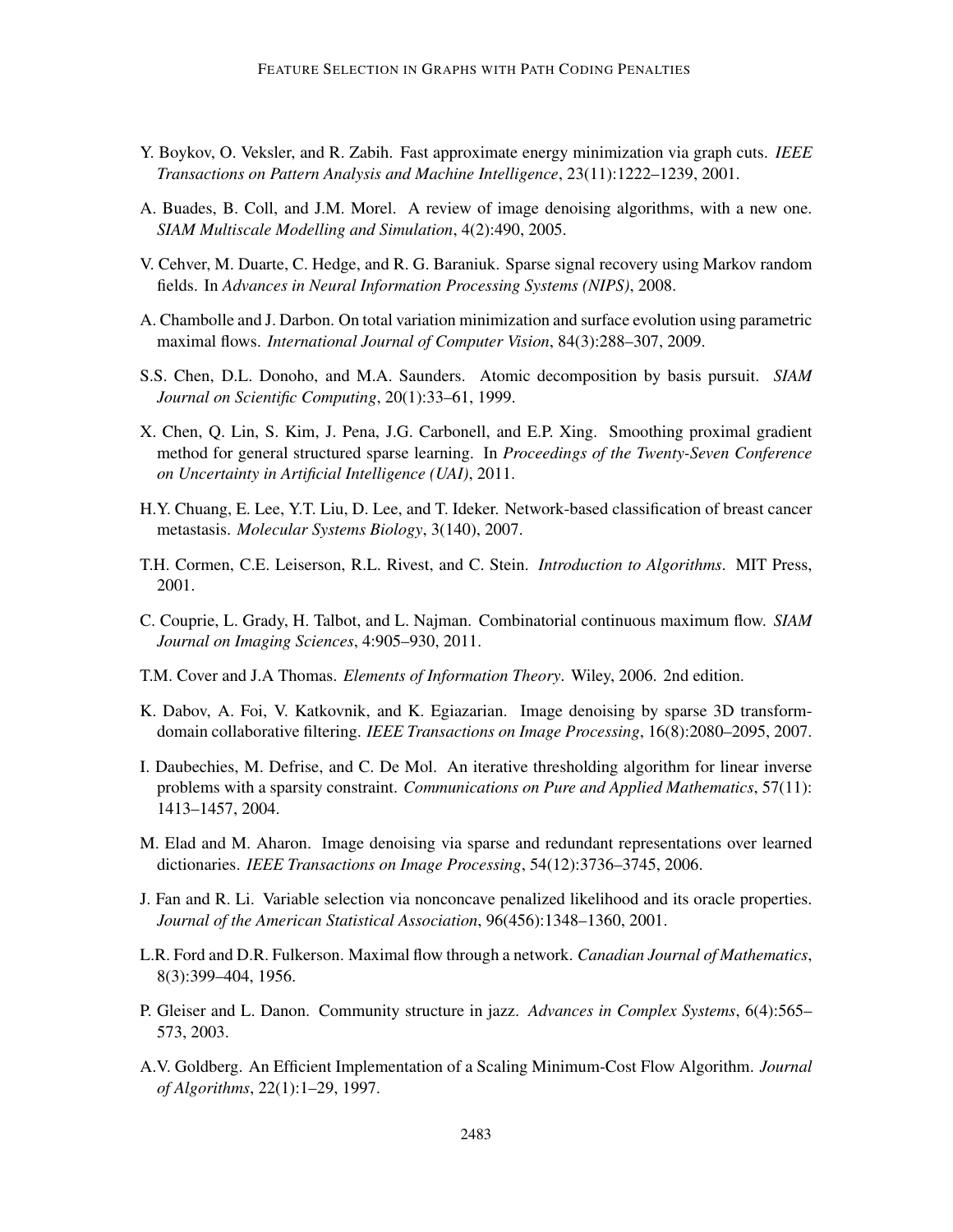Y. Boykov, O. Veksler, and R. Zabih. Fast approximate energy minimization via graph cuts. *IEEE Transactions on Pattern Analysis and Machine Intelligence*, 23(11):1222–1239, 2001.

A. Buades, B. Coll, and J.M. Morel. A review of image denoising algorithms, with a new one. *SIAM Multiscale Modelling and Simulation*, 4(2):490, 2005.

V. Cehver, M. Duarte, C. Hedge, and R. G. Baraniuk. Sparse signal recovery using Markov random fields. In *Advances in Neural Information Processing Systems (NIPS)*, 2008.

A. Chambolle and J. Darbon. On total variation minimization and surface evolution using parametric maximal flows. *International Journal of Computer Vision*, 84(3):288–307, 2009.

S.S. Chen, D.L. Donoho, and M.A. Saunders. Atomic decomposition by basis pursuit. *SIAM Journal on Scientific Computing*, 20(1):33–61, 1999.

X. Chen, Q. Lin, S. Kim, J. Pena, J.G. Carbonell, and E.P. Xing. Smoothing proximal gradient method for general structured sparse learning. In *Proceedings of the Twenty-Seven Conference on Uncertainty in Artificial Intelligence (UAI)*, 2011.

H.Y. Chuang, E. Lee, Y.T. Liu, D. Lee, and T. Ideker. Network-based classification of breast cancer metastasis. *Molecular Systems Biology*, 3(140), 2007.

T.H. Cormen, C.E. Leiserson, R.L. Rivest, and C. Stein. *Introduction to Algorithms*. MIT Press, 2001.

C. Couprie, L. Grady, H. Talbot, and L. Najman. Combinatorial continuous maximum flow. *SIAM Journal on Imaging Sciences*, 4:905–930, 2011.

T.M. Cover and J.A Thomas. *Elements of Information Theory*. Wiley, 2006. 2nd edition.

K. Dabov, A. Foi, V. Katkovnik, and K. Egiazarian. Image denoising by sparse 3D transform-domain collaborative filtering. *IEEE Transactions on Image Processing*, 16(8):2080–2095, 2007.

I. Daubechies, M. Defrise, and C. De Mol. An iterative thresholding algorithm for linear inverse problems with a sparsity constraint. *Communications on Pure and Applied Mathematics*, 57(11): 1413–1457, 2004.

M. Elad and M. Aharon. Image denoising via sparse and redundant representations over learned dictionaries. *IEEE Transactions on Image Processing*, 54(12):3736–3745, 2006.

J. Fan and R. Li. Variable selection via nonconcave penalized likelihood and its oracle properties. *Journal of the American Statistical Association*, 96(456):1348–1360, 2001.

L.R. Ford and D.R. Fulkerson. Maximal flow through a network. *Canadian Journal of Mathematics*, 8(3):399–404, 1956.

P. Gleiser and L. Danon. Community structure in jazz. *Advances in Complex Systems*, 6(4):565–573, 2003.

A.V. Goldberg. An Efficient Implementation of a Scaling Minimum-Cost Flow Algorithm. *Journal of Algorithms*, 22(1):1–29, 1997.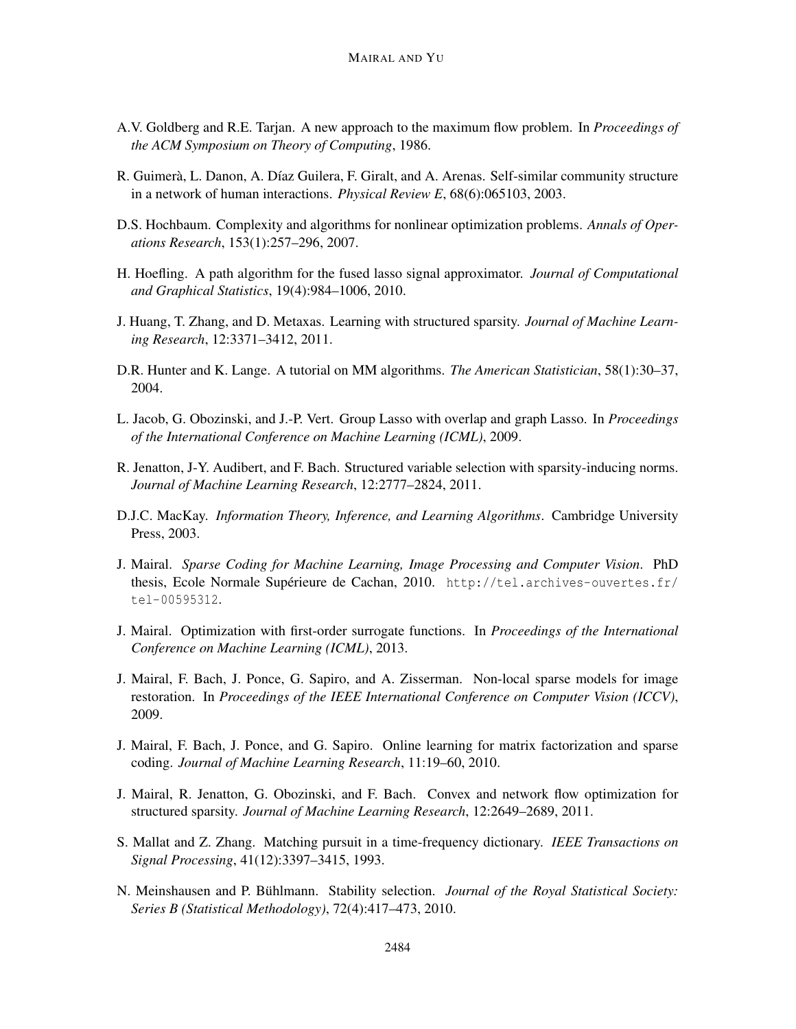A.V. Goldberg and R.E. Tarjan. A new approach to the maximum flow problem. In *Proceedings of the ACM Symposium on Theory of Computing*, 1986.

R. Guimerà, L. Danon, A. Díaz Guilera, F. Giralt, and A. Arenas. Self-similar community structure in a network of human interactions. *Physical Review E*, 68(6):065103, 2003.

D.S. Hochbaum. Complexity and algorithms for nonlinear optimization problems. *Annals of Operations Research*, 153(1):257–296, 2007.

H. Hoefling. A path algorithm for the fused lasso signal approximator. *Journal of Computational and Graphical Statistics*, 19(4):984–1006, 2010.

J. Huang, T. Zhang, and D. Metaxas. Learning with structured sparsity. *Journal of Machine Learning Research*, 12:3371–3412, 2011.

D.R. Hunter and K. Lange. A tutorial on MM algorithms. *The American Statistician*, 58(1):30–37, 2004.

L. Jacob, G. Obozinski, and J.-P. Vert. Group Lasso with overlap and graph Lasso. In *Proceedings of the International Conference on Machine Learning (ICML)*, 2009.

R. Jenatton, J-Y. Audibert, and F. Bach. Structured variable selection with sparsity-inducing norms. *Journal of Machine Learning Research*, 12:2777–2824, 2011.

D.J.C. MacKay. *Information Theory, Inference, and Learning Algorithms*. Cambridge University Press, 2003.

J. Mairal. *Sparse Coding for Machine Learning, Image Processing and Computer Vision*. PhD thesis, Ecole Normale Supérieure de Cachan, 2010. http://tel.archives-ouvertes.fr/tel-00595312.

J. Mairal. Optimization with first-order surrogate functions. In *Proceedings of the International Conference on Machine Learning (ICML)*, 2013.

J. Mairal, F. Bach, J. Ponce, G. Sapiro, and A. Zisserman. Non-local sparse models for image restoration. In *Proceedings of the IEEE International Conference on Computer Vision (ICCV)*, 2009.

J. Mairal, F. Bach, J. Ponce, and G. Sapiro. Online learning for matrix factorization and sparse coding. *Journal of Machine Learning Research*, 11:19–60, 2010.

J. Mairal, R. Jenatton, G. Obozinski, and F. Bach. Convex and network flow optimization for structured sparsity. *Journal of Machine Learning Research*, 12:2649–2689, 2011.

S. Mallat and Z. Zhang. Matching pursuit in a time-frequency dictionary. *IEEE Transactions on Signal Processing*, 41(12):3397–3415, 1993.

N. Meinshausen and P. Bühlmann. Stability selection. *Journal of the Royal Statistical Society: Series B (Statistical Methodology)*, 72(4):417–473, 2010.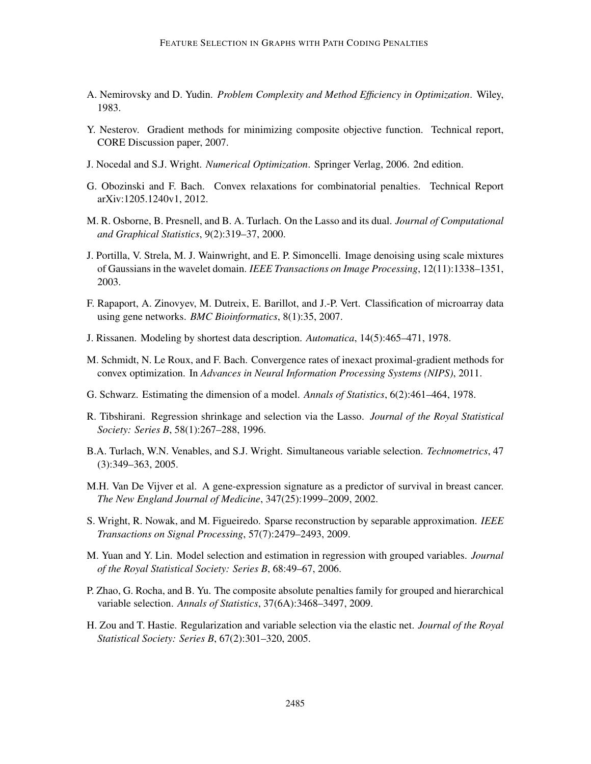A. Nemirovsky and D. Yudin. *Problem Complexity and Method Efficiency in Optimization*. Wiley, 1983.

Y. Nesterov. Gradient methods for minimizing composite objective function. Technical report, CORE Discussion paper, 2007.

J. Nocedal and S.J. Wright. *Numerical Optimization*. Springer Verlag, 2006. 2nd edition.

G. Obozinski and F. Bach. Convex relaxations for combinatorial penalties. Technical Report arXiv:1205.1240v1, 2012.

M. R. Osborne, B. Presnell, and B. A. Turlach. On the Lasso and its dual. *Journal of Computational and Graphical Statistics*, 9(2):319–37, 2000.

J. Portilla, V. Strela, M. J. Wainwright, and E. P. Simoncelli. Image denoising using scale mixtures of Gaussians in the wavelet domain. *IEEE Transactions on Image Processing*, 12(11):1338–1351, 2003.

F. Rapaport, A. Zinovyev, M. Dutreix, E. Barillot, and J.-P. Vert. Classification of microarray data using gene networks. *BMC Bioinformatics*, 8(1):35, 2007.

J. Rissanen. Modeling by shortest data description. *Automatica*, 14(5):465–471, 1978.

M. Schmidt, N. Le Roux, and F. Bach. Convergence rates of inexact proximal-gradient methods for convex optimization. In *Advances in Neural Information Processing Systems (NIPS)*, 2011.

G. Schwarz. Estimating the dimension of a model. *Annals of Statistics*, 6(2):461–464, 1978.

R. Tibshirani. Regression shrinkage and selection via the Lasso. *Journal of the Royal Statistical Society: Series B*, 58(1):267–288, 1996.

B.A. Turlach, W.N. Venables, and S.J. Wright. Simultaneous variable selection. *Technometrics*, 47 (3):349–363, 2005.

M.H. Van De Vijver et al. A gene-expression signature as a predictor of survival in breast cancer. *The New England Journal of Medicine*, 347(25):1999–2009, 2002.

S. Wright, R. Nowak, and M. Figueiredo. Sparse reconstruction by separable approximation. *IEEE Transactions on Signal Processing*, 57(7):2479–2493, 2009.

M. Yuan and Y. Lin. Model selection and estimation in regression with grouped variables. *Journal of the Royal Statistical Society: Series B*, 68:49–67, 2006.

P. Zhao, G. Rocha, and B. Yu. The composite absolute penalties family for grouped and hierarchical variable selection. *Annals of Statistics*, 37(6A):3468–3497, 2009.

H. Zou and T. Hastie. Regularization and variable selection via the elastic net. *Journal of the Royal Statistical Society: Series B*, 67(2):301–320, 2005.